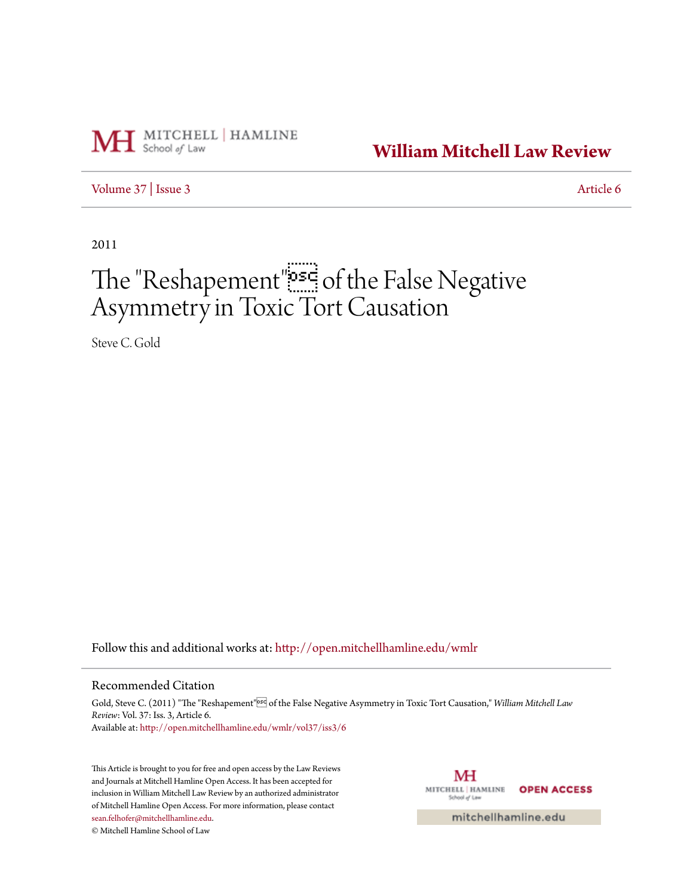William Mitchell Law Review

Volume 37 | Issue 3 Article 6

2011

# The "Reshapement" of the False Negative Asymmetry in Toxic Tort Causation

Steve C. Gold

Follow this and additional works at: http://open.mitchellhamline.edu/wmlr

## Recommended Citation

Gold, Steve C. (2011) "The "Reshapement" of the False Negative Asymmetry in Toxic Tort Causation," *William Mitchell Law Review*: Vol. 37: Iss. 3, Article 6.
Available at: http://open.mitchellhamline.edu/wmlr/vol37/iss3/6

This Article is brought to you for free and open access by the Law Reviews and Journals at Mitchell Hamline Open Access. It has been accepted for inclusion in William Mitchell Law Review by an authorized administrator of Mitchell Hamline Open Access. For more information, please contact sean.felhofer@mitchellhamline.edu.
© Mitchell Hamline School of Law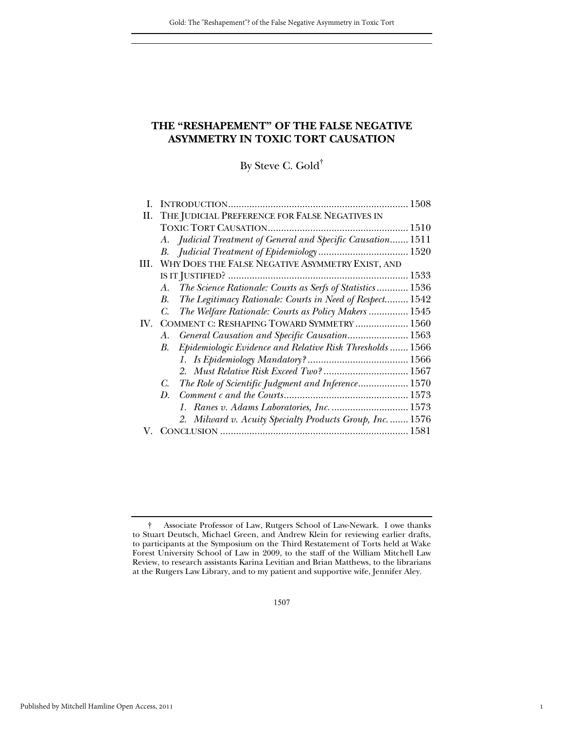# THE "RESHAPEMENT" OF THE FALSE NEGATIVE ASYMMETRY IN TOXIC TORT CAUSATION

By Steve C. Gold[†]

| | | |
|---|---|---|
| I. | INTRODUCTION | 1508 |
| II. | THE JUDICIAL PREFERENCE FOR FALSE NEGATIVES IN TOXIC TORT CAUSATION | 1510 |
| | *A. Judicial Treatment of General and Specific Causation* | 1511 |
| | *B. Judicial Treatment of Epidemiology* | 1520 |
| III. | WHY DOES THE FALSE NEGATIVE ASYMMETRY EXIST, AND IS IT JUSTIFIED? | 1533 |
| | *A. The Science Rationale: Courts as Serfs of Statistics* | 1536 |
| | *B. The Legitimacy Rationale: Courts in Need of Respect* | 1542 |
| | *C. The Welfare Rationale: Courts as Policy Makers* | 1545 |
| IV. | COMMENT C: RESHAPING TOWARD SYMMETRY | 1560 |
| | *A. General Causation and Specific Causation* | 1563 |
| | *B. Epidemiologic Evidence and Relative Risk Thresholds* | 1566 |
| | *1. Is Epidemiology Mandatory?* | 1566 |
| | *2. Must Relative Risk Exceed Two?* | 1567 |
| | *C. The Role of Scientific Judgment and Inference* | 1570 |
| | *D. Comment c and the Courts* | 1573 |
| | *1. Ranes v. Adams Laboratories, Inc.* | 1573 |
| | *2. Milward v. Acuity Specialty Products Group, Inc.* | 1576 |
| V. | CONCLUSION | 1581 |

[†] Associate Professor of Law, Rutgers School of Law-Newark. I owe thanks to Stuart Deutsch, Michael Green, and Andrew Klein for reviewing earlier drafts, to participants at the Symposium on the Third Restatement of Torts held at Wake Forest University School of Law in 2009, to the staff of the William Mitchell Law Review, to research assistants Karina Levitian and Brian Matthews, to the librarians at the Rutgers Law Library, and to my patient and supportive wife, Jennifer Aley.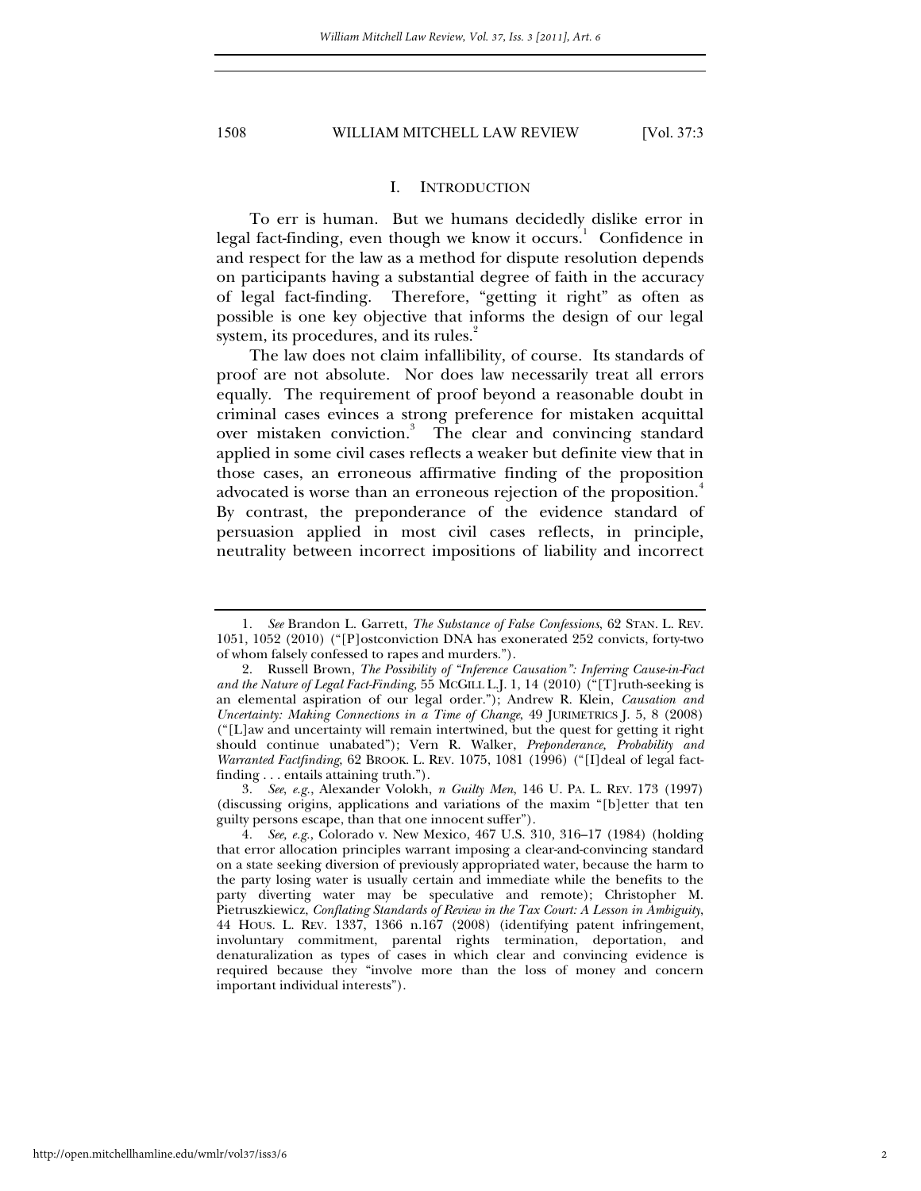## I. INTRODUCTION

To err is human. But we humans decidedly dislike error in legal fact-finding, even though we know it occurs.[1] Confidence in and respect for the law as a method for dispute resolution depends on participants having a substantial degree of faith in the accuracy of legal fact-finding. Therefore, "getting it right" as often as possible is one key objective that informs the design of our legal system, its procedures, and its rules.[2]

The law does not claim infallibility, of course. Its standards of proof are not absolute. Nor does law necessarily treat all errors equally. The requirement of proof beyond a reasonable doubt in criminal cases evinces a strong preference for mistaken acquittal over mistaken conviction.[3] The clear and convincing standard applied in some civil cases reflects a weaker but definite view that in those cases, an erroneous affirmative finding of the proposition advocated is worse than an erroneous rejection of the proposition.[4] By contrast, the preponderance of the evidence standard of persuasion applied in most civil cases reflects, in principle, neutrality between incorrect impositions of liability and incorrect

---

1. *See* Brandon L. Garrett, *The Substance of False Confessions*, 62 STAN. L. REV. 1051, 1052 (2010) ("[P]ostconviction DNA has exonerated 252 convicts, forty-two of whom falsely confessed to rapes and murders.").

2. Russell Brown, *The Possibility of "Inference Causation": Inferring Cause-in-Fact and the Nature of Legal Fact-Finding*, 55 MCGILL L.J. 1, 14 (2010) ("[T]ruth-seeking is an elemental aspiration of our legal order."); Andrew R. Klein, *Causation and Uncertainty: Making Connections in a Time of Change*, 49 JURIMETRICS J. 5, 8 (2008) ("[L]aw and uncertainty will remain intertwined, but the quest for getting it right should continue unabated"); Vern R. Walker, *Preponderance, Probability and Warranted Factfinding*, 62 BROOK. L. REV. 1075, 1081 (1996) ("[I]deal of legal fact-finding . . . entails attaining truth.").

3. *See, e.g.*, Alexander Volokh, *n Guilty Men*, 146 U. PA. L. REV. 173 (1997) (discussing origins, applications and variations of the maxim "[b]etter that ten guilty persons escape, than that one innocent suffer").

4. *See, e.g.*, Colorado v. New Mexico, 467 U.S. 310, 316–17 (1984) (holding that error allocation principles warrant imposing a clear-and-convincing standard on a state seeking diversion of previously appropriated water, because the harm to the party losing water is usually certain and immediate while the benefits to the party diverting water may be speculative and remote); Christopher M. Pietruszkiewicz, *Conflating Standards of Review in the Tax Court: A Lesson in Ambiguity*, 44 HOUS. L. REV. 1337, 1366 n.167 (2008) (identifying patent infringement, involuntary commitment, parental rights termination, deportation, and denaturalization as types of cases in which clear and convincing evidence is required because they "involve more than the loss of money and concern important individual interests").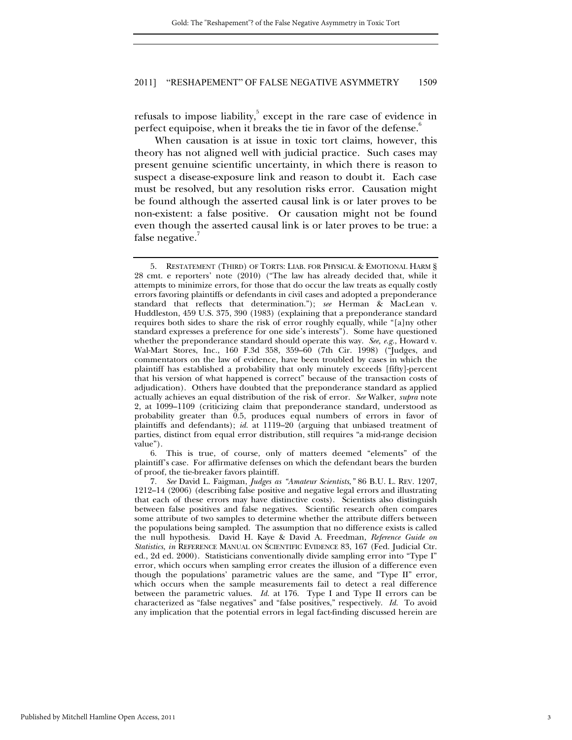refusals to impose liability,[5] except in the rare case of evidence in perfect equipoise, when it breaks the tie in favor of the defense.[6]

When causation is at issue in toxic tort claims, however, this theory has not aligned well with judicial practice. Such cases may present genuine scientific uncertainty, in which there is reason to suspect a disease-exposure link and reason to doubt it. Each case must be resolved, but any resolution risks error. Causation might be found although the asserted causal link is or later proves to be non-existent: a false positive. Or causation might not be found even though the asserted causal link is or later proves to be true: a false negative.[7]

---

5. RESTATEMENT (THIRD) OF TORTS: LIAB. FOR PHYSICAL & EMOTIONAL HARM § 28 cmt. e reporters' note (2010) ("The law has already decided that, while it attempts to minimize errors, for those that do occur the law treats as equally costly errors favoring plaintiffs or defendants in civil cases and adopted a preponderance standard that reflects that determination."); *see* Herman & MacLean v. Huddleston, 459 U.S. 375, 390 (1983) (explaining that a preponderance standard requires both sides to share the risk of error roughly equally, while "[a]ny other standard expresses a preference for one side's interests"). Some have questioned whether the preponderance standard should operate this way. *See, e.g.*, Howard v. Wal-Mart Stores, Inc., 160 F.3d 358, 359–60 (7th Cir. 1998) ("Judges, and commentators on the law of evidence, have been troubled by cases in which the plaintiff has established a probability that only minutely exceeds [fifty]-percent that his version of what happened is correct" because of the transaction costs of adjudication). Others have doubted that the preponderance standard as applied actually achieves an equal distribution of the risk of error. *See* Walker, *supra* note 2, at 1099–1109 (criticizing claim that preponderance standard, understood as probability greater than 0.5, produces equal numbers of errors in favor of plaintiffs and defendants); *id.* at 1119–20 (arguing that unbiased treatment of parties, distinct from equal error distribution, still requires "a mid-range decision value").

6. This is true, of course, only of matters deemed "elements" of the plaintiff's case. For affirmative defenses on which the defendant bears the burden of proof, the tie-breaker favors plaintiff.

7. *See* David L. Faigman, *Judges as "Amateur Scientists*,*"* 86 B.U. L. REV. 1207, 1212–14 (2006) (describing false positive and negative legal errors and illustrating that each of these errors may have distinctive costs). Scientists also distinguish between false positives and false negatives. Scientific research often compares some attribute of two samples to determine whether the attribute differs between the populations being sampled. The assumption that no difference exists is called the null hypothesis. David H. Kaye & David A. Freedman, *Reference Guide on Statistics*, *in* REFERENCE MANUAL ON SCIENTIFIC EVIDENCE 83, 167 (Fed. Judicial Ctr. ed., 2d ed. 2000). Statisticians conventionally divide sampling error into "Type I" error, which occurs when sampling error creates the illusion of a difference even though the populations' parametric values are the same, and "Type II" error, which occurs when the sample measurements fail to detect a real difference between the parametric values. *Id.* at 176. Type I and Type II errors can be characterized as "false negatives" and "false positives," respectively. *Id.* To avoid any implication that the potential errors in legal fact-finding discussed herein are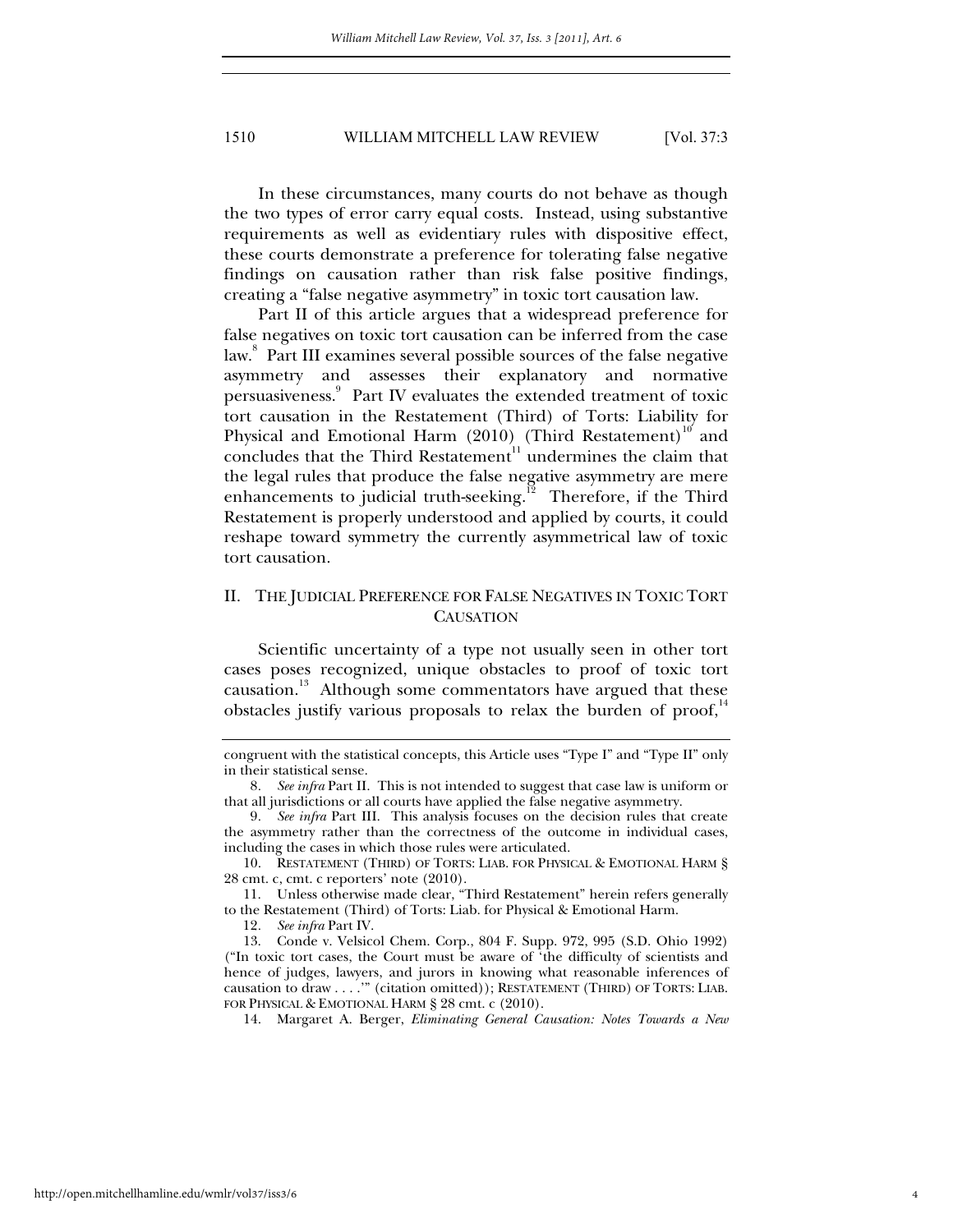In these circumstances, many courts do not behave as though the two types of error carry equal costs. Instead, using substantive requirements as well as evidentiary rules with dispositive effect, these courts demonstrate a preference for tolerating false negative findings on causation rather than risk false positive findings, creating a "false negative asymmetry" in toxic tort causation law.

Part II of this article argues that a widespread preference for false negatives on toxic tort causation can be inferred from the case law.[8] Part III examines several possible sources of the false negative asymmetry and assesses their explanatory and normative persuasiveness.[9] Part IV evaluates the extended treatment of toxic tort causation in the Restatement (Third) of Torts: Liability for Physical and Emotional Harm (2010) (Third Restatement)[10] and concludes that the Third Restatement[11] undermines the claim that the legal rules that produce the false negative asymmetry are mere enhancements to judicial truth-seeking.[12] Therefore, if the Third Restatement is properly understood and applied by courts, it could reshape toward symmetry the currently asymmetrical law of toxic tort causation.

## II. THE JUDICIAL PREFERENCE FOR FALSE NEGATIVES IN TOXIC TORT CAUSATION

Scientific uncertainty of a type not usually seen in other tort cases poses recognized, unique obstacles to proof of toxic tort causation.[13] Although some commentators have argued that these obstacles justify various proposals to relax the burden of proof,[14]

---

congruent with the statistical concepts, this Article uses "Type I" and "Type II" only in their statistical sense.

8. *See infra* Part II. This is not intended to suggest that case law is uniform or that all jurisdictions or all courts have applied the false negative asymmetry.

9. *See infra* Part III. This analysis focuses on the decision rules that create the asymmetry rather than the correctness of the outcome in individual cases, including the cases in which those rules were articulated.

10. RESTATEMENT (THIRD) OF TORTS: LIAB. FOR PHYSICAL & EMOTIONAL HARM § 28 cmt. c, cmt. c reporters' note (2010).

11. Unless otherwise made clear, "Third Restatement" herein refers generally to the Restatement (Third) of Torts: Liab. for Physical & Emotional Harm.

12. *See infra* Part IV.

13. Conde v. Velsicol Chem. Corp., 804 F. Supp. 972, 995 (S.D. Ohio 1992) ("In toxic tort cases, the Court must be aware of 'the difficulty of scientists and hence of judges, lawyers, and jurors in knowing what reasonable inferences of causation to draw . . . .'" (citation omitted)); RESTATEMENT (THIRD) OF TORTS: LIAB. FOR PHYSICAL & EMOTIONAL HARM § 28 cmt. c (2010).

14. Margaret A. Berger, *Eliminating General Causation: Notes Towards a New*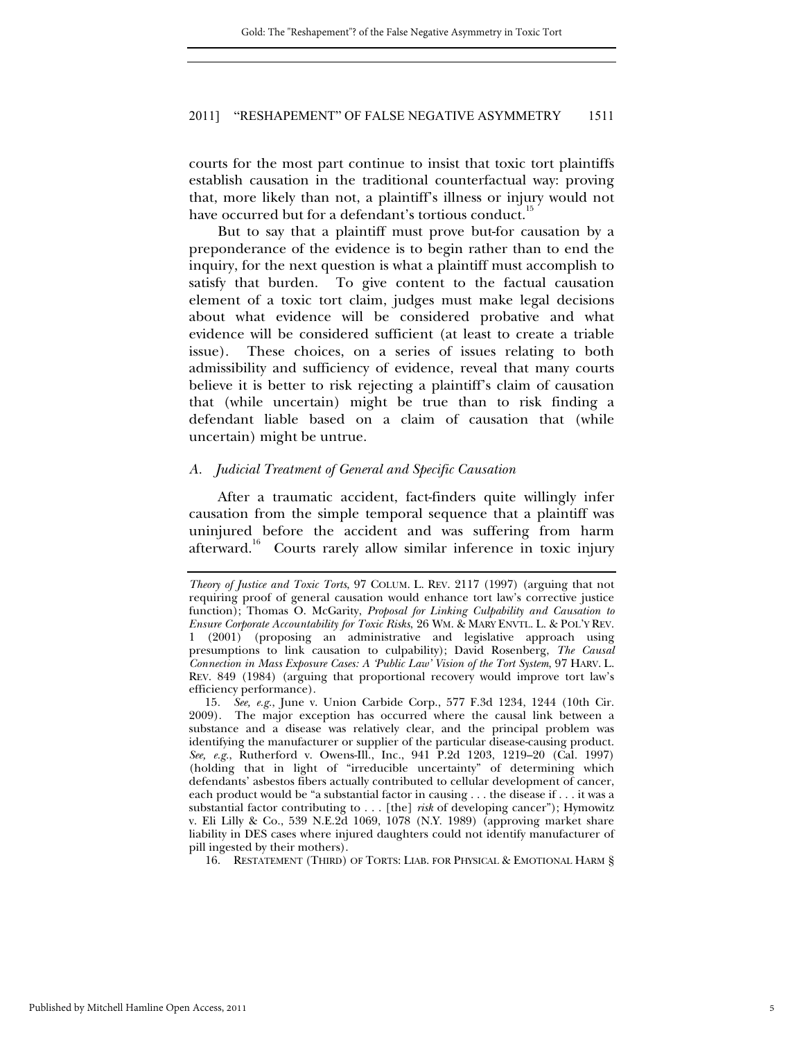courts for the most part continue to insist that toxic tort plaintiffs establish causation in the traditional counterfactual way: proving that, more likely than not, a plaintiff's illness or injury would not have occurred but for a defendant's tortious conduct.[15]

But to say that a plaintiff must prove but-for causation by a preponderance of the evidence is to begin rather than to end the inquiry, for the next question is what a plaintiff must accomplish to satisfy that burden. To give content to the factual causation element of a toxic tort claim, judges must make legal decisions about what evidence will be considered probative and what evidence will be considered sufficient (at least to create a triable issue). These choices, on a series of issues relating to both admissibility and sufficiency of evidence, reveal that many courts believe it is better to risk rejecting a plaintiff's claim of causation that (while uncertain) might be true than to risk finding a defendant liable based on a claim of causation that (while uncertain) might be untrue.

### *A. Judicial Treatment of General and Specific Causation*

After a traumatic accident, fact-finders quite willingly infer causation from the simple temporal sequence that a plaintiff was uninjured before the accident and was suffering from harm afterward.[16] Courts rarely allow similar inference in toxic injury

---

*Theory of Justice and Toxic Torts*, 97 COLUM. L. REV. 2117 (1997) (arguing that not requiring proof of general causation would enhance tort law's corrective justice function); Thomas O. McGarity, *Proposal for Linking Culpability and Causation to Ensure Corporate Accountability for Toxic Risks*, 26 WM. & MARY ENVTL. L. & POL'Y REV. 1 (2001) (proposing an administrative and legislative approach using presumptions to link causation to culpability); David Rosenberg, *The Causal Connection in Mass Exposure Cases: A 'Public Law' Vision of the Tort System*, 97 HARV. L. REV. 849 (1984) (arguing that proportional recovery would improve tort law's efficiency performance).

15. *See, e.g.*, June v. Union Carbide Corp., 577 F.3d 1234, 1244 (10th Cir. 2009). The major exception has occurred where the causal link between a substance and a disease was relatively clear, and the principal problem was identifying the manufacturer or supplier of the particular disease-causing product. *See, e.g.*, Rutherford v. Owens-Ill., Inc., 941 P.2d 1203, 1219–20 (Cal. 1997) (holding that in light of "irreducible uncertainty" of determining which defendants' asbestos fibers actually contributed to cellular development of cancer, each product would be "a substantial factor in causing . . . the disease if . . . it was a substantial factor contributing to . . . [the] *risk* of developing cancer"); Hymowitz v. Eli Lilly & Co., 539 N.E.2d 1069, 1078 (N.Y. 1989) (approving market share liability in DES cases where injured daughters could not identify manufacturer of pill ingested by their mothers).

16. RESTATEMENT (THIRD) OF TORTS: LIAB. FOR PHYSICAL & EMOTIONAL HARM §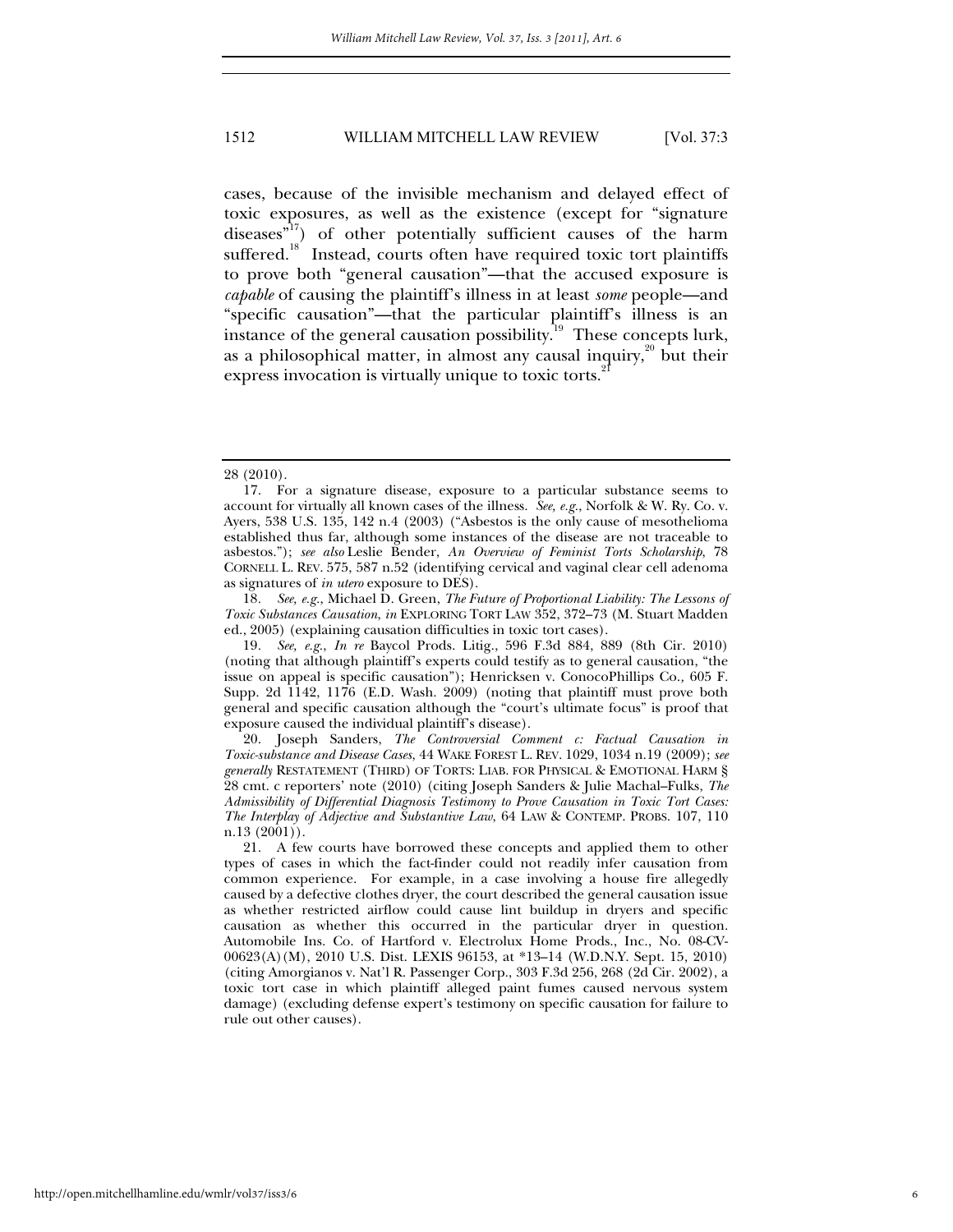cases, because of the invisible mechanism and delayed effect of toxic exposures, as well as the existence (except for "signature diseases"[17]) of other potentially sufficient causes of the harm suffered.[18] Instead, courts often have required toxic tort plaintiffs to prove both "general causation"—that the accused exposure is *capable* of causing the plaintiff's illness in at least *some* people—and "specific causation"—that the particular plaintiff's illness is an instance of the general causation possibility.[19] These concepts lurk, as a philosophical matter, in almost any causal inquiry,[20] but their express invocation is virtually unique to toxic torts.[21]

---

28 (2010).

17. For a signature disease, exposure to a particular substance seems to account for virtually all known cases of the illness. *See, e.g.*, Norfolk & W. Ry. Co. v. Ayers, 538 U.S. 135, 142 n.4 (2003) ("Asbestos is the only cause of mesothelioma established thus far, although some instances of the disease are not traceable to asbestos."); *see also* Leslie Bender, *An Overview of Feminist Torts Scholarship*, 78 CORNELL L. REV. 575, 587 n.52 (identifying cervical and vaginal clear cell adenoma as signatures of *in utero* exposure to DES).

18. *See, e.g.*, Michael D. Green, *The Future of Proportional Liability: The Lessons of Toxic Substances Causation*, *in* EXPLORING TORT LAW 352, 372–73 (M. Stuart Madden ed., 2005) (explaining causation difficulties in toxic tort cases).

19. *See, e.g.*, *In re* Baycol Prods. Litig., 596 F.3d 884, 889 (8th Cir. 2010) (noting that although plaintiff's experts could testify as to general causation, "the issue on appeal is specific causation"); Henricksen v. ConocoPhillips Co., 605 F. Supp. 2d 1142, 1176 (E.D. Wash. 2009) (noting that plaintiff must prove both general and specific causation although the "court's ultimate focus" is proof that exposure caused the individual plaintiff's disease).

20. Joseph Sanders, *The Controversial Comment c: Factual Causation in Toxic-substance and Disease Cases*, 44 WAKE FOREST L. REV. 1029, 1034 n.19 (2009); *see generally* RESTATEMENT (THIRD) OF TORTS: LIAB. FOR PHYSICAL & EMOTIONAL HARM § 28 cmt. c reporters' note (2010) (citing Joseph Sanders & Julie Machal–Fulks, *The Admissibility of Differential Diagnosis Testimony to Prove Causation in Toxic Tort Cases: The Interplay of Adjective and Substantive Law*, 64 LAW & CONTEMP. PROBS. 107, 110 n.13 (2001)).

21. A few courts have borrowed these concepts and applied them to other types of cases in which the fact-finder could not readily infer causation from common experience. For example, in a case involving a house fire allegedly caused by a defective clothes dryer, the court described the general causation issue as whether restricted airflow could cause lint buildup in dryers and specific causation as whether this occurred in the particular dryer in question. Automobile Ins. Co. of Hartford v. Electrolux Home Prods., Inc., No. 08-CV-00623(A)(M), 2010 U.S. Dist. LEXIS 96153, at *13–14 (W.D.N.Y. Sept. 15, 2010) (citing Amorgianos v. Nat'l R. Passenger Corp., 303 F.3d 256, 268 (2d Cir. 2002), a toxic tort case in which plaintiff alleged paint fumes caused nervous system damage) (excluding defense expert's testimony on specific causation for failure to rule out other causes).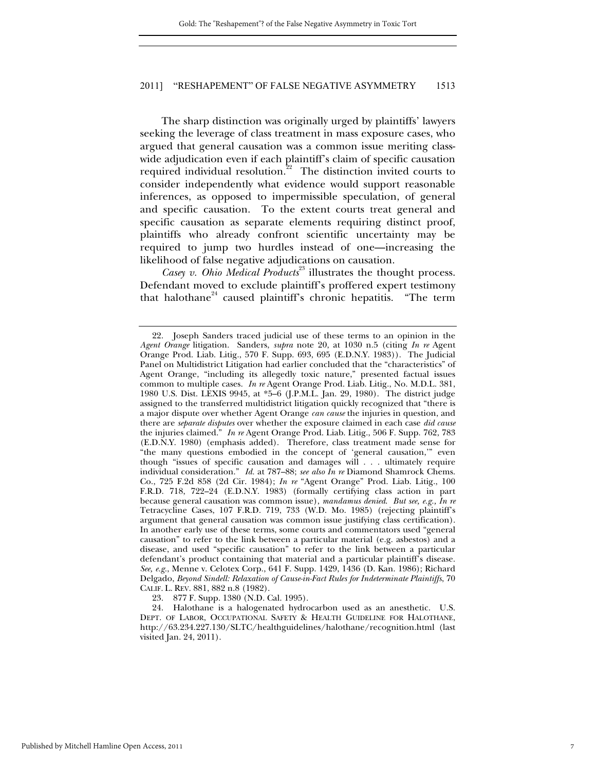The sharp distinction was originally urged by plaintiffs' lawyers seeking the leverage of class treatment in mass exposure cases, who argued that general causation was a common issue meriting class-wide adjudication even if each plaintiff's claim of specific causation required individual resolution.[22] The distinction invited courts to consider independently what evidence would support reasonable inferences, as opposed to impermissible speculation, of general and specific causation. To the extent courts treat general and specific causation as separate elements requiring distinct proof, plaintiffs who already confront scientific uncertainty may be required to jump two hurdles instead of one—increasing the likelihood of false negative adjudications on causation.

*Casey v. Ohio Medical Products*[23] illustrates the thought process. Defendant moved to exclude plaintiff's proffered expert testimony that halothane[24] caused plaintiff's chronic hepatitis. "The term

---

22. Joseph Sanders traced judicial use of these terms to an opinion in the *Agent Orange* litigation. Sanders, *supra* note 20, at 1030 n.5 (citing *In re* Agent Orange Prod. Liab. Litig., 570 F. Supp. 693, 695 (E.D.N.Y. 1983)). The Judicial Panel on Multidistrict Litigation had earlier concluded that the "characteristics" of Agent Orange, "including its allegedly toxic nature," presented factual issues common to multiple cases. *In re* Agent Orange Prod. Liab. Litig., No. M.D.L. 381, 1980 U.S. Dist. LEXIS 9945, at *5–6 (J.P.M.L. Jan. 29, 1980). The district judge assigned to the transferred multidistrict litigation quickly recognized that "there is a major dispute over whether Agent Orange *can cause* the injuries in question, and there are *separate disputes* over whether the exposure claimed in each case *did cause* the injuries claimed." *In re* Agent Orange Prod. Liab. Litig., 506 F. Supp. 762, 783 (E.D.N.Y. 1980) (emphasis added). Therefore, class treatment made sense for "the many questions embodied in the concept of 'general causation,'" even though "issues of specific causation and damages will . . . ultimately require individual consideration." *Id.* at 787–88; *see also In re* Diamond Shamrock Chems. Co., 725 F.2d 858 (2d Cir. 1984); *In re* "Agent Orange" Prod. Liab. Litig., 100 F.R.D. 718, 722–24 (E.D.N.Y. 1983) (formally certifying class action in part because general causation was common issue), *mandamus denied*. *But see, e.g.*, *In re* Tetracycline Cases, 107 F.R.D. 719, 733 (W.D. Mo. 1985) (rejecting plaintiff's argument that general causation was common issue justifying class certification). In another early use of these terms, some courts and commentators used "general causation" to refer to the link between a particular material (e.g. asbestos) and a disease, and used "specific causation" to refer to the link between a particular defendant's product containing that material and a particular plaintiff's disease. *See, e.g.*, Menne v. Celotex Corp., 641 F. Supp. 1429, 1436 (D. Kan. 1986); Richard Delgado, *Beyond Sindell: Relaxation of Cause-in-Fact Rules for Indeterminate Plaintiffs*, 70 CALIF. L. REV. 881, 882 n.8 (1982).

23. 877 F. Supp. 1380 (N.D. Cal. 1995).

24. Halothane is a halogenated hydrocarbon used as an anesthetic. U.S. DEPT. OF LABOR, OCCUPATIONAL SAFETY & HEALTH GUIDELINE FOR HALOTHANE, http://63.234.227.130/SLTC/healthguidelines/halothane/recognition.html (last visited Jan. 24, 2011).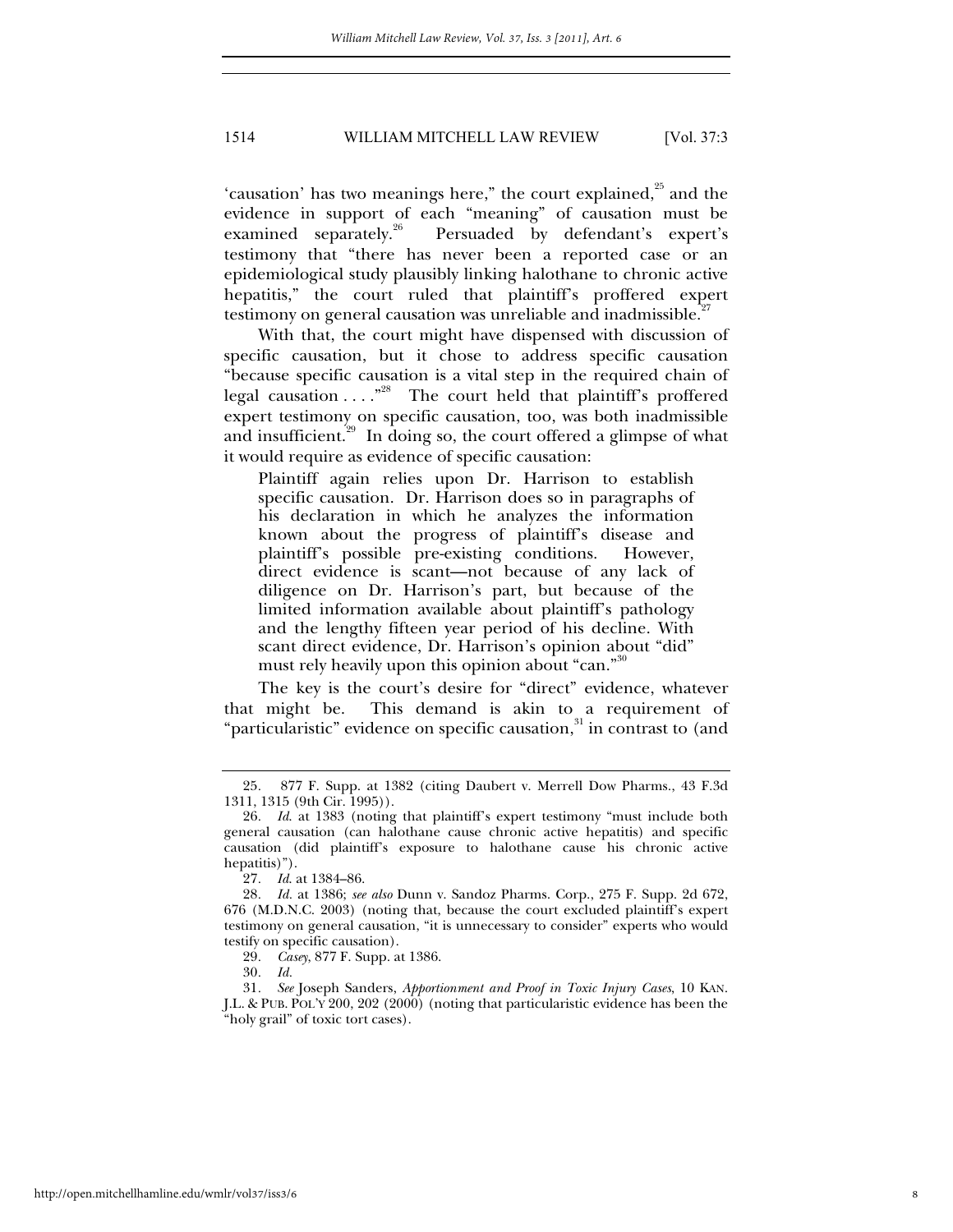'causation' has two meanings here," the court explained,[25] and the evidence in support of each "meaning" of causation must be examined separately.[26] Persuaded by defendant's expert's testimony that "there has never been a reported case or an epidemiological study plausibly linking halothane to chronic active hepatitis," the court ruled that plaintiff's proffered expert testimony on general causation was unreliable and inadmissible.[27]

With that, the court might have dispensed with discussion of specific causation, but it chose to address specific causation "because specific causation is a vital step in the required chain of legal causation . . . ."[28] The court held that plaintiff's proffered expert testimony on specific causation, too, was both inadmissible and insufficient.[29] In doing so, the court offered a glimpse of what it would require as evidence of specific causation:

> Plaintiff again relies upon Dr. Harrison to establish specific causation. Dr. Harrison does so in paragraphs of his declaration in which he analyzes the information known about the progress of plaintiff's disease and plaintiff's possible pre-existing conditions. However, direct evidence is scant—not because of any lack of diligence on Dr. Harrison's part, but because of the limited information available about plaintiff's pathology and the lengthy fifteen year period of his decline. With scant direct evidence, Dr. Harrison's opinion about "did" must rely heavily upon this opinion about "can."[30]

The key is the court's desire for "direct" evidence, whatever that might be. This demand is akin to a requirement of "particularistic" evidence on specific causation,[31] in contrast to (and

---

25. 877 F. Supp. at 1382 (citing Daubert v. Merrell Dow Pharms., 43 F.3d 1311, 1315 (9th Cir. 1995)).

26. *Id.* at 1383 (noting that plaintiff's expert testimony "must include both general causation (can halothane cause chronic active hepatitis) and specific causation (did plaintiff's exposure to halothane cause his chronic active hepatitis)").

27. *Id.* at 1384–86.

28. *Id.* at 1386; *see also* Dunn v. Sandoz Pharms. Corp., 275 F. Supp. 2d 672, 676 (M.D.N.C. 2003) (noting that, because the court excluded plaintiff's expert testimony on general causation, "it is unnecessary to consider" experts who would testify on specific causation).

29. *Casey*, 877 F. Supp. at 1386.

30. *Id.*

31. *See* Joseph Sanders, *Apportionment and Proof in Toxic Injury Cases*, 10 KAN. J.L. & PUB. POL'Y 200, 202 (2000) (noting that particularistic evidence has been the "holy grail" of toxic tort cases).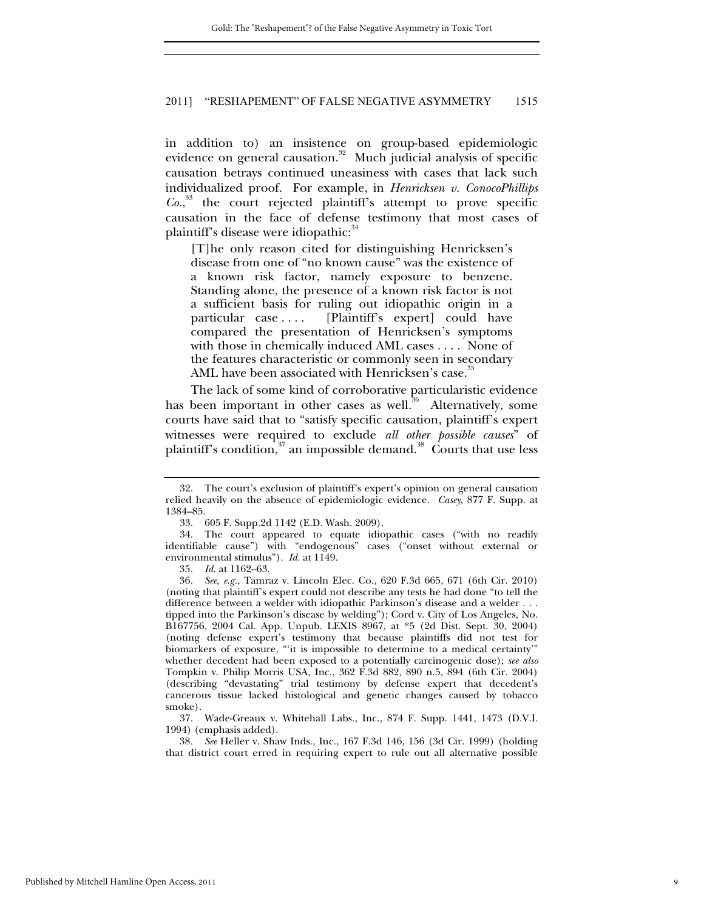in addition to) an insistence on group-based epidemiologic evidence on general causation.[32] Much judicial analysis of specific causation betrays continued uneasiness with cases that lack such individualized proof. For example, in *Henricksen v. ConocoPhillips Co.*,[33] the court rejected plaintiff's attempt to prove specific causation in the face of defense testimony that most cases of plaintiff's disease were idiopathic:[34]

> [T]he only reason cited for distinguishing Henricksen's disease from one of "no known cause" was the existence of a known risk factor, namely exposure to benzene. Standing alone, the presence of a known risk factor is not a sufficient basis for ruling out idiopathic origin in a particular case . . . . [Plaintiff's expert] could have compared the presentation of Henricksen's symptoms with those in chemically induced AML cases . . . . None of the features characteristic or commonly seen in secondary AML have been associated with Henricksen's case.[35]

The lack of some kind of corroborative particularistic evidence has been important in other cases as well.[36] Alternatively, some courts have said that to "satisfy specific causation, plaintiff's expert witnesses were required to exclude *all other possible causes*" of plaintiff's condition,[37] an impossible demand.[38] Courts that use less

---

32. The court's exclusion of plaintiff's expert's opinion on general causation relied heavily on the absence of epidemiologic evidence. *Casey*, 877 F. Supp. at 1384–85.

33. 605 F. Supp.2d 1142 (E.D. Wash. 2009).

34. The court appeared to equate idiopathic cases ("with no readily identifiable cause") with "endogenous" cases ("onset without external or environmental stimulus"). *Id.* at 1149.

35. *Id.* at 1162–63.

36. *See, e.g.*, Tamraz v. Lincoln Elec. Co., 620 F.3d 665, 671 (6th Cir. 2010) (noting that plaintiff's expert could not describe any tests he had done "to tell the difference between a welder with idiopathic Parkinson's disease and a welder . . . tipped into the Parkinson's disease by welding"); Cord v. City of Los Angeles, No. B167756, 2004 Cal. App. Unpub. LEXIS 8967, at *5 (2d Dist. Sept. 30, 2004) (noting defense expert's testimony that because plaintiffs did not test for biomarkers of exposure, "'it is impossible to determine to a medical certainty'" whether decedent had been exposed to a potentially carcinogenic dose); *see also* Tompkin v. Philip Morris USA, Inc., 362 F.3d 882, 890 n.5, 894 (6th Cir. 2004) (describing "devastating" trial testimony by defense expert that decedent's cancerous tissue lacked histological and genetic changes caused by tobacco smoke).

37. Wade-Greaux v. Whitehall Labs., Inc., 874 F. Supp. 1441, 1473 (D.V.I. 1994) (emphasis added).

38. *See* Heller v. Shaw Inds., Inc., 167 F.3d 146, 156 (3d Cir. 1999) (holding that district court erred in requiring expert to rule out all alternative possible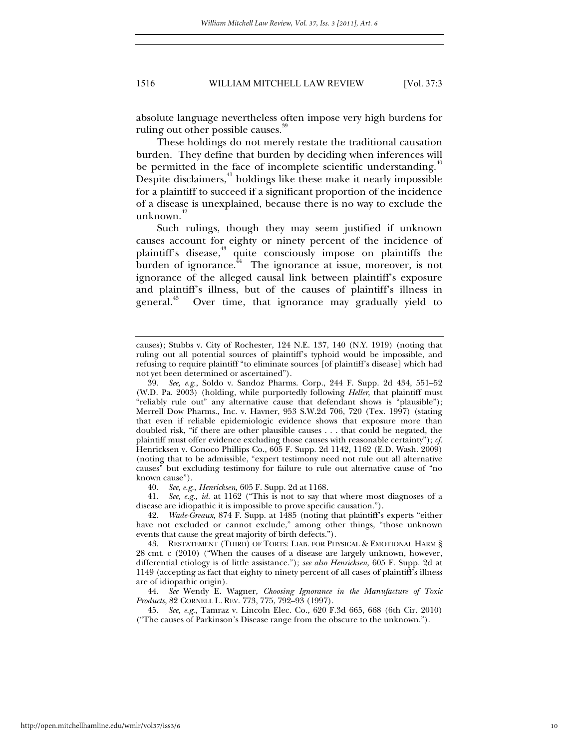absolute language nevertheless often impose very high burdens for ruling out other possible causes.[39]

These holdings do not merely restate the traditional causation burden. They define that burden by deciding when inferences will be permitted in the face of incomplete scientific understanding.[40] Despite disclaimers,[41] holdings like these make it nearly impossible for a plaintiff to succeed if a significant proportion of the incidence of a disease is unexplained, because there is no way to exclude the unknown.[42]

Such rulings, though they may seem justified if unknown causes account for eighty or ninety percent of the incidence of plaintiff's disease,[43] quite consciously impose on plaintiffs the burden of ignorance.[44] The ignorance at issue, moreover, is not ignorance of the alleged causal link between plaintiff's exposure and plaintiff's illness, but of the causes of plaintiff's illness in general.[45] Over time, that ignorance may gradually yield to

---

causes); Stubbs v. City of Rochester, 124 N.E. 137, 140 (N.Y. 1919) (noting that ruling out all potential sources of plaintiff's typhoid would be impossible, and refusing to require plaintiff "to eliminate sources [of plaintiff's disease] which had not yet been determined or ascertained").

39. *See, e.g.*, Soldo v. Sandoz Pharms. Corp., 244 F. Supp. 2d 434, 551–52 (W.D. Pa. 2003) (holding, while purportedly following *Heller*, that plaintiff must "reliably rule out" any alternative cause that defendant shows is "plausible"); Merrell Dow Pharms., Inc. v. Havner, 953 S.W.2d 706, 720 (Tex. 1997) (stating that even if reliable epidemiologic evidence shows that exposure more than doubled risk, "if there are other plausible causes . . . that could be negated, the plaintiff must offer evidence excluding those causes with reasonable certainty"); *cf.* Henricksen v. Conoco Phillips Co., 605 F. Supp. 2d 1142, 1162 (E.D. Wash. 2009) (noting that to be admissible, "expert testimony need not rule out all alternative causes" but excluding testimony for failure to rule out alternative cause of "no known cause").

40. *See, e.g.*, *Henricksen*, 605 F. Supp. 2d at 1168.

41. *See, e.g.*, *id.* at 1162 ("This is not to say that where most diagnoses of a disease are idiopathic it is impossible to prove specific causation.").

42. *Wade-Greaux*, 874 F. Supp. at 1485 (noting that plaintiff's experts "either have not excluded or cannot exclude," among other things, "those unknown events that cause the great majority of birth defects.").

43. RESTATEMENT (THIRD) OF TORTS: LIAB. FOR PHYSICAL & EMOTIONAL HARM § 28 cmt. c (2010) ("When the causes of a disease are largely unknown, however, differential etiology is of little assistance."); *see also Henricksen*, 605 F. Supp. 2d at 1149 (accepting as fact that eighty to ninety percent of all cases of plaintiff's illness are of idiopathic origin).

44. *See* Wendy E. Wagner, *Choosing Ignorance in the Manufacture of Toxic Products*, 82 CORNELL L. REV. 773, 775, 792–93 (1997).

45. *See, e.g.*, Tamraz v. Lincoln Elec. Co., 620 F.3d 665, 668 (6th Cir. 2010) ("The causes of Parkinson's Disease range from the obscure to the unknown.").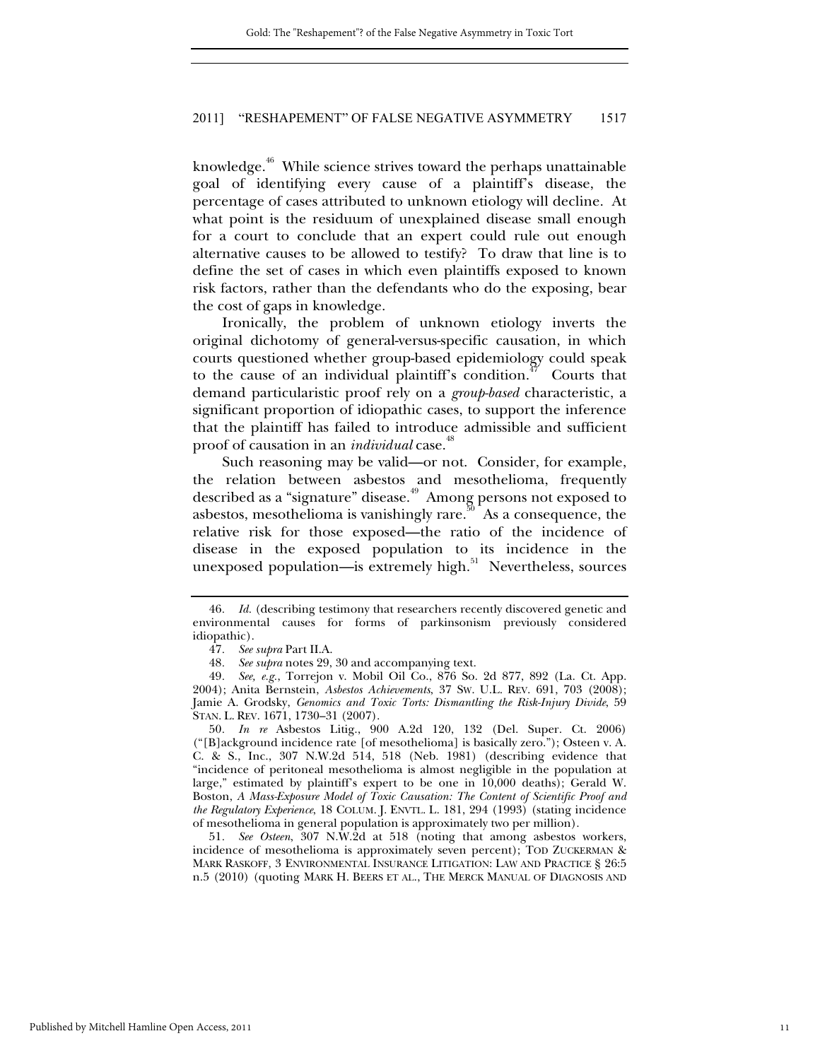knowledge.[46] While science strives toward the perhaps unattainable goal of identifying every cause of a plaintiff's disease, the percentage of cases attributed to unknown etiology will decline. At what point is the residuum of unexplained disease small enough for a court to conclude that an expert could rule out enough alternative causes to be allowed to testify? To draw that line is to define the set of cases in which even plaintiffs exposed to known risk factors, rather than the defendants who do the exposing, bear the cost of gaps in knowledge.

Ironically, the problem of unknown etiology inverts the original dichotomy of general-versus-specific causation, in which courts questioned whether group-based epidemiology could speak to the cause of an individual plaintiff's condition.[47] Courts that demand particularistic proof rely on a *group-based* characteristic, a significant proportion of idiopathic cases, to support the inference that the plaintiff has failed to introduce admissible and sufficient proof of causation in an *individual* case.[48]

Such reasoning may be valid—or not. Consider, for example, the relation between asbestos and mesothelioma, frequently described as a "signature" disease.[49] Among persons not exposed to asbestos, mesothelioma is vanishingly rare.[50] As a consequence, the relative risk for those exposed—the ratio of the incidence of disease in the exposed population to its incidence in the unexposed population—is extremely high.[51] Nevertheless, sources

---

46. *Id.* (describing testimony that researchers recently discovered genetic and environmental causes for forms of parkinsonism previously considered idiopathic).

47. *See supra* Part II.A.

48. *See supra* notes 29, 30 and accompanying text.

49. *See, e.g.*, Torrejon v. Mobil Oil Co., 876 So. 2d 877, 892 (La. Ct. App. 2004); Anita Bernstein, *Asbestos Achievements*, 37 SW. U.L. REV. 691, 703 (2008); Jamie A. Grodsky, *Genomics and Toxic Torts: Dismantling the Risk-Injury Divide*, 59 STAN. L. REV. 1671, 1730–31 (2007).

50. *In re* Asbestos Litig., 900 A.2d 120, 132 (Del. Super. Ct. 2006) ("[B]ackground incidence rate [of mesothelioma] is basically zero."); Osteen v. A. C. & S., Inc., 307 N.W.2d 514, 518 (Neb. 1981) (describing evidence that "incidence of peritoneal mesothelioma is almost negligible in the population at large," estimated by plaintiff's expert to be one in 10,000 deaths); Gerald W. Boston, *A Mass-Exposure Model of Toxic Causation: The Content of Scientific Proof and the Regulatory Experience*, 18 COLUM. J. ENVTL. L. 181, 294 (1993) (stating incidence of mesothelioma in general population is approximately two per million).

51. *See Osteen*, 307 N.W.2d at 518 (noting that among asbestos workers, incidence of mesothelioma is approximately seven percent); TOD ZUCKERMAN & MARK RASKOFF, 3 ENVIRONMENTAL INSURANCE LITIGATION: LAW AND PRACTICE § 26:5 n.5 (2010) (quoting MARK H. BEERS ET AL., THE MERCK MANUAL OF DIAGNOSIS AND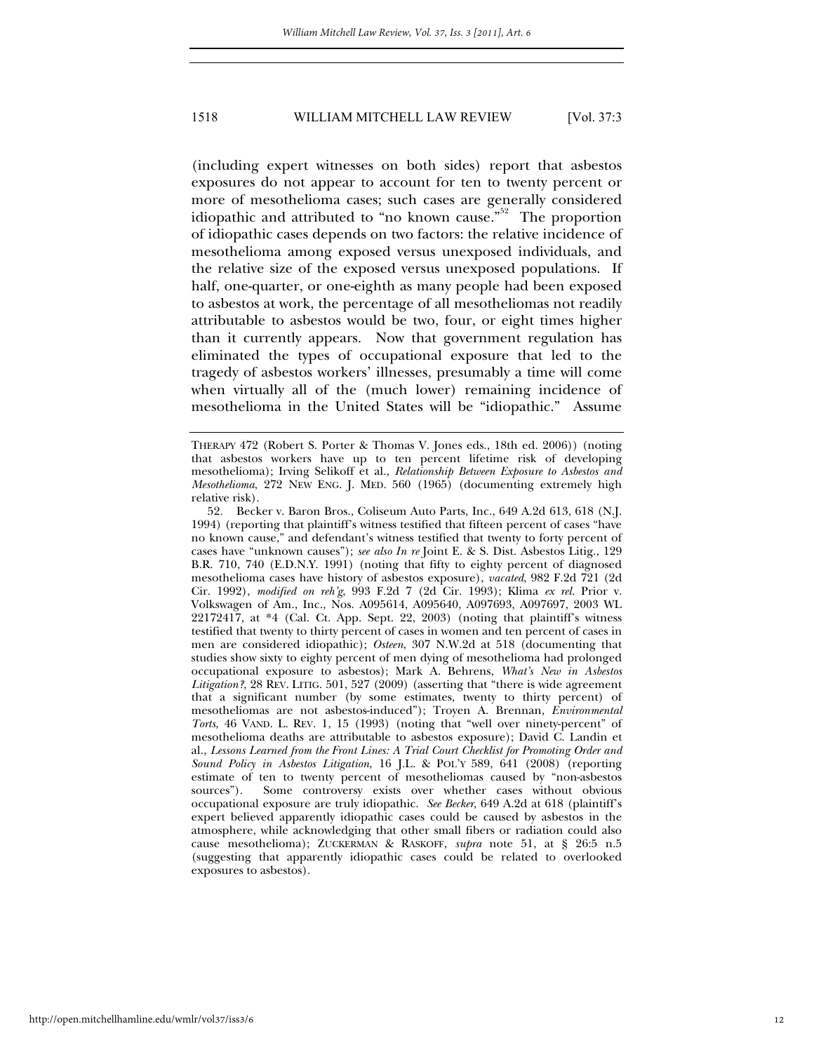(including expert witnesses on both sides) report that asbestos exposures do not appear to account for ten to twenty percent or more of mesothelioma cases; such cases are generally considered idiopathic and attributed to "no known cause."[52] The proportion of idiopathic cases depends on two factors: the relative incidence of mesothelioma among exposed versus unexposed individuals, and the relative size of the exposed versus unexposed populations. If half, one-quarter, or one-eighth as many people had been exposed to asbestos at work, the percentage of all mesotheliomas not readily attributable to asbestos would be two, four, or eight times higher than it currently appears. Now that government regulation has eliminated the types of occupational exposure that led to the tragedy of asbestos workers' illnesses, presumably a time will come when virtually all of the (much lower) remaining incidence of mesothelioma in the United States will be "idiopathic." Assume

---

THERAPY 472 (Robert S. Porter & Thomas V. Jones eds., 18th ed. 2006)) (noting that asbestos workers have up to ten percent lifetime risk of developing mesothelioma); Irving Selikoff et al., *Relationship Between Exposure to Asbestos and Mesothelioma*, 272 NEW ENG. J. MED. 560 (1965) (documenting extremely high relative risk).

52. Becker v. Baron Bros., Coliseum Auto Parts, Inc., 649 A.2d 613, 618 (N.J. 1994) (reporting that plaintiff's witness testified that fifteen percent of cases "have no known cause," and defendant's witness testified that twenty to forty percent of cases have "unknown causes"); *see also In re* Joint E. & S. Dist. Asbestos Litig., 129 B.R. 710, 740 (E.D.N.Y. 1991) (noting that fifty to eighty percent of diagnosed mesothelioma cases have history of asbestos exposure), *vacated*, 982 F.2d 721 (2d Cir. 1992), *modified on reh'g*, 993 F.2d 7 (2d Cir. 1993); Klima *ex rel.* Prior v. Volkswagen of Am., Inc., Nos. A095614, A095640, A097693, A097697, 2003 WL 22172417, at *4 (Cal. Ct. App. Sept. 22, 2003) (noting that plaintiff's witness testified that twenty to thirty percent of cases in women and ten percent of cases in men are considered idiopathic); *Osteen*, 307 N.W.2d at 518 (documenting that studies show sixty to eighty percent of men dying of mesothelioma had prolonged occupational exposure to asbestos); Mark A. Behrens, *What's New in Asbestos Litigation?*, 28 REV. LITIG. 501, 527 (2009) (asserting that "there is wide agreement that a significant number (by some estimates, twenty to thirty percent) of mesotheliomas are not asbestos-induced"); Troyen A. Brennan, *Environmental Torts*, 46 VAND. L. REV. 1, 15 (1993) (noting that "well over ninety-percent" of mesothelioma deaths are attributable to asbestos exposure); David C. Landin et al., *Lessons Learned from the Front Lines: A Trial Court Checklist for Promoting Order and Sound Policy in Asbestos Litigation*, 16 J.L. & POL'Y 589, 641 (2008) (reporting estimate of ten to twenty percent of mesotheliomas caused by "non-asbestos sources"). Some controversy exists over whether cases without obvious occupational exposure are truly idiopathic. *See Becker*, 649 A.2d at 618 (plaintiff's expert believed apparently idiopathic cases could be caused by asbestos in the atmosphere, while acknowledging that other small fibers or radiation could also cause mesothelioma); ZUCKERMAN & RASKOFF, *supra* note 51, at § 26:5 n.5 (suggesting that apparently idiopathic cases could be related to overlooked exposures to asbestos).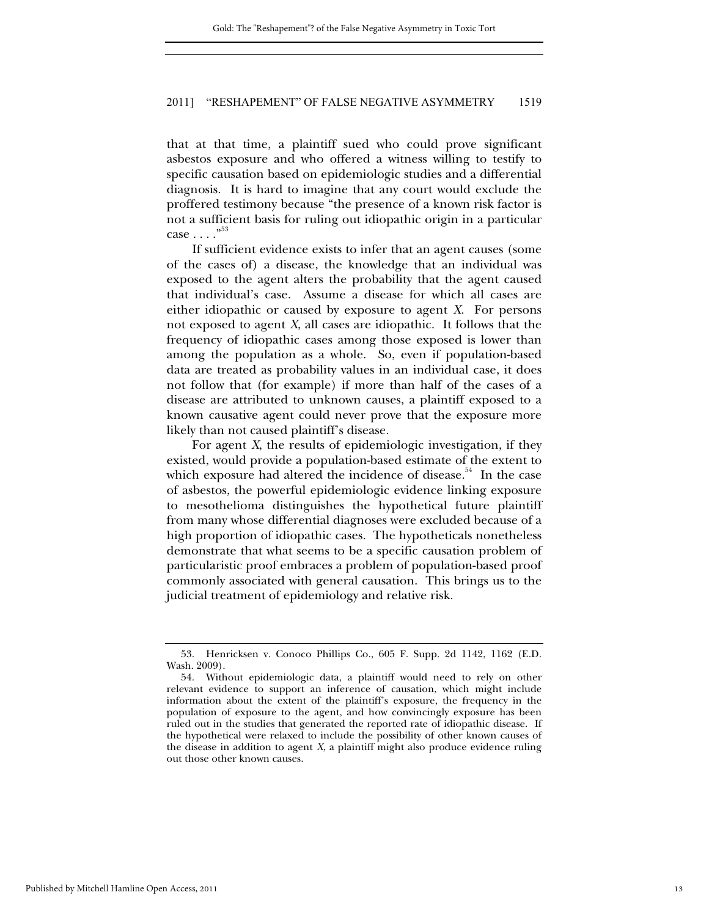that at that time, a plaintiff sued who could prove significant asbestos exposure and who offered a witness willing to testify to specific causation based on epidemiologic studies and a differential diagnosis. It is hard to imagine that any court would exclude the proffered testimony because "the presence of a known risk factor is not a sufficient basis for ruling out idiopathic origin in a particular case . . . ."[53]

If sufficient evidence exists to infer that an agent causes (some of the cases of) a disease, the knowledge that an individual was exposed to the agent alters the probability that the agent caused that individual's case. Assume a disease for which all cases are either idiopathic or caused by exposure to agent *X*. For persons not exposed to agent *X*, all cases are idiopathic. It follows that the frequency of idiopathic cases among those exposed is lower than among the population as a whole. So, even if population-based data are treated as probability values in an individual case, it does not follow that (for example) if more than half of the cases of a disease are attributed to unknown causes, a plaintiff exposed to a known causative agent could never prove that the exposure more likely than not caused plaintiff's disease.

For agent *X*, the results of epidemiologic investigation, if they existed, would provide a population-based estimate of the extent to which exposure had altered the incidence of disease.[54] In the case of asbestos, the powerful epidemiologic evidence linking exposure to mesothelioma distinguishes the hypothetical future plaintiff from many whose differential diagnoses were excluded because of a high proportion of idiopathic cases. The hypotheticals nonetheless demonstrate that what seems to be a specific causation problem of particularistic proof embraces a problem of population-based proof commonly associated with general causation. This brings us to the judicial treatment of epidemiology and relative risk.

---

53. Henricksen v. Conoco Phillips Co., 605 F. Supp. 2d 1142, 1162 (E.D. Wash. 2009).

54. Without epidemiologic data, a plaintiff would need to rely on other relevant evidence to support an inference of causation, which might include information about the extent of the plaintiff's exposure, the frequency in the population of exposure to the agent, and how convincingly exposure has been ruled out in the studies that generated the reported rate of idiopathic disease. If the hypothetical were relaxed to include the possibility of other known causes of the disease in addition to agent *X*, a plaintiff might also produce evidence ruling out those other known causes.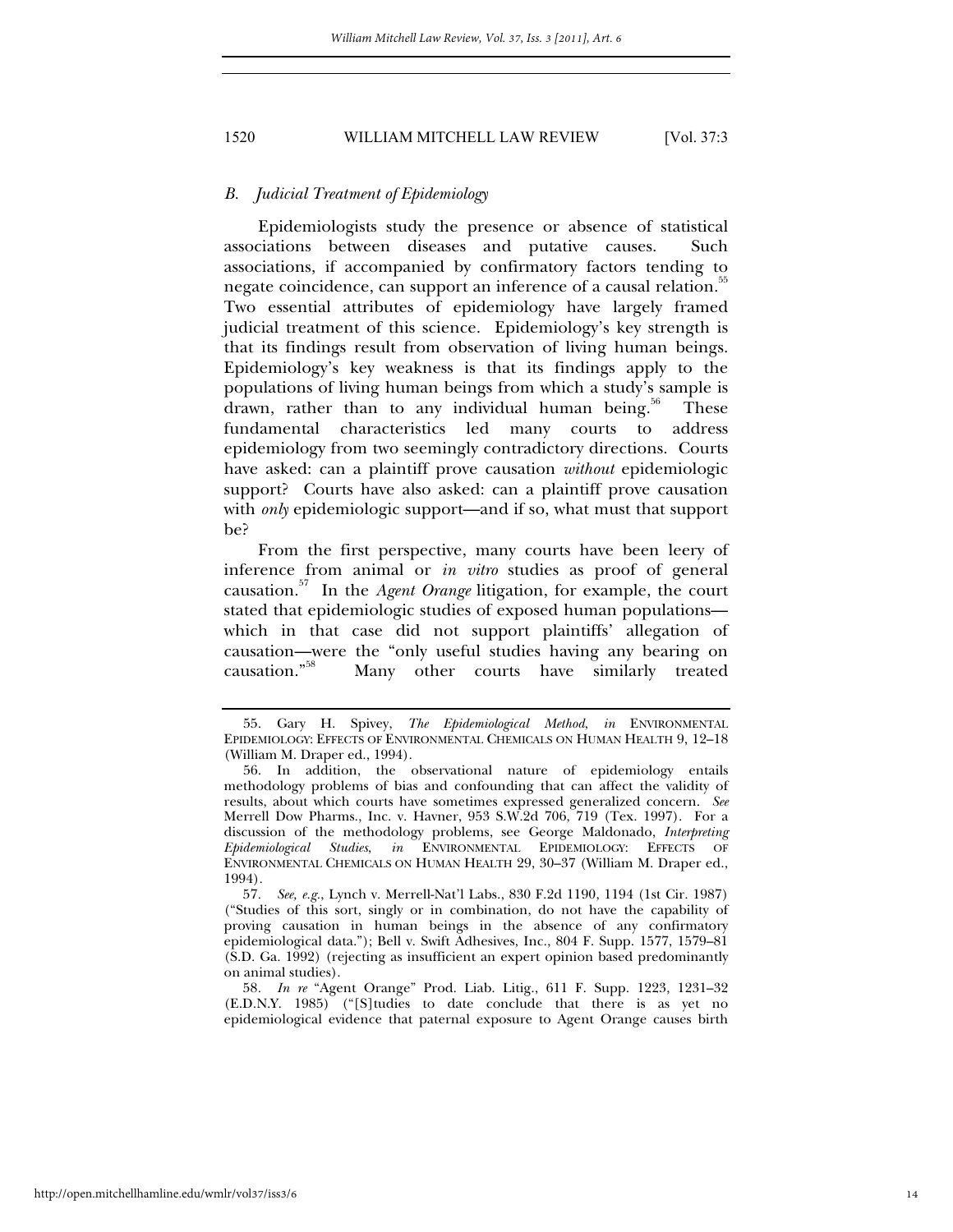### *B. Judicial Treatment of Epidemiology*

Epidemiologists study the presence or absence of statistical associations between diseases and putative causes. Such associations, if accompanied by confirmatory factors tending to negate coincidence, can support an inference of a causal relation.[55] Two essential attributes of epidemiology have largely framed judicial treatment of this science. Epidemiology's key strength is that its findings result from observation of living human beings. Epidemiology's key weakness is that its findings apply to the populations of living human beings from which a study's sample is drawn, rather than to any individual human being.[56] These fundamental characteristics led many courts to address epidemiology from two seemingly contradictory directions. Courts have asked: can a plaintiff prove causation *without* epidemiologic support? Courts have also asked: can a plaintiff prove causation with *only* epidemiologic support—and if so, what must that support be?

From the first perspective, many courts have been leery of inference from animal or *in vitro* studies as proof of general causation.[57] In the *Agent Orange* litigation, for example, the court stated that epidemiologic studies of exposed human populations—which in that case did not support plaintiffs' allegation of causation—were the "only useful studies having any bearing on causation."[58] Many other courts have similarly treated

---

55. Gary H. Spivey, *The Epidemiological Method*, *in* ENVIRONMENTAL EPIDEMIOLOGY: EFFECTS OF ENVIRONMENTAL CHEMICALS ON HUMAN HEALTH 9, 12–18 (William M. Draper ed., 1994).

56. In addition, the observational nature of epidemiology entails methodology problems of bias and confounding that can affect the validity of results, about which courts have sometimes expressed generalized concern. *See* Merrell Dow Pharms., Inc. v. Havner, 953 S.W.2d 706, 719 (Tex. 1997). For a discussion of the methodology problems, see George Maldonado, *Interpreting Epidemiological Studies*, *in* ENVIRONMENTAL EPIDEMIOLOGY: EFFECTS OF ENVIRONMENTAL CHEMICALS ON HUMAN HEALTH 29, 30–37 (William M. Draper ed., 1994).

57. *See, e.g.*, Lynch v. Merrell-Nat'l Labs., 830 F.2d 1190, 1194 (1st Cir. 1987) ("Studies of this sort, singly or in combination, do not have the capability of proving causation in human beings in the absence of any confirmatory epidemiological data."); Bell v. Swift Adhesives, Inc., 804 F. Supp. 1577, 1579–81 (S.D. Ga. 1992) (rejecting as insufficient an expert opinion based predominantly on animal studies).

58. *In re* "Agent Orange" Prod. Liab. Litig., 611 F. Supp. 1223, 1231–32 (E.D.N.Y. 1985) ("[S]tudies to date conclude that there is as yet no epidemiological evidence that paternal exposure to Agent Orange causes birth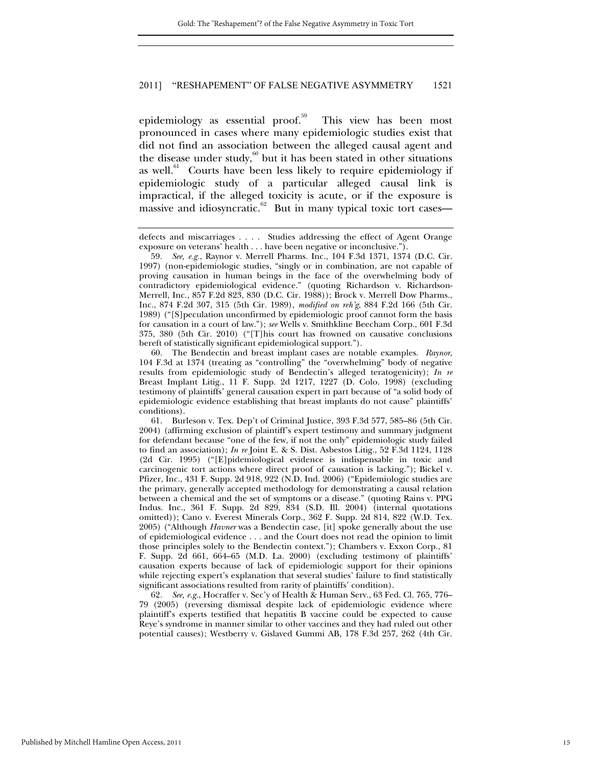epidemiology as essential proof.[59] This view has been most pronounced in cases where many epidemiologic studies exist that did not find an association between the alleged causal agent and the disease under study,[60] but it has been stated in other situations as well.[61] Courts have been less likely to require epidemiology if epidemiologic study of a particular alleged causal link is impractical, if the alleged toxicity is acute, or if the exposure is massive and idiosyncratic.[62] But in many typical toxic tort cases—

---

defects and miscarriages . . . . Studies addressing the effect of Agent Orange exposure on veterans' health . . . have been negative or inconclusive.").

59. *See, e.g.*, Raynor v. Merrell Pharms. Inc., 104 F.3d 1371, 1374 (D.C. Cir. 1997) (non-epidemiologic studies, "singly or in combination, are not capable of proving causation in human beings in the face of the overwhelming body of contradictory epidemiological evidence." (quoting Richardson v. Richardson-Merrell, Inc., 857 F.2d 823, 830 (D.C. Cir. 1988)); Brock v. Merrell Dow Pharms., Inc., 874 F.2d 307, 315 (5th Cir. 1989), *modified on reh'g*, 884 F.2d 166 (5th Cir. 1989) ("[S]peculation unconfirmed by epidemiologic proof cannot form the basis for causation in a court of law."); *see* Wells v. Smithkline Beecham Corp., 601 F.3d 375, 380 (5th Cir. 2010) ("[T]his court has frowned on causative conclusions bereft of statistically significant epidemiological support.").

60. The Bendectin and breast implant cases are notable examples. *Raynor*, 104 F.3d at 1374 (treating as "controlling" the "overwhelming" body of negative results from epidemiologic study of Bendectin's alleged teratogenicity); *In re* Breast Implant Litig., 11 F. Supp. 2d 1217, 1227 (D. Colo. 1998) (excluding testimony of plaintiffs' general causation expert in part because of "a solid body of epidemiologic evidence establishing that breast implants do not cause" plaintiffs' conditions).

61. Burleson v. Tex. Dep't of Criminal Justice, 393 F.3d 577, 585–86 (5th Cir. 2004) (affirming exclusion of plaintiff's expert testimony and summary judgment for defendant because "one of the few, if not the only" epidemiologic study failed to find an association); *In re* Joint E. & S. Dist. Asbestos Litig., 52 F.3d 1124, 1128 (2d Cir. 1995) ("[E]pidemiological evidence is indispensable in toxic and carcinogenic tort actions where direct proof of causation is lacking."); Bickel v. Pfizer, Inc., 431 F. Supp. 2d 918, 922 (N.D. Ind. 2006) ("Epidemiologic studies are the primary, generally accepted methodology for demonstrating a causal relation between a chemical and the set of symptoms or a disease." (quoting Rains v. PPG Indus. Inc., 361 F. Supp. 2d 829, 834 (S.D. Ill. 2004) (internal quotations omitted)); Cano v. Everest Minerals Corp., 362 F. Supp. 2d 814, 822 (W.D. Tex. 2005) ("Although *Havner* was a Bendectin case, [it] spoke generally about the use of epidemiological evidence . . . and the Court does not read the opinion to limit those principles solely to the Bendectin context."); Chambers v. Exxon Corp., 81 F. Supp. 2d 661, 664–65 (M.D. La. 2000) (excluding testimony of plaintiffs' causation experts because of lack of epidemiologic support for their opinions while rejecting expert's explanation that several studies' failure to find statistically significant associations resulted from rarity of plaintiffs' condition).

62. *See, e.g.*, Hocraffer v. Sec'y of Health & Human Serv., 63 Fed. Cl. 765, 776–79 (2005) (reversing dismissal despite lack of epidemiologic evidence where plaintiff's experts testified that hepatitis B vaccine could be expected to cause Reye's syndrome in manner similar to other vaccines and they had ruled out other potential causes); Westberry v. Gislaved Gummi AB, 178 F.3d 257, 262 (4th Cir.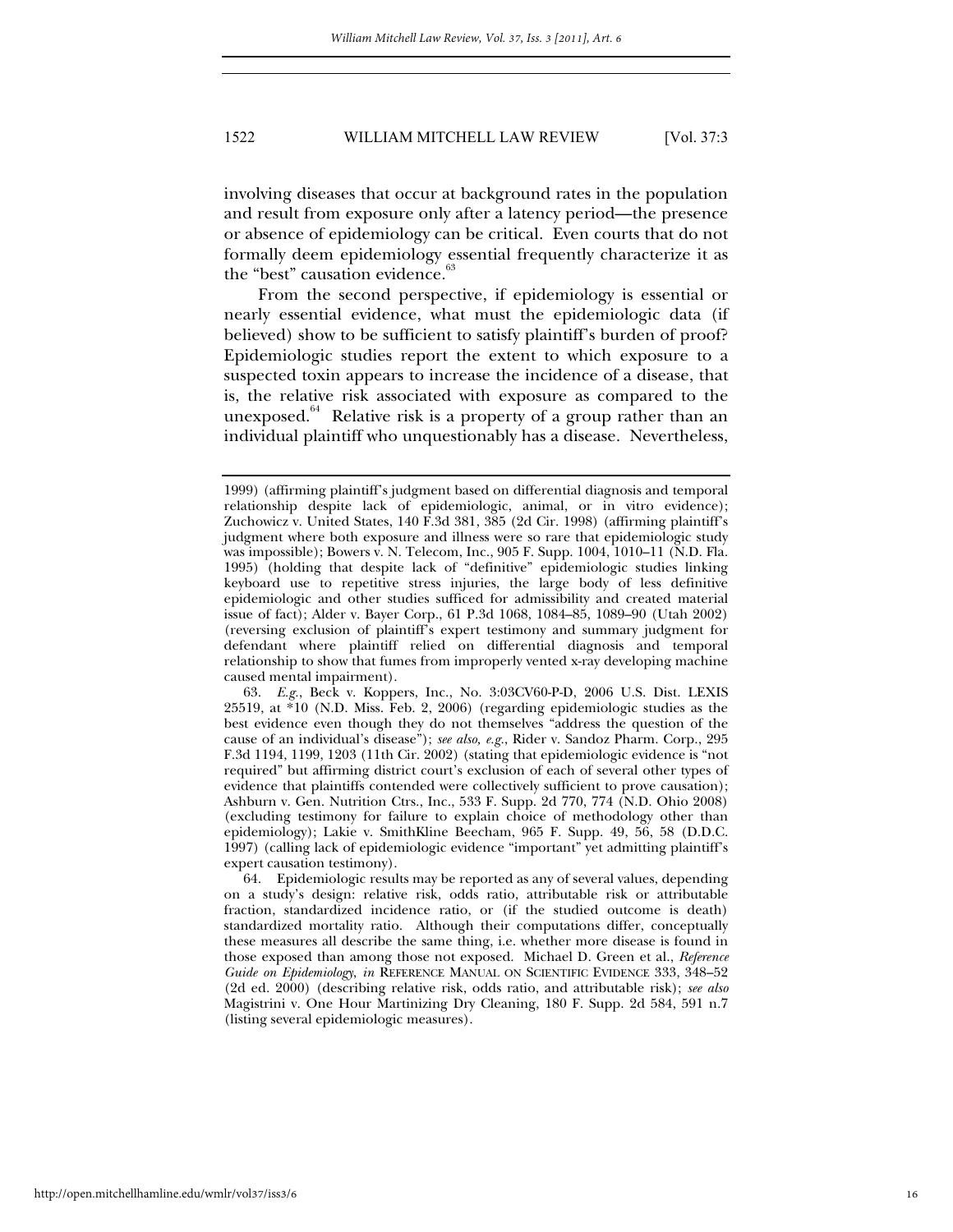involving diseases that occur at background rates in the population and result from exposure only after a latency period—the presence or absence of epidemiology can be critical. Even courts that do not formally deem epidemiology essential frequently characterize it as the "best" causation evidence.[63]

From the second perspective, if epidemiology is essential or nearly essential evidence, what must the epidemiologic data (if believed) show to be sufficient to satisfy plaintiff's burden of proof? Epidemiologic studies report the extent to which exposure to a suspected toxin appears to increase the incidence of a disease, that is, the relative risk associated with exposure as compared to the unexposed.[64] Relative risk is a property of a group rather than an individual plaintiff who unquestionably has a disease. Nevertheless,

---

1999) (affirming plaintiff's judgment based on differential diagnosis and temporal relationship despite lack of epidemiologic, animal, or in vitro evidence); Zuchowicz v. United States, 140 F.3d 381, 385 (2d Cir. 1998) (affirming plaintiff's judgment where both exposure and illness were so rare that epidemiologic study was impossible); Bowers v. N. Telecom, Inc., 905 F. Supp. 1004, 1010–11 (N.D. Fla. 1995) (holding that despite lack of "definitive" epidemiologic studies linking keyboard use to repetitive stress injuries, the large body of less definitive epidemiologic and other studies sufficed for admissibility and created material issue of fact); Alder v. Bayer Corp., 61 P.3d 1068, 1084–85, 1089–90 (Utah 2002) (reversing exclusion of plaintiff's expert testimony and summary judgment for defendant where plaintiff relied on differential diagnosis and temporal relationship to show that fumes from improperly vented x-ray developing machine caused mental impairment).

63. *E.g.*, Beck v. Koppers, Inc., No. 3:03CV60-P-D, 2006 U.S. Dist. LEXIS 25519, at *10 (N.D. Miss. Feb. 2, 2006) (regarding epidemiologic studies as the best evidence even though they do not themselves "address the question of the cause of an individual's disease"); *see also, e.g.*, Rider v. Sandoz Pharm. Corp., 295 F.3d 1194, 1199, 1203 (11th Cir. 2002) (stating that epidemiologic evidence is "not required" but affirming district court's exclusion of each of several other types of evidence that plaintiffs contended were collectively sufficient to prove causation); Ashburn v. Gen. Nutrition Ctrs., Inc., 533 F. Supp. 2d 770, 774 (N.D. Ohio 2008) (excluding testimony for failure to explain choice of methodology other than epidemiology); Lakie v. SmithKline Beecham, 965 F. Supp. 49, 56, 58 (D.D.C. 1997) (calling lack of epidemiologic evidence "important" yet admitting plaintiff's expert causation testimony).

64. Epidemiologic results may be reported as any of several values, depending on a study's design: relative risk, odds ratio, attributable risk or attributable fraction, standardized incidence ratio, or (if the studied outcome is death) standardized mortality ratio. Although their computations differ, conceptually these measures all describe the same thing, i.e. whether more disease is found in those exposed than among those not exposed. Michael D. Green et al., *Reference Guide on Epidemiology*, *in* REFERENCE MANUAL ON SCIENTIFIC EVIDENCE 333, 348–52 (2d ed. 2000) (describing relative risk, odds ratio, and attributable risk); *see also* Magistrini v. One Hour Martinizing Dry Cleaning, 180 F. Supp. 2d 584, 591 n.7 (listing several epidemiologic measures).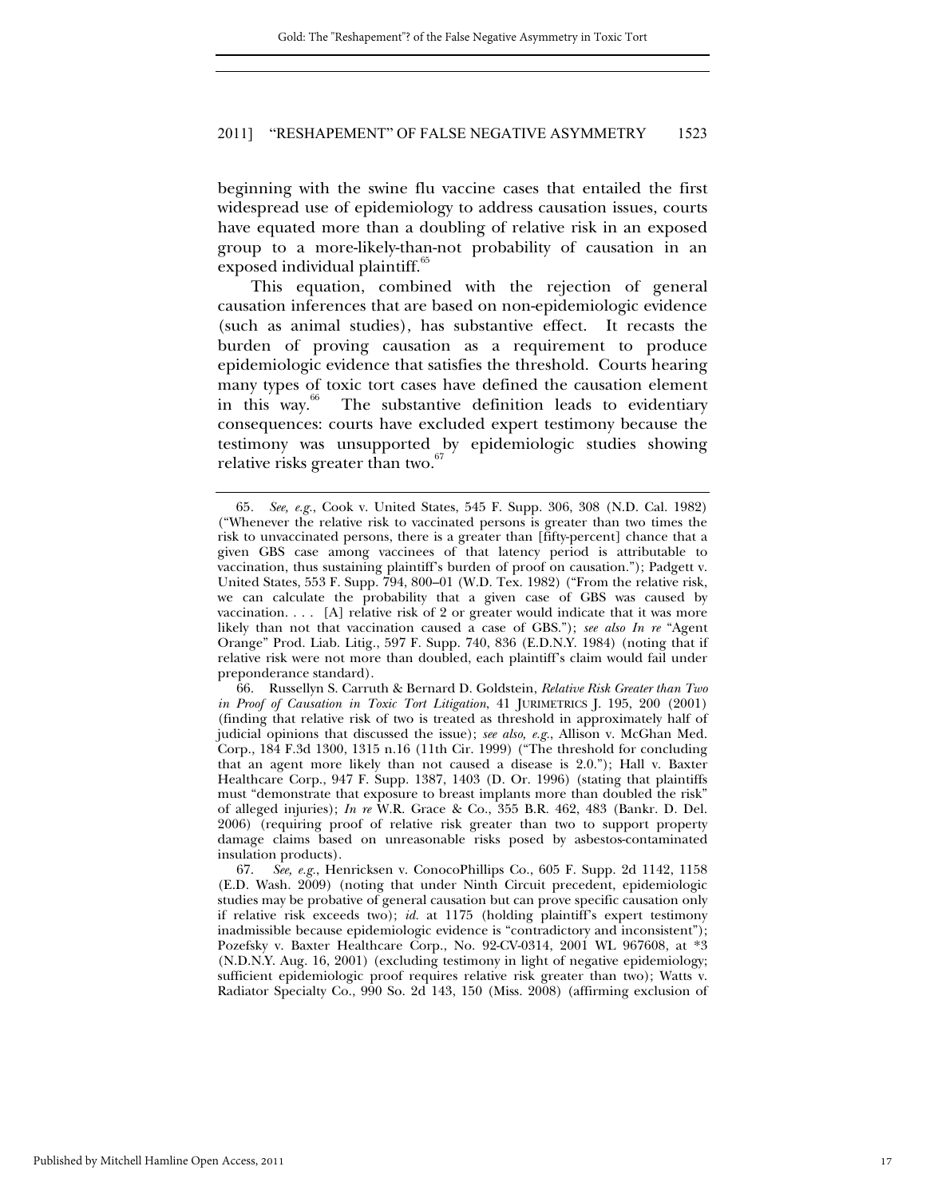beginning with the swine flu vaccine cases that entailed the first widespread use of epidemiology to address causation issues, courts have equated more than a doubling of relative risk in an exposed group to a more-likely-than-not probability of causation in an exposed individual plaintiff.[65]

This equation, combined with the rejection of general causation inferences that are based on non-epidemiologic evidence (such as animal studies), has substantive effect. It recasts the burden of proving causation as a requirement to produce epidemiologic evidence that satisfies the threshold. Courts hearing many types of toxic tort cases have defined the causation element in this way.[66] The substantive definition leads to evidentiary consequences: courts have excluded expert testimony because the testimony was unsupported by epidemiologic studies showing relative risks greater than two.[67]

---

65. *See, e.g.*, Cook v. United States, 545 F. Supp. 306, 308 (N.D. Cal. 1982) ("Whenever the relative risk to vaccinated persons is greater than two times the risk to unvaccinated persons, there is a greater than [fifty-percent] chance that a given GBS case among vaccinees of that latency period is attributable to vaccination, thus sustaining plaintiff's burden of proof on causation."); Padgett v. United States, 553 F. Supp. 794, 800–01 (W.D. Tex. 1982) ("From the relative risk, we can calculate the probability that a given case of GBS was caused by vaccination. . . . [A] relative risk of 2 or greater would indicate that it was more likely than not that vaccination caused a case of GBS."); *see also In re* "Agent Orange" Prod. Liab. Litig., 597 F. Supp. 740, 836 (E.D.N.Y. 1984) (noting that if relative risk were not more than doubled, each plaintiff's claim would fail under preponderance standard).

66. Russellyn S. Carruth & Bernard D. Goldstein, *Relative Risk Greater than Two in Proof of Causation in Toxic Tort Litigation*, 41 JURIMETRICS J. 195, 200 (2001) (finding that relative risk of two is treated as threshold in approximately half of judicial opinions that discussed the issue); *see also, e.g.*, Allison v. McGhan Med. Corp., 184 F.3d 1300, 1315 n.16 (11th Cir. 1999) ("The threshold for concluding that an agent more likely than not caused a disease is 2.0."); Hall v. Baxter Healthcare Corp., 947 F. Supp. 1387, 1403 (D. Or. 1996) (stating that plaintiffs must "demonstrate that exposure to breast implants more than doubled the risk" of alleged injuries); *In re* W.R. Grace & Co., 355 B.R. 462, 483 (Bankr. D. Del. 2006) (requiring proof of relative risk greater than two to support property damage claims based on unreasonable risks posed by asbestos-contaminated insulation products).

67. *See, e.g.*, Henricksen v. ConocoPhillips Co., 605 F. Supp. 2d 1142, 1158 (E.D. Wash. 2009) (noting that under Ninth Circuit precedent, epidemiologic studies may be probative of general causation but can prove specific causation only if relative risk exceeds two); *id.* at 1175 (holding plaintiff's expert testimony inadmissible because epidemiologic evidence is "contradictory and inconsistent"); Pozefsky v. Baxter Healthcare Corp., No. 92-CV-0314, 2001 WL 967608, at *3 (N.D.N.Y. Aug. 16, 2001) (excluding testimony in light of negative epidemiology; sufficient epidemiologic proof requires relative risk greater than two); Watts v. Radiator Specialty Co., 990 So. 2d 143, 150 (Miss. 2008) (affirming exclusion of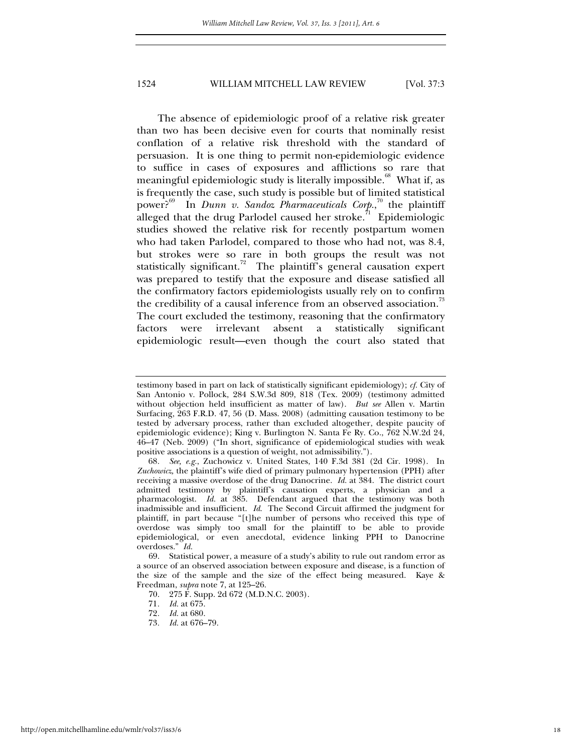The absence of epidemiologic proof of a relative risk greater than two has been decisive even for courts that nominally resist conflation of a relative risk threshold with the standard of persuasion. It is one thing to permit non-epidemiologic evidence to suffice in cases of exposures and afflictions so rare that meaningful epidemiologic study is literally impossible.[68] What if, as is frequently the case, such study is possible but of limited statistical power?[69] In *Dunn v. Sandoz Pharmaceuticals Corp.*,[70] the plaintiff alleged that the drug Parlodel caused her stroke.[71] Epidemiologic studies showed the relative risk for recently postpartum women who had taken Parlodel, compared to those who had not, was 8.4, but strokes were so rare in both groups the result was not statistically significant.[72] The plaintiff's general causation expert was prepared to testify that the exposure and disease satisfied all the confirmatory factors epidemiologists usually rely on to confirm the credibility of a causal inference from an observed association.[73] The court excluded the testimony, reasoning that the confirmatory factors were irrelevant absent a statistically significant epidemiologic result—even though the court also stated that

---

testimony based in part on lack of statistically significant epidemiology); *cf.* City of San Antonio v. Pollock, 284 S.W.3d 809, 818 (Tex. 2009) (testimony admitted without objection held insufficient as matter of law). *But see* Allen v. Martin Surfacing, 263 F.R.D. 47, 56 (D. Mass. 2008) (admitting causation testimony to be tested by adversary process, rather than excluded altogether, despite paucity of epidemiologic evidence); King v. Burlington N. Santa Fe Ry. Co., 762 N.W.2d 24, 46–47 (Neb. 2009) ("In short, significance of epidemiological studies with weak positive associations is a question of weight, not admissibility.").

68. *See, e.g.*, Zuchowicz v. United States, 140 F.3d 381 (2d Cir. 1998). In *Zuchowicz*, the plaintiff's wife died of primary pulmonary hypertension (PPH) after receiving a massive overdose of the drug Danocrine. *Id.* at 384. The district court admitted testimony by plaintiff's causation experts, a physician and a pharmacologist. *Id.* at 385. Defendant argued that the testimony was both inadmissible and insufficient. *Id.* The Second Circuit affirmed the judgment for plaintiff, in part because "[t]he number of persons who received this type of overdose was simply too small for the plaintiff to be able to provide epidemiological, or even anecdotal, evidence linking PPH to Danocrine overdoses." *Id.*

69. Statistical power, a measure of a study's ability to rule out random error as a source of an observed association between exposure and disease, is a function of the size of the sample and the size of the effect being measured. Kaye & Freedman, *supra* note 7, at 125–26.

70. 275 F. Supp. 2d 672 (M.D.N.C. 2003).

71. *Id.* at 675.

72. *Id.* at 680.

73. *Id.* at 676–79.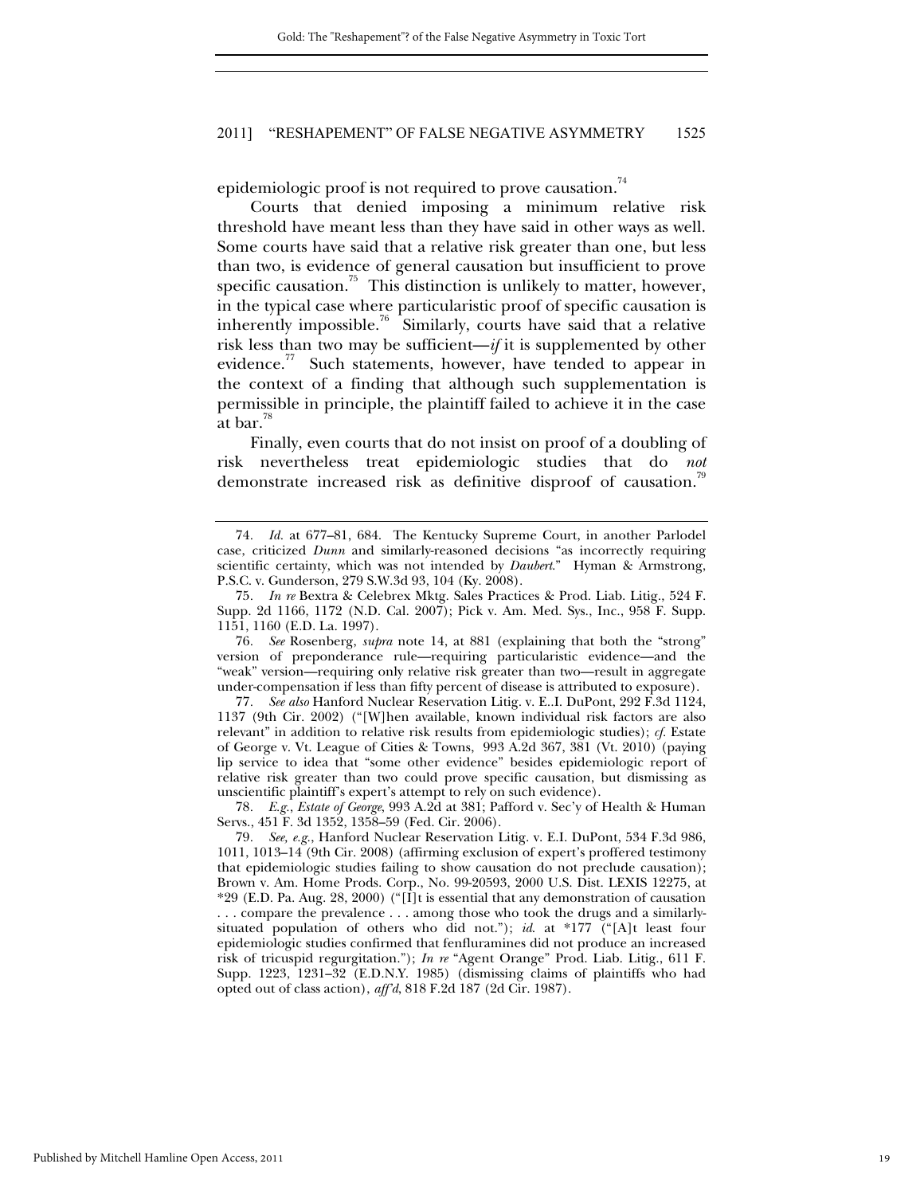epidemiologic proof is not required to prove causation.[74]

Courts that denied imposing a minimum relative risk threshold have meant less than they have said in other ways as well. Some courts have said that a relative risk greater than one, but less than two, is evidence of general causation but insufficient to prove specific causation.[75] This distinction is unlikely to matter, however, in the typical case where particularistic proof of specific causation is inherently impossible.[76] Similarly, courts have said that a relative risk less than two may be sufficient—*if* it is supplemented by other evidence.[77] Such statements, however, have tended to appear in the context of a finding that although such supplementation is permissible in principle, the plaintiff failed to achieve it in the case at bar.[78]

Finally, even courts that do not insist on proof of a doubling of risk nevertheless treat epidemiologic studies that do *not* demonstrate increased risk as definitive disproof of causation.[79]

---

74. *Id.* at 677–81, 684. The Kentucky Supreme Court, in another Parlodel case, criticized *Dunn* and similarly-reasoned decisions "as incorrectly requiring scientific certainty, which was not intended by *Daubert*." Hyman & Armstrong, P.S.C. v. Gunderson, 279 S.W.3d 93, 104 (Ky. 2008).

75. *In re* Bextra & Celebrex Mktg. Sales Practices & Prod. Liab. Litig., 524 F. Supp. 2d 1166, 1172 (N.D. Cal. 2007); Pick v. Am. Med. Sys., Inc., 958 F. Supp. 1151, 1160 (E.D. La. 1997).

76. *See* Rosenberg, *supra* note 14, at 881 (explaining that both the "strong" version of preponderance rule—requiring particularistic evidence—and the "weak" version—requiring only relative risk greater than two—result in aggregate under-compensation if less than fifty percent of disease is attributed to exposure).

77. *See also* Hanford Nuclear Reservation Litig. v. E..I. DuPont, 292 F.3d 1124, 1137 (9th Cir. 2002) ("[W]hen available, known individual risk factors are also relevant" in addition to relative risk results from epidemiologic studies); *cf.* Estate of George v. Vt. League of Cities & Towns, 993 A.2d 367, 381 (Vt. 2010) (paying lip service to idea that "some other evidence" besides epidemiologic report of relative risk greater than two could prove specific causation, but dismissing as unscientific plaintiff's expert's attempt to rely on such evidence).

78. *E.g.*, *Estate of George*, 993 A.2d at 381; Pafford v. Sec'y of Health & Human Servs., 451 F. 3d 1352, 1358–59 (Fed. Cir. 2006).

79. *See, e.g.*, Hanford Nuclear Reservation Litig. v. E.I. DuPont, 534 F.3d 986, 1011, 1013–14 (9th Cir. 2008) (affirming exclusion of expert's proffered testimony that epidemiologic studies failing to show causation do not preclude causation); Brown v. Am. Home Prods. Corp., No. 99-20593, 2000 U.S. Dist. LEXIS 12275, at *29 (E.D. Pa. Aug. 28, 2000) ("[I]t is essential that any demonstration of causation . . . compare the prevalence . . . among those who took the drugs and a similarly-situated population of others who did not."); *id.* at *177 ("[A]t least four epidemiologic studies confirmed that fenfluramines did not produce an increased risk of tricuspid regurgitation."); *In re* "Agent Orange" Prod. Liab. Litig., 611 F. Supp. 1223, 1231–32 (E.D.N.Y. 1985) (dismissing claims of plaintiffs who had opted out of class action), *aff'd*, 818 F.2d 187 (2d Cir. 1987).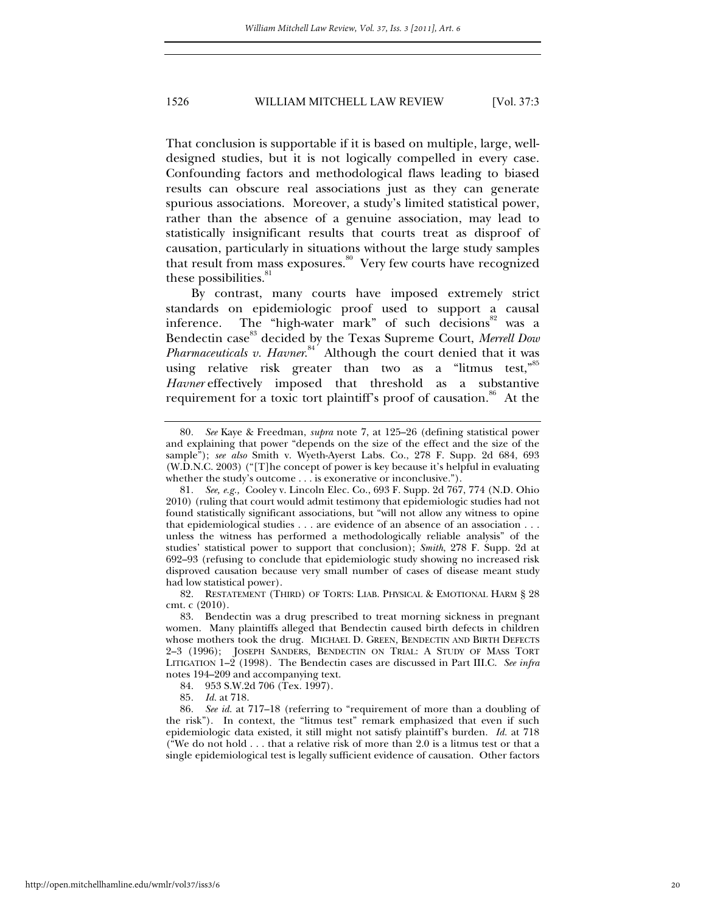That conclusion is supportable if it is based on multiple, large, well-designed studies, but it is not logically compelled in every case. Confounding factors and methodological flaws leading to biased results can obscure real associations just as they can generate spurious associations. Moreover, a study's limited statistical power, rather than the absence of a genuine association, may lead to statistically insignificant results that courts treat as disproof of causation, particularly in situations without the large study samples that result from mass exposures.[80] Very few courts have recognized these possibilities.[81]

By contrast, many courts have imposed extremely strict standards on epidemiologic proof used to support a causal inference. The "high-water mark" of such decisions[82] was a Bendectin case[83] decided by the Texas Supreme Court, *Merrell Dow Pharmaceuticals v. Havner*.[84] Although the court denied that it was using relative risk greater than two as a "litmus test,"[85] *Havner* effectively imposed that threshold as a substantive requirement for a toxic tort plaintiff's proof of causation.[86] At the

---

80. *See* Kaye & Freedman, *supra* note 7, at 125–26 (defining statistical power and explaining that power "depends on the size of the effect and the size of the sample"); *see also* Smith v. Wyeth-Ayerst Labs. Co., 278 F. Supp. 2d 684, 693 (W.D.N.C. 2003) ("[T]he concept of power is key because it's helpful in evaluating whether the study's outcome . . . is exonerative or inconclusive.").

81. *See, e.g.*, Cooley v. Lincoln Elec. Co., 693 F. Supp. 2d 767, 774 (N.D. Ohio 2010) (ruling that court would admit testimony that epidemiologic studies had not found statistically significant associations, but "will not allow any witness to opine that epidemiological studies . . . are evidence of an absence of an association . . . unless the witness has performed a methodologically reliable analysis" of the studies' statistical power to support that conclusion); *Smith*, 278 F. Supp. 2d at 692–93 (refusing to conclude that epidemiologic study showing no increased risk disproved causation because very small number of cases of disease meant study had low statistical power).

82. RESTATEMENT (THIRD) OF TORTS: LIAB. PHYSICAL & EMOTIONAL HARM § 28 cmt. c (2010).

83. Bendectin was a drug prescribed to treat morning sickness in pregnant women. Many plaintiffs alleged that Bendectin caused birth defects in children whose mothers took the drug. MICHAEL D. GREEN, BENDECTIN AND BIRTH DEFECTS 2–3 (1996); JOSEPH SANDERS, BENDECTIN ON TRIAL: A STUDY OF MASS TORT LITIGATION 1–2 (1998). The Bendectin cases are discussed in Part III.C. *See infra* notes 194–209 and accompanying text.

84. 953 S.W.2d 706 (Tex. 1997).

85. *Id.* at 718.

86. *See id.* at 717–18 (referring to "requirement of more than a doubling of the risk"). In context, the "litmus test" remark emphasized that even if such epidemiologic data existed, it still might not satisfy plaintiff's burden. *Id.* at 718 ("We do not hold . . . that a relative risk of more than 2.0 is a litmus test or that a single epidemiological test is legally sufficient evidence of causation. Other factors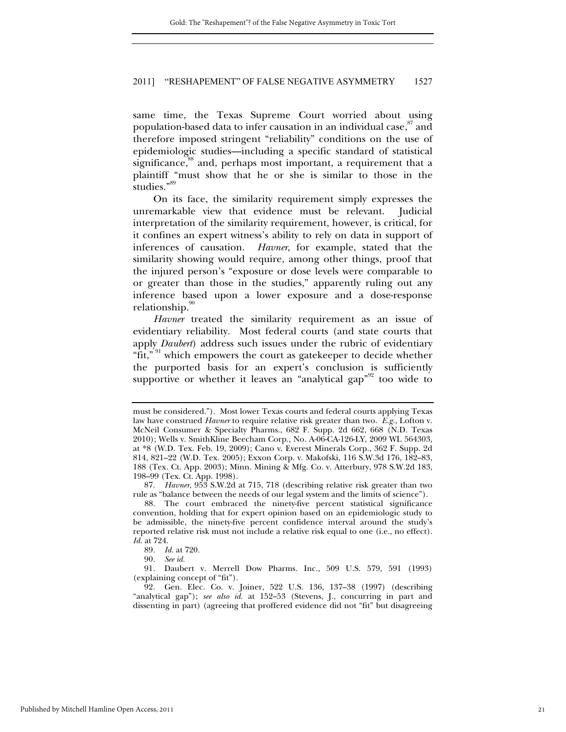same time, the Texas Supreme Court worried about using population-based data to infer causation in an individual case,[87] and therefore imposed stringent "reliability" conditions on the use of epidemiologic studies—including a specific standard of statistical significance,[88] and, perhaps most important, a requirement that a plaintiff "must show that he or she is similar to those in the studies."[89]

On its face, the similarity requirement simply expresses the unremarkable view that evidence must be relevant. Judicial interpretation of the similarity requirement, however, is critical, for it confines an expert witness's ability to rely on data in support of inferences of causation. *Havner*, for example, stated that the similarity showing would require, among other things, proof that the injured person's "exposure or dose levels were comparable to or greater than those in the studies," apparently ruling out any inference based upon a lower exposure and a dose-response relationship.[90]

*Havner* treated the similarity requirement as an issue of evidentiary reliability. Most federal courts (and state courts that apply *Daubert*) address such issues under the rubric of evidentiary "fit,"[91] which empowers the court as gatekeeper to decide whether the purported basis for an expert's conclusion is sufficiently supportive or whether it leaves an "analytical gap"[92] too wide to

---

must be considered."). Most lower Texas courts and federal courts applying Texas law have construed *Havner* to require relative risk greater than two. *E.g.*, Lofton v. McNeil Consumer & Specialty Pharms., 682 F. Supp. 2d 662, 668 (N.D. Texas 2010); Wells v. SmithKline Beecham Corp., No. A-06-CA-126-LY, 2009 WL 564303, at *8 (W.D. Tex. Feb. 19, 2009); Cano v. Everest Minerals Corp., 362 F. Supp. 2d 814, 821–22 (W.D. Tex. 2005); Exxon Corp. v. Makofski, 116 S.W.3d 176, 182–83, 188 (Tex. Ct. App. 2003); Minn. Mining & Mfg. Co. v. Atterbury, 978 S.W.2d 183, 198–99 (Tex. Ct. App. 1998).

87. *Havner*, 953 S.W.2d at 715, 718 (describing relative risk greater than two rule as "balance between the needs of our legal system and the limits of science").

88. The court embraced the ninety-five percent statistical significance convention, holding that for expert opinion based on an epidemiologic study to be admissible, the ninety-five percent confidence interval around the study's reported relative risk must not include a relative risk equal to one (i.e., no effect). *Id.* at 724.

89. *Id.* at 720.

90. *See id.*

91. Daubert v. Merrell Dow Pharms. Inc., 509 U.S. 579, 591 (1993) (explaining concept of "fit").

92. Gen. Elec. Co. v. Joiner, 522 U.S. 136, 137–38 (1997) (describing "analytical gap"); *see also id.* at 152–53 (Stevens, J., concurring in part and dissenting in part) (agreeing that proffered evidence did not "fit" but disagreeing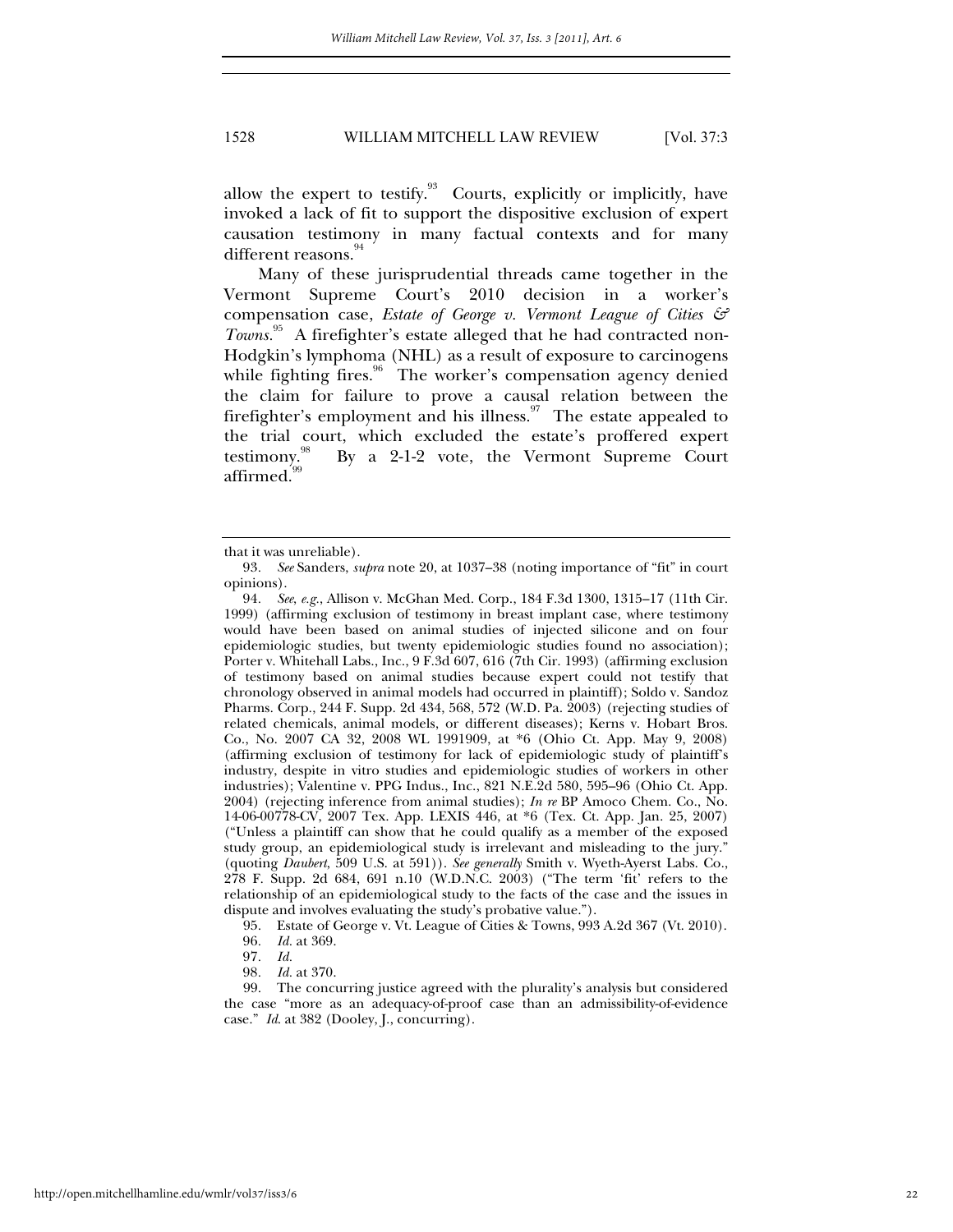allow the expert to testify.[93] Courts, explicitly or implicitly, have invoked a lack of fit to support the dispositive exclusion of expert causation testimony in many factual contexts and for many different reasons.[94]

Many of these jurisprudential threads came together in the Vermont Supreme Court's 2010 decision in a worker's compensation case, *Estate of George v. Vermont League of Cities & Towns*.[95] A firefighter's estate alleged that he had contracted non-Hodgkin's lymphoma (NHL) as a result of exposure to carcinogens while fighting fires.[96] The worker's compensation agency denied the claim for failure to prove a causal relation between the firefighter's employment and his illness.[97] The estate appealed to the trial court, which excluded the estate's proffered expert testimony.[98] By a 2-1-2 vote, the Vermont Supreme Court affirmed.[99]

---

that it was unreliable).

93. *See* Sanders, *supra* note 20, at 1037–38 (noting importance of "fit" in court opinions).

94. *See, e.g.*, Allison v. McGhan Med. Corp., 184 F.3d 1300, 1315–17 (11th Cir. 1999) (affirming exclusion of testimony in breast implant case, where testimony would have been based on animal studies of injected silicone and on four epidemiologic studies, but twenty epidemiologic studies found no association); Porter v. Whitehall Labs., Inc., 9 F.3d 607, 616 (7th Cir. 1993) (affirming exclusion of testimony based on animal studies because expert could not testify that chronology observed in animal models had occurred in plaintiff); Soldo v. Sandoz Pharms. Corp., 244 F. Supp. 2d 434, 568, 572 (W.D. Pa. 2003) (rejecting studies of related chemicals, animal models, or different diseases); Kerns v. Hobart Bros. Co., No. 2007 CA 32, 2008 WL 1991909, at *6 (Ohio Ct. App. May 9, 2008) (affirming exclusion of testimony for lack of epidemiologic study of plaintiff's industry, despite in vitro studies and epidemiologic studies of workers in other industries); Valentine v. PPG Indus., Inc., 821 N.E.2d 580, 595–96 (Ohio Ct. App. 2004) (rejecting inference from animal studies); *In re* BP Amoco Chem. Co., No. 14-06-00778-CV, 2007 Tex. App. LEXIS 446, at *6 (Tex. Ct. App. Jan. 25, 2007) ("Unless a plaintiff can show that he could qualify as a member of the exposed study group, an epidemiological study is irrelevant and misleading to the jury." (quoting *Daubert*, 509 U.S. at 591)). *See generally* Smith v. Wyeth-Ayerst Labs. Co., 278 F. Supp. 2d 684, 691 n.10 (W.D.N.C. 2003) ("The term 'fit' refers to the relationship of an epidemiological study to the facts of the case and the issues in dispute and involves evaluating the study's probative value.").

95. Estate of George v. Vt. League of Cities & Towns, 993 A.2d 367 (Vt. 2010).

96. *Id.* at 369.

97. *Id.*

98. *Id.* at 370.

99. The concurring justice agreed with the plurality's analysis but considered the case "more as an adequacy-of-proof case than an admissibility-of-evidence case." *Id.* at 382 (Dooley, J., concurring).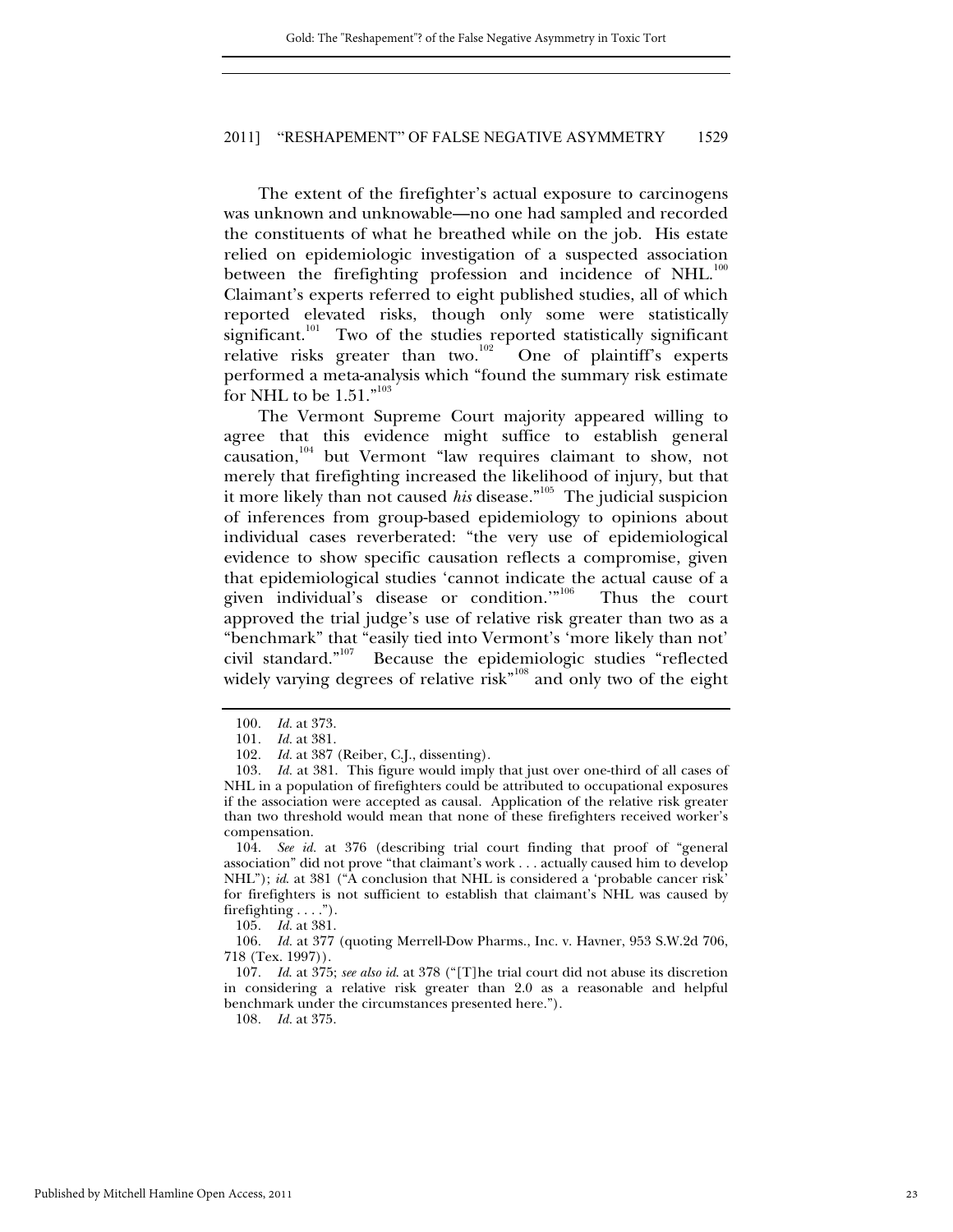The extent of the firefighter's actual exposure to carcinogens was unknown and unknowable—no one had sampled and recorded the constituents of what he breathed while on the job. His estate relied on epidemiologic investigation of a suspected association between the firefighting profession and incidence of NHL.[100] Claimant's experts referred to eight published studies, all of which reported elevated risks, though only some were statistically significant.[101] Two of the studies reported statistically significant relative risks greater than two.[102] One of plaintiff's experts performed a meta-analysis which "found the summary risk estimate for NHL to be 1.51."[103]

The Vermont Supreme Court majority appeared willing to agree that this evidence might suffice to establish general causation,[104] but Vermont "law requires claimant to show, not merely that firefighting increased the likelihood of injury, but that it more likely than not caused *his* disease."[105] The judicial suspicion of inferences from group-based epidemiology to opinions about individual cases reverberated: "the very use of epidemiological evidence to show specific causation reflects a compromise, given that epidemiological studies 'cannot indicate the actual cause of a given individual's disease or condition.'"[106] Thus the court approved the trial judge's use of relative risk greater than two as a "benchmark" that "easily tied into Vermont's 'more likely than not' civil standard."[107] Because the epidemiologic studies "reflected widely varying degrees of relative risk"[108] and only two of the eight

---

100. *Id.* at 373.

101. *Id.* at 381.

102. *Id.* at 387 (Reiber, C.J., dissenting).

103. *Id.* at 381. This figure would imply that just over one-third of all cases of NHL in a population of firefighters could be attributed to occupational exposures if the association were accepted as causal. Application of the relative risk greater than two threshold would mean that none of these firefighters received worker's compensation.

104. *See id.* at 376 (describing trial court finding that proof of "general association" did not prove "that claimant's work . . . actually caused him to develop NHL"); *id.* at 381 ("A conclusion that NHL is considered a 'probable cancer risk' for firefighters is not sufficient to establish that claimant's NHL was caused by firefighting . . . .").

105. *Id.* at 381.

106. *Id.* at 377 (quoting Merrell-Dow Pharms., Inc. v. Havner, 953 S.W.2d 706, 718 (Tex. 1997)).

107. *Id.* at 375; *see also id.* at 378 ("[T]he trial court did not abuse its discretion in considering a relative risk greater than 2.0 as a reasonable and helpful benchmark under the circumstances presented here.").

108. *Id.* at 375.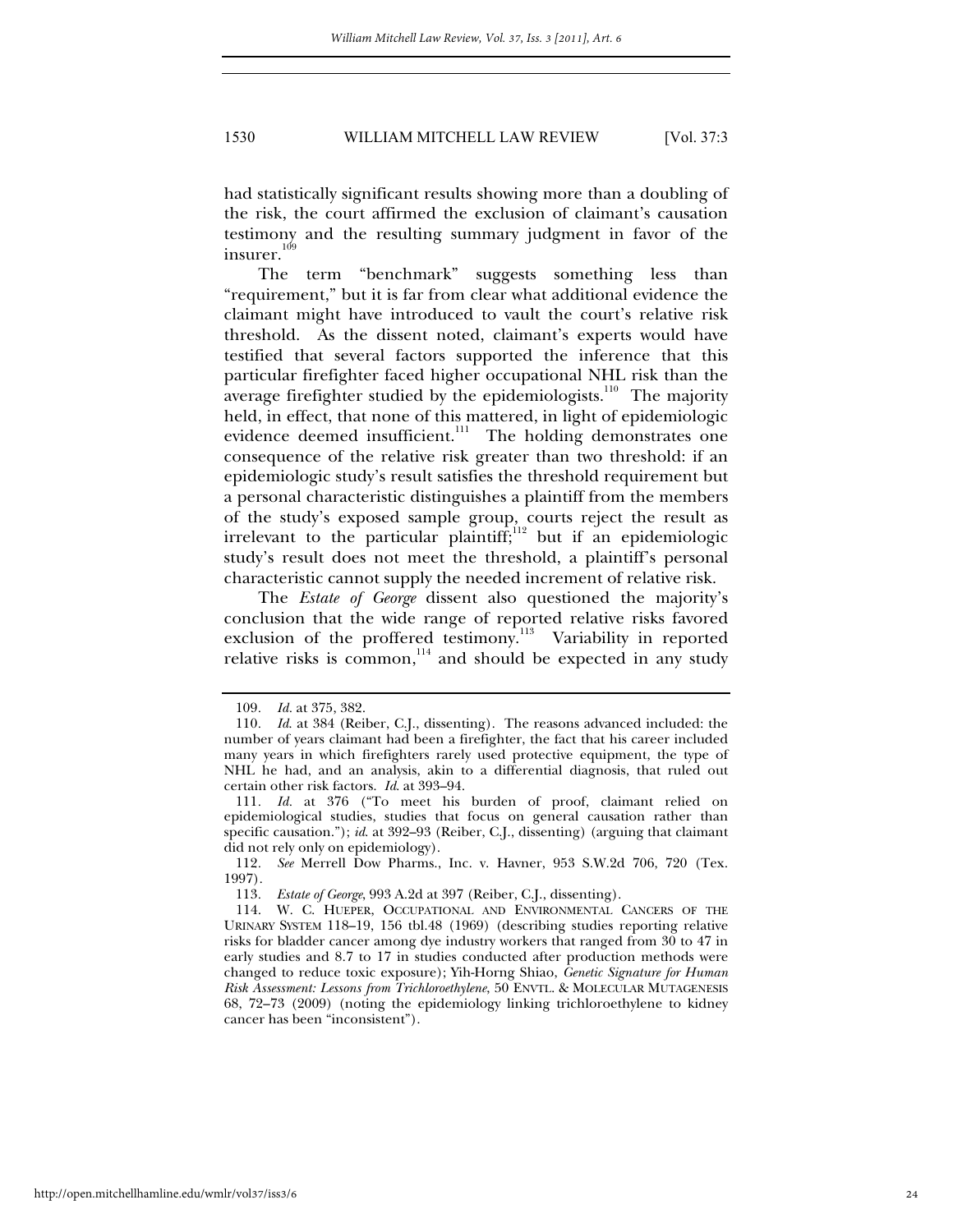had statistically significant results showing more than a doubling of the risk, the court affirmed the exclusion of claimant's causation testimony and the resulting summary judgment in favor of the insurer.[109]

The term "benchmark" suggests something less than "requirement," but it is far from clear what additional evidence the claimant might have introduced to vault the court's relative risk threshold. As the dissent noted, claimant's experts would have testified that several factors supported the inference that this particular firefighter faced higher occupational NHL risk than the average firefighter studied by the epidemiologists.[110] The majority held, in effect, that none of this mattered, in light of epidemiologic evidence deemed insufficient.[111] The holding demonstrates one consequence of the relative risk greater than two threshold: if an epidemiologic study's result satisfies the threshold requirement but a personal characteristic distinguishes a plaintiff from the members of the study's exposed sample group, courts reject the result as irrelevant to the particular plaintiff;[112] but if an epidemiologic study's result does not meet the threshold, a plaintiff's personal characteristic cannot supply the needed increment of relative risk.

The *Estate of George* dissent also questioned the majority's conclusion that the wide range of reported relative risks favored exclusion of the proffered testimony.[113] Variability in reported relative risks is common,[114] and should be expected in any study

---

109. *Id.* at 375, 382.

110. *Id.* at 384 (Reiber, C.J., dissenting). The reasons advanced included: the number of years claimant had been a firefighter, the fact that his career included many years in which firefighters rarely used protective equipment, the type of NHL he had, and an analysis, akin to a differential diagnosis, that ruled out certain other risk factors. *Id.* at 393–94.

111. *Id.* at 376 ("To meet his burden of proof, claimant relied on epidemiological studies, studies that focus on general causation rather than specific causation."); *id.* at 392–93 (Reiber, C.J., dissenting) (arguing that claimant did not rely only on epidemiology).

112. *See* Merrell Dow Pharms., Inc. v. Havner, 953 S.W.2d 706, 720 (Tex. 1997).

113. *Estate of George*, 993 A.2d at 397 (Reiber, C.J., dissenting).

114. W. C. HUEPER, OCCUPATIONAL AND ENVIRONMENTAL CANCERS OF THE URINARY SYSTEM 118–19, 156 tbl.48 (1969) (describing studies reporting relative risks for bladder cancer among dye industry workers that ranged from 30 to 47 in early studies and 8.7 to 17 in studies conducted after production methods were changed to reduce toxic exposure); Yih-Horng Shiao, *Genetic Signature for Human Risk Assessment: Lessons from Trichloroethylene*, 50 ENVTL. & MOLECULAR MUTAGENESIS 68, 72–73 (2009) (noting the epidemiology linking trichloroethylene to kidney cancer has been "inconsistent").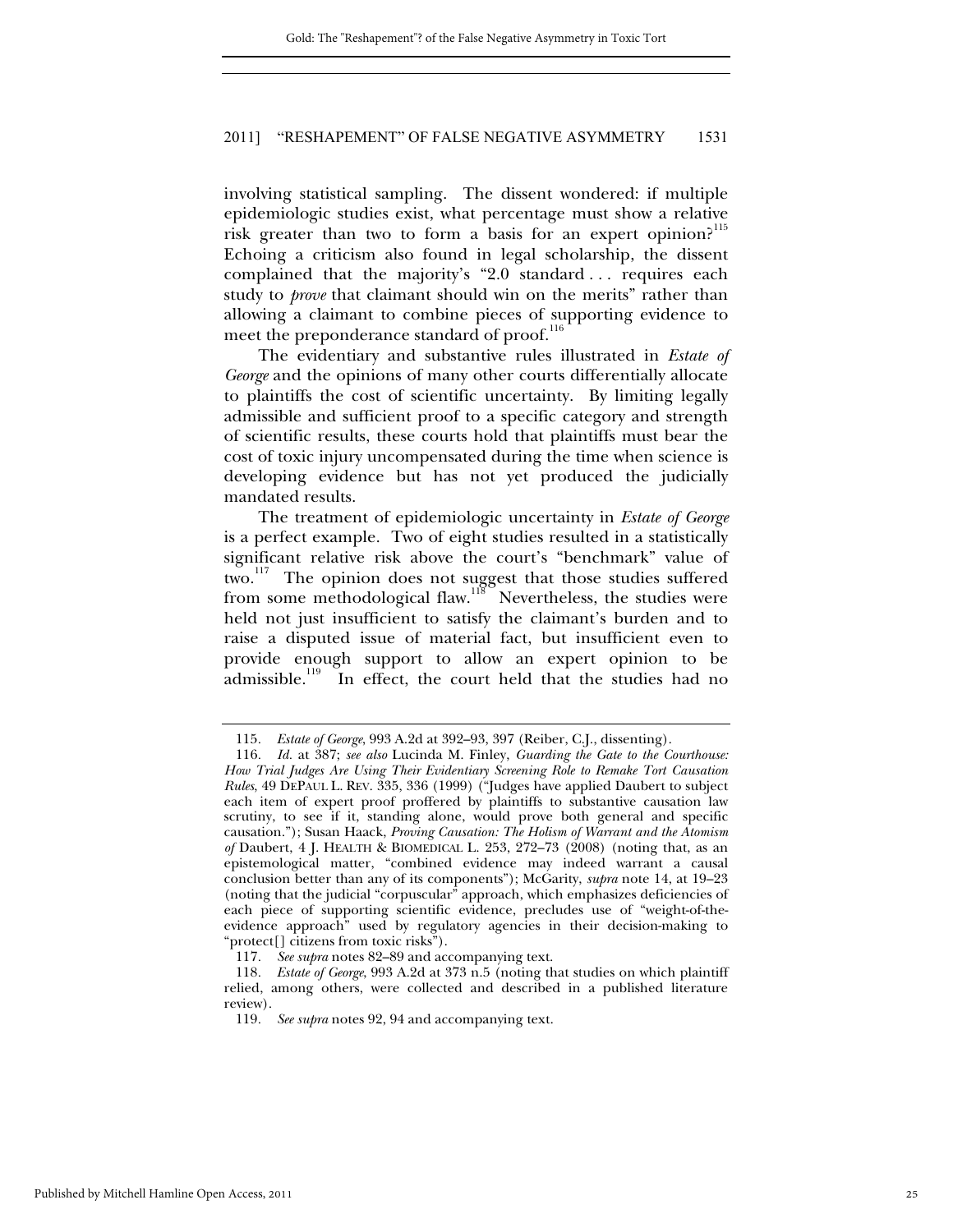involving statistical sampling. The dissent wondered: if multiple epidemiologic studies exist, what percentage must show a relative risk greater than two to form a basis for an expert opinion?[115] Echoing a criticism also found in legal scholarship, the dissent complained that the majority's "2.0 standard . . . requires each study to *prove* that claimant should win on the merits" rather than allowing a claimant to combine pieces of supporting evidence to meet the preponderance standard of proof.[116]

The evidentiary and substantive rules illustrated in *Estate of George* and the opinions of many other courts differentially allocate to plaintiffs the cost of scientific uncertainty. By limiting legally admissible and sufficient proof to a specific category and strength of scientific results, these courts hold that plaintiffs must bear the cost of toxic injury uncompensated during the time when science is developing evidence but has not yet produced the judicially mandated results.

The treatment of epidemiologic uncertainty in *Estate of George* is a perfect example. Two of eight studies resulted in a statistically significant relative risk above the court's "benchmark" value of two.[117] The opinion does not suggest that those studies suffered from some methodological flaw.[118] Nevertheless, the studies were held not just insufficient to satisfy the claimant's burden and to raise a disputed issue of material fact, but insufficient even to provide enough support to allow an expert opinion to be admissible.[119] In effect, the court held that the studies had no

---

115. *Estate of George*, 993 A.2d at 392–93, 397 (Reiber, C.J., dissenting).

116. *Id.* at 387; *see also* Lucinda M. Finley, *Guarding the Gate to the Courthouse: How Trial Judges Are Using Their Evidentiary Screening Role to Remake Tort Causation Rules*, 49 DEPAUL L. REV. 335, 336 (1999) ("Judges have applied Daubert to subject each item of expert proof proffered by plaintiffs to substantive causation law scrutiny, to see if it, standing alone, would prove both general and specific causation."); Susan Haack, *Proving Causation: The Holism of Warrant and the Atomism of* Daubert, 4 J. HEALTH & BIOMEDICAL L. 253, 272–73 (2008) (noting that, as an epistemological matter, "combined evidence may indeed warrant a causal conclusion better than any of its components"); McGarity, *supra* note 14, at 19–23 (noting that the judicial "corpuscular" approach, which emphasizes deficiencies of each piece of supporting scientific evidence, precludes use of "weight-of-the-evidence approach" used by regulatory agencies in their decision-making to "protect[] citizens from toxic risks").

117. *See supra* notes 82–89 and accompanying text.

118. *Estate of George*, 993 A.2d at 373 n.5 (noting that studies on which plaintiff relied, among others, were collected and described in a published literature review).

119. *See supra* notes 92, 94 and accompanying text.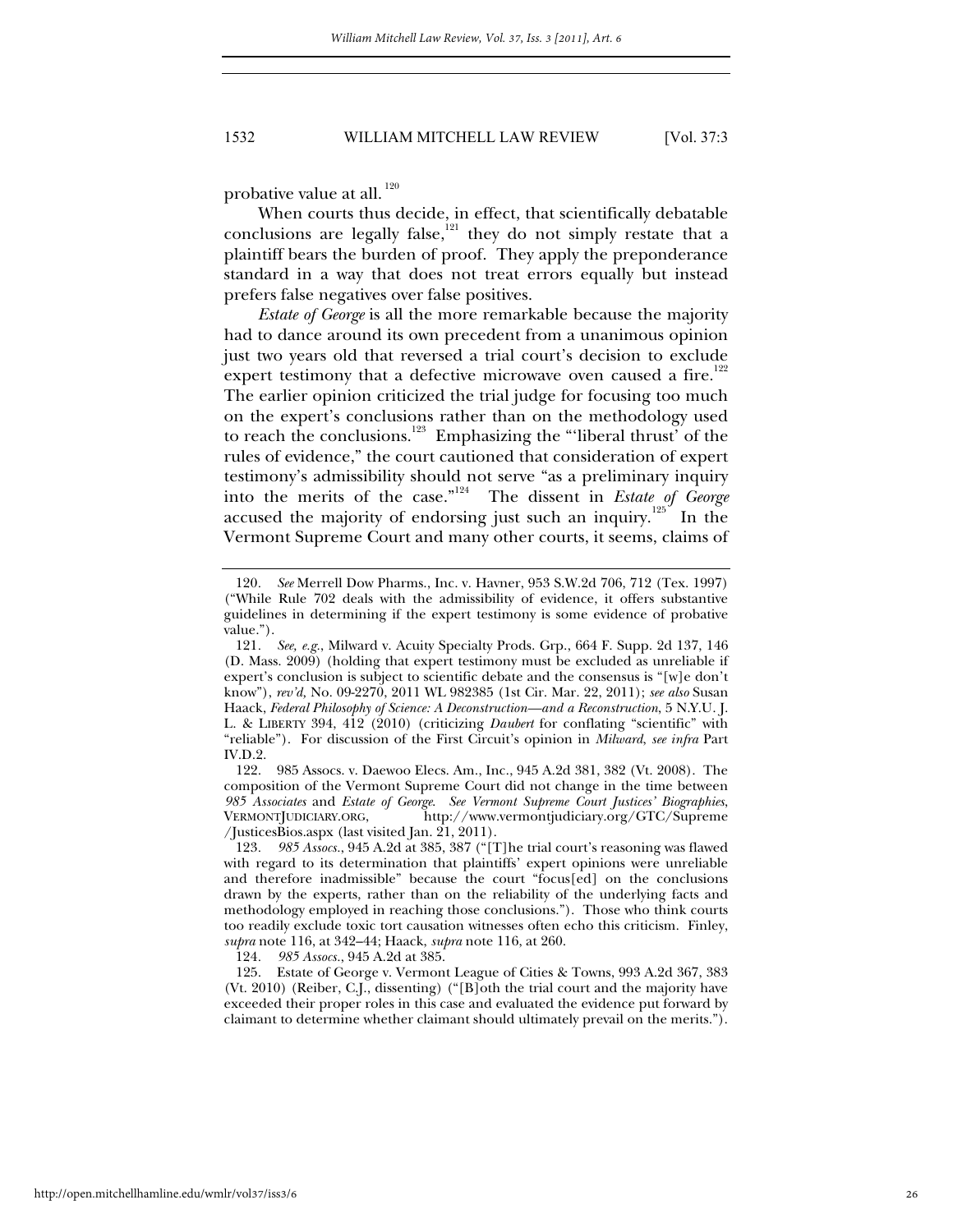probative value at all.[120]

When courts thus decide, in effect, that scientifically debatable conclusions are legally false,[121] they do not simply restate that a plaintiff bears the burden of proof. They apply the preponderance standard in a way that does not treat errors equally but instead prefers false negatives over false positives.

*Estate of George* is all the more remarkable because the majority had to dance around its own precedent from a unanimous opinion just two years old that reversed a trial court's decision to exclude expert testimony that a defective microwave oven caused a fire.[122] The earlier opinion criticized the trial judge for focusing too much on the expert's conclusions rather than on the methodology used to reach the conclusions.[123] Emphasizing the "'liberal thrust' of the rules of evidence," the court cautioned that consideration of expert testimony's admissibility should not serve "as a preliminary inquiry into the merits of the case."[124] The dissent in *Estate of George* accused the majority of endorsing just such an inquiry.[125] In the Vermont Supreme Court and many other courts, it seems, claims of

---

120. *See* Merrell Dow Pharms., Inc. v. Havner, 953 S.W.2d 706, 712 (Tex. 1997) ("While Rule 702 deals with the admissibility of evidence, it offers substantive guidelines in determining if the expert testimony is some evidence of probative value.").

121. *See, e.g.*, Milward v. Acuity Specialty Prods. Grp., 664 F. Supp. 2d 137, 146 (D. Mass. 2009) (holding that expert testimony must be excluded as unreliable if expert's conclusion is subject to scientific debate and the consensus is "[w]e don't know"), *rev'd*, No. 09-2270, 2011 WL 982385 (1st Cir. Mar. 22, 2011); *see also* Susan Haack, *Federal Philosophy of Science: A Deconstruction—and a Reconstruction*, 5 N.Y.U. J. L. & LIBERTY 394, 412 (2010) (criticizing *Daubert* for conflating "scientific" with "reliable"). For discussion of the First Circuit's opinion in *Milward*, *see infra* Part IV.D.2.

122. 985 Assocs. v. Daewoo Elecs. Am., Inc., 945 A.2d 381, 382 (Vt. 2008). The composition of the Vermont Supreme Court did not change in the time between *985 Associates* and *Estate of George*. *See Vermont Supreme Court Justices' Biographies*, VERMONTJUDICIARY.ORG, http://www.vermontjudiciary.org/GTC/Supreme/JusticesBios.aspx (last visited Jan. 21, 2011).

123. *985 Assocs.*, 945 A.2d at 385, 387 ("[T]he trial court's reasoning was flawed with regard to its determination that plaintiffs' expert opinions were unreliable and therefore inadmissible" because the court "focus[ed] on the conclusions drawn by the experts, rather than on the reliability of the underlying facts and methodology employed in reaching those conclusions."). Those who think courts too readily exclude toxic tort causation witnesses often echo this criticism. Finley, *supra* note 116, at 342–44; Haack, *supra* note 116, at 260.

124. *985 Assocs.*, 945 A.2d at 385.

125. Estate of George v. Vermont League of Cities & Towns, 993 A.2d 367, 383 (Vt. 2010) (Reiber, C.J., dissenting) ("[B]oth the trial court and the majority have exceeded their proper roles in this case and evaluated the evidence put forward by claimant to determine whether claimant should ultimately prevail on the merits.").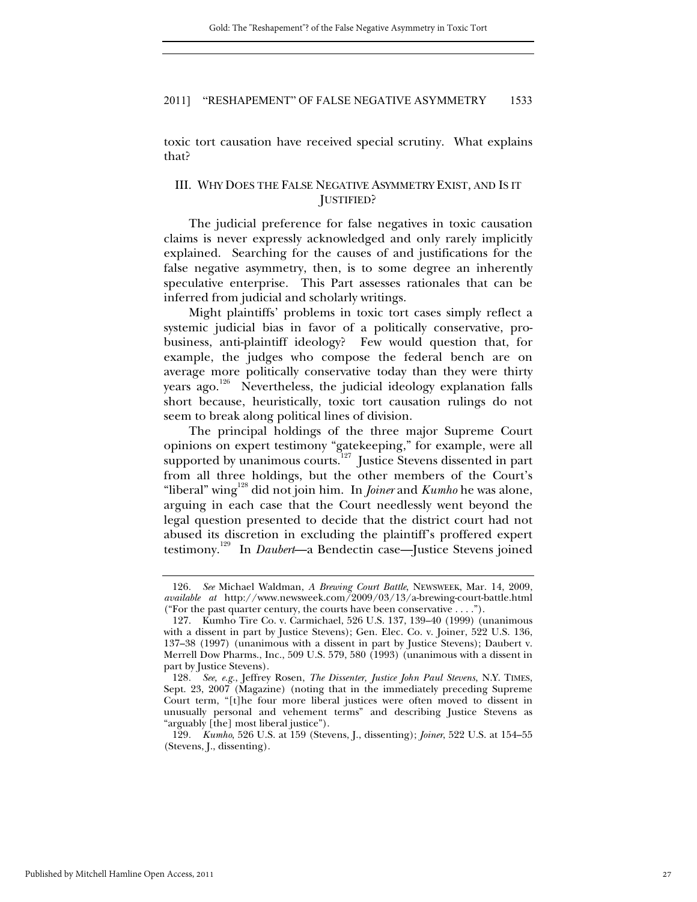toxic tort causation have received special scrutiny. What explains that?

## III. WHY DOES THE FALSE NEGATIVE ASYMMETRY EXIST, AND IS IT JUSTIFIED?

The judicial preference for false negatives in toxic causation claims is never expressly acknowledged and only rarely implicitly explained. Searching for the causes of and justifications for the false negative asymmetry, then, is to some degree an inherently speculative enterprise. This Part assesses rationales that can be inferred from judicial and scholarly writings.

Might plaintiffs' problems in toxic tort cases simply reflect a systemic judicial bias in favor of a politically conservative, pro-business, anti-plaintiff ideology? Few would question that, for example, the judges who compose the federal bench are on average more politically conservative today than they were thirty years ago.[126] Nevertheless, the judicial ideology explanation falls short because, heuristically, toxic tort causation rulings do not seem to break along political lines of division.

The principal holdings of the three major Supreme Court opinions on expert testimony "gatekeeping," for example, were all supported by unanimous courts.[127] Justice Stevens dissented in part from all three holdings, but the other members of the Court's "liberal" wing[128] did not join him. In *Joiner* and *Kumho* he was alone, arguing in each case that the Court needlessly went beyond the legal question presented to decide that the district court had not abused its discretion in excluding the plaintiff's proffered expert testimony.[129] In *Daubert*—a Bendectin case—Justice Stevens joined

---

126. *See* Michael Waldman, *A Brewing Court Battle*, NEWSWEEK, Mar. 14, 2009, *available at* http://www.newsweek.com/2009/03/13/a-brewing-court-battle.html ("For the past quarter century, the courts have been conservative . . . .").

127. Kumho Tire Co. v. Carmichael, 526 U.S. 137, 139–40 (1999) (unanimous with a dissent in part by Justice Stevens); Gen. Elec. Co. v. Joiner, 522 U.S. 136, 137–38 (1997) (unanimous with a dissent in part by Justice Stevens); Daubert v. Merrell Dow Pharms., Inc., 509 U.S. 579, 580 (1993) (unanimous with a dissent in part by Justice Stevens).

128. *See, e.g.*, Jeffrey Rosen, *The Dissenter, Justice John Paul Stevens*, N.Y. TIMES, Sept. 23, 2007 (Magazine) (noting that in the immediately preceding Supreme Court term, "[t]he four more liberal justices were often moved to dissent in unusually personal and vehement terms" and describing Justice Stevens as "arguably [the] most liberal justice").

129. *Kumho*, 526 U.S. at 159 (Stevens, J., dissenting); *Joiner*, 522 U.S. at 154–55 (Stevens, J., dissenting).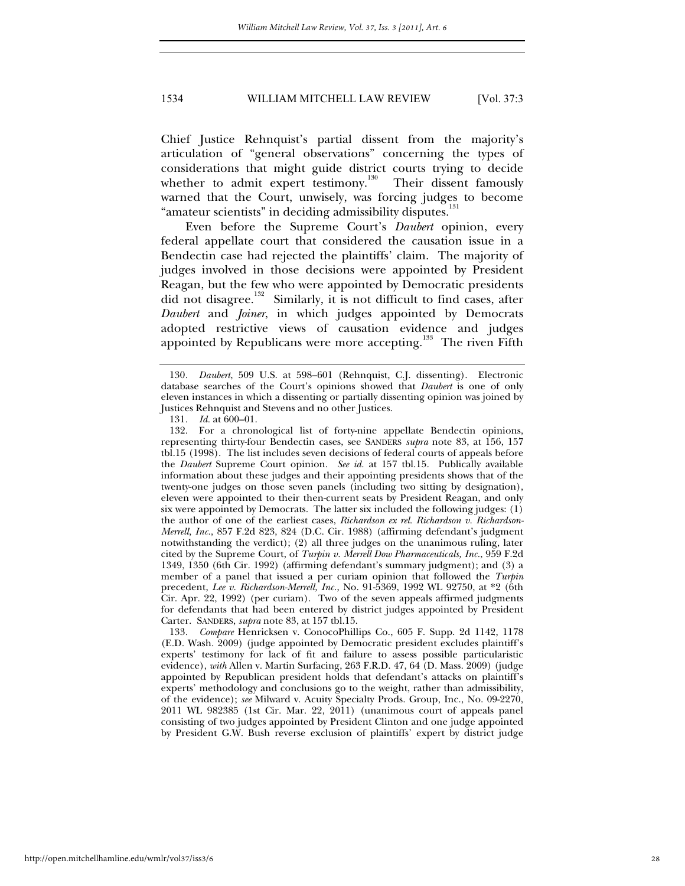Chief Justice Rehnquist's partial dissent from the majority's articulation of "general observations" concerning the types of considerations that might guide district courts trying to decide whether to admit expert testimony.[130] Their dissent famously warned that the Court, unwisely, was forcing judges to become "amateur scientists" in deciding admissibility disputes.[131]

Even before the Supreme Court's *Daubert* opinion, every federal appellate court that considered the causation issue in a Bendectin case had rejected the plaintiffs' claim. The majority of judges involved in those decisions were appointed by President Reagan, but the few who were appointed by Democratic presidents did not disagree.[132] Similarly, it is not difficult to find cases, after *Daubert* and *Joiner*, in which judges appointed by Democrats adopted restrictive views of causation evidence and judges appointed by Republicans were more accepting.[133] The riven Fifth

---

130. *Daubert*, 509 U.S. at 598–601 (Rehnquist, C.J. dissenting). Electronic database searches of the Court's opinions showed that *Daubert* is one of only eleven instances in which a dissenting or partially dissenting opinion was joined by Justices Rehnquist and Stevens and no other Justices.

131. *Id.* at 600–01.

132. For a chronological list of forty-nine appellate Bendectin opinions, representing thirty-four Bendectin cases, see SANDERS *supra* note 83, at 156, 157 tbl.15 (1998). The list includes seven decisions of federal courts of appeals before the *Daubert* Supreme Court opinion. *See id.* at 157 tbl.15. Publically available information about these judges and their appointing presidents shows that of the twenty-one judges on those seven panels (including two sitting by designation), eleven were appointed to their then-current seats by President Reagan, and only six were appointed by Democrats. The latter six included the following judges: (1) the author of one of the earliest cases, *Richardson ex rel. Richardson v. Richardson-Merrell, Inc.*, 857 F.2d 823, 824 (D.C. Cir. 1988) (affirming defendant's judgment notwithstanding the verdict); (2) all three judges on the unanimous ruling, later cited by the Supreme Court, of *Turpin v. Merrell Dow Pharmaceuticals, Inc.*, 959 F.2d 1349, 1350 (6th Cir. 1992) (affirming defendant's summary judgment); and (3) a member of a panel that issued a per curiam opinion that followed the *Turpin* precedent, *Lee v. Richardson-Merrell, Inc.*, No. 91-5369, 1992 WL 92750, at *2 (6th Cir. Apr. 22, 1992) (per curiam). Two of the seven appeals affirmed judgments for defendants that had been entered by district judges appointed by President Carter. SANDERS, *supra* note 83, at 157 tbl.15.

133. *Compare* Henricksen v. ConocoPhillips Co., 605 F. Supp. 2d 1142, 1178 (E.D. Wash. 2009) (judge appointed by Democratic president excludes plaintiff's experts' testimony for lack of fit and failure to assess possible particularistic evidence), *with* Allen v. Martin Surfacing, 263 F.R.D. 47, 64 (D. Mass. 2009) (judge appointed by Republican president holds that defendant's attacks on plaintiff's experts' methodology and conclusions go to the weight, rather than admissibility, of the evidence); *see* Milward v. Acuity Specialty Prods. Group, Inc., No. 09-2270, 2011 WL 982385 (1st Cir. Mar. 22, 2011) (unanimous court of appeals panel consisting of two judges appointed by President Clinton and one judge appointed by President G.W. Bush reverse exclusion of plaintiffs' expert by district judge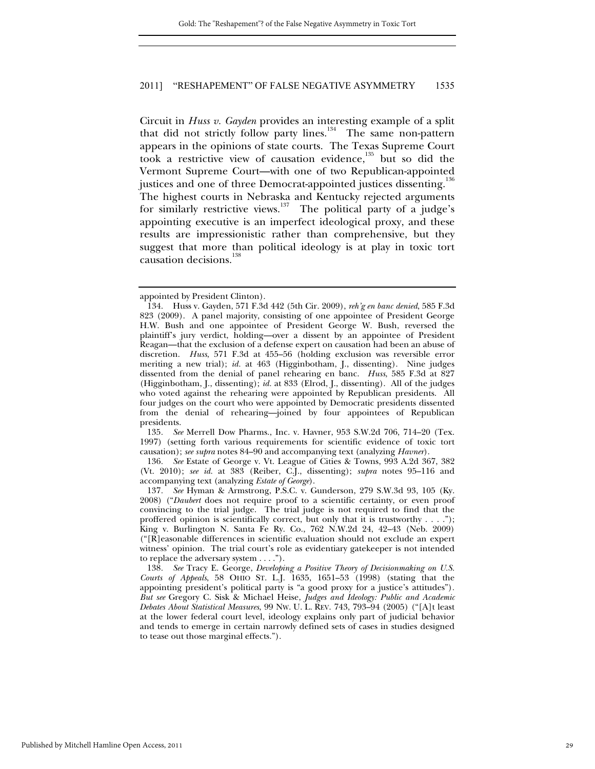Circuit in *Huss v. Gayden* provides an interesting example of a split that did not strictly follow party lines.[134] The same non-pattern appears in the opinions of state courts. The Texas Supreme Court took a restrictive view of causation evidence,[135] but so did the Vermont Supreme Court—with one of two Republican-appointed justices and one of three Democrat-appointed justices dissenting.[136] The highest courts in Nebraska and Kentucky rejected arguments for similarly restrictive views.[137] The political party of a judge's appointing executive is an imperfect ideological proxy, and these results are impressionistic rather than comprehensive, but they suggest that more than political ideology is at play in toxic tort causation decisions.[138]

---

appointed by President Clinton).

134. Huss v. Gayden, 571 F.3d 442 (5th Cir. 2009), *reh'g en banc denied*, 585 F.3d 823 (2009). A panel majority, consisting of one appointee of President George H.W. Bush and one appointee of President George W. Bush, reversed the plaintiff's jury verdict, holding—over a dissent by an appointee of President Reagan—that the exclusion of a defense expert on causation had been an abuse of discretion. *Huss*, 571 F.3d at 455–56 (holding exclusion was reversible error meriting a new trial); *id.* at 463 (Higginbotham, J., dissenting). Nine judges dissented from the denial of panel rehearing en banc. *Huss*, 585 F.3d at 827 (Higginbotham, J., dissenting); *id.* at 833 (Elrod, J., dissenting). All of the judges who voted against the rehearing were appointed by Republican presidents. All four judges on the court who were appointed by Democratic presidents dissented from the denial of rehearing—joined by four appointees of Republican presidents.

135. *See* Merrell Dow Pharms., Inc. v. Havner, 953 S.W.2d 706, 714–20 (Tex. 1997) (setting forth various requirements for scientific evidence of toxic tort causation); *see supra* notes 84–90 and accompanying text (analyzing *Havner*).

136. *See* Estate of George v. Vt. League of Cities & Towns, 993 A.2d 367, 382 (Vt. 2010); *see id.* at 383 (Reiber, C.J., dissenting); *supra* notes 95–116 and accompanying text (analyzing *Estate of George*).

137. *See* Hyman & Armstrong, P.S.C. v. Gunderson, 279 S.W.3d 93, 105 (Ky. 2008) ("*Daubert* does not require proof to a scientific certainty, or even proof convincing to the trial judge. The trial judge is not required to find that the proffered opinion is scientifically correct, but only that it is trustworthy . . . ."); King v. Burlington N. Santa Fe Ry. Co., 762 N.W.2d 24, 42–43 (Neb. 2009) ("[R]easonable differences in scientific evaluation should not exclude an expert witness' opinion. The trial court's role as evidentiary gatekeeper is not intended to replace the adversary system . . . .").

138. *See* Tracy E. George, *Developing a Positive Theory of Decisionmaking on U.S. Courts of Appeals*, 58 OHIO ST. L.J. 1635, 1651–53 (1998) (stating that the appointing president's political party is "a good proxy for a justice's attitudes"). *But see* Gregory C. Sisk & Michael Heise, *Judges and Ideology: Public and Academic Debates About Statistical Measures*, 99 NW. U. L. REV. 743, 793–94 (2005) ("[A]t least at the lower federal court level, ideology explains only part of judicial behavior and tends to emerge in certain narrowly defined sets of cases in studies designed to tease out those marginal effects.").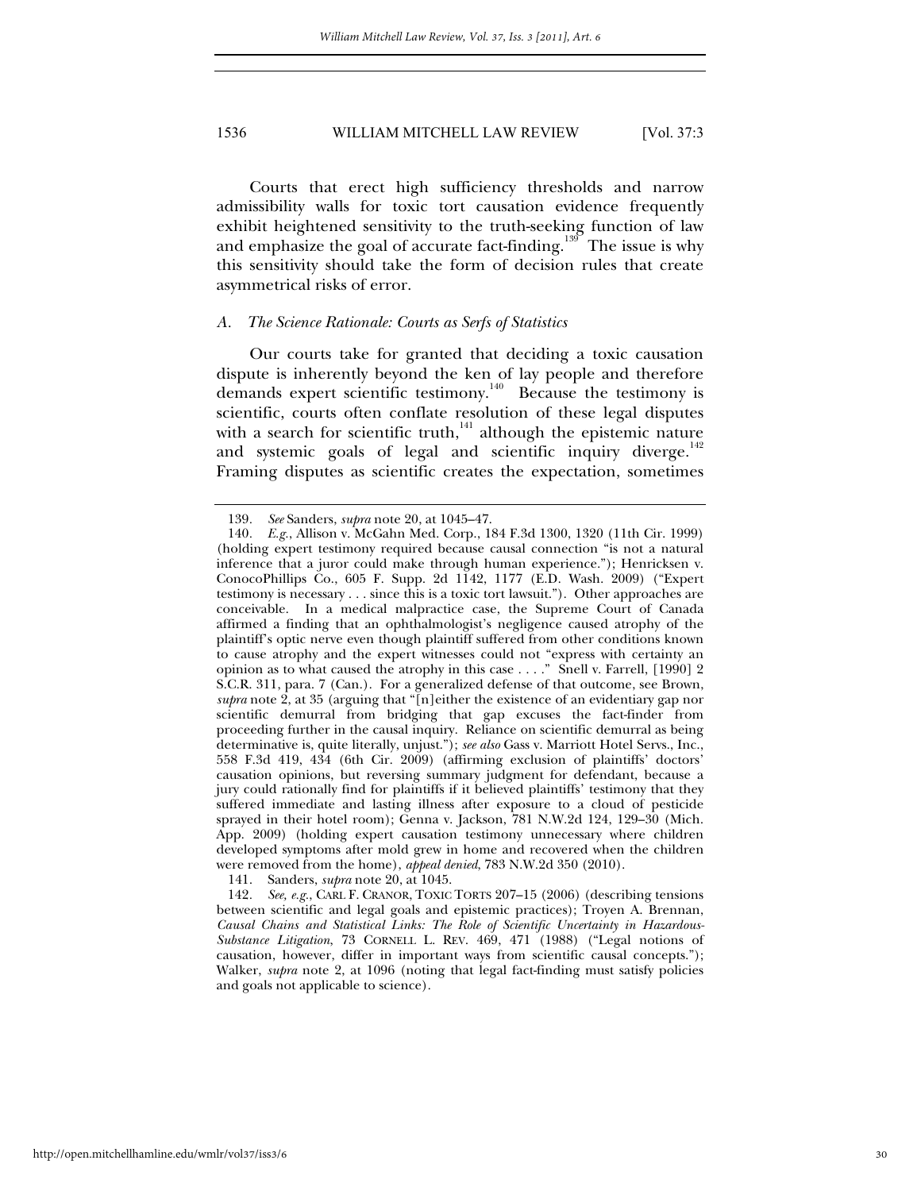Courts that erect high sufficiency thresholds and narrow admissibility walls for toxic tort causation evidence frequently exhibit heightened sensitivity to the truth-seeking function of law and emphasize the goal of accurate fact-finding.[139] The issue is why this sensitivity should take the form of decision rules that create asymmetrical risks of error.

### *A. The Science Rationale: Courts as Serfs of Statistics*

Our courts take for granted that deciding a toxic causation dispute is inherently beyond the ken of lay people and therefore demands expert scientific testimony.[140] Because the testimony is scientific, courts often conflate resolution of these legal disputes with a search for scientific truth,[141] although the epistemic nature and systemic goals of legal and scientific inquiry diverge.[142] Framing disputes as scientific creates the expectation, sometimes

---

139. *See* Sanders, *supra* note 20, at 1045–47.

140. *E.g.*, Allison v. McGahn Med. Corp., 184 F.3d 1300, 1320 (11th Cir. 1999) (holding expert testimony required because causal connection "is not a natural inference that a juror could make through human experience."); Henricksen v. ConocoPhillips Co., 605 F. Supp. 2d 1142, 1177 (E.D. Wash. 2009) ("Expert testimony is necessary . . . since this is a toxic tort lawsuit."). Other approaches are conceivable. In a medical malpractice case, the Supreme Court of Canada affirmed a finding that an ophthalmologist's negligence caused atrophy of the plaintiff's optic nerve even though plaintiff suffered from other conditions known to cause atrophy and the expert witnesses could not "express with certainty an opinion as to what caused the atrophy in this case . . . ." Snell v. Farrell, [1990] 2 S.C.R. 311, para. 7 (Can.). For a generalized defense of that outcome, see Brown, *supra* note 2, at 35 (arguing that "[n]either the existence of an evidentiary gap nor scientific demurral from bridging that gap excuses the fact-finder from proceeding further in the causal inquiry. Reliance on scientific demurral as being determinative is, quite literally, unjust."); *see also* Gass v. Marriott Hotel Servs., Inc., 558 F.3d 419, 434 (6th Cir. 2009) (affirming exclusion of plaintiffs' doctors' causation opinions, but reversing summary judgment for defendant, because a jury could rationally find for plaintiffs if it believed plaintiffs' testimony that they suffered immediate and lasting illness after exposure to a cloud of pesticide sprayed in their hotel room); Genna v. Jackson, 781 N.W.2d 124, 129–30 (Mich. App. 2009) (holding expert causation testimony unnecessary where children developed symptoms after mold grew in home and recovered when the children were removed from the home), *appeal denied*, 783 N.W.2d 350 (2010).

141. Sanders, *supra* note 20, at 1045.

142. *See, e.g.*, CARL F. CRANOR, TOXIC TORTS 207–15 (2006) (describing tensions between scientific and legal goals and epistemic practices); Troyen A. Brennan, *Causal Chains and Statistical Links: The Role of Scientific Uncertainty in Hazardous-Substance Litigation*, 73 CORNELL L. REV. 469, 471 (1988) ("Legal notions of causation, however, differ in important ways from scientific causal concepts."); Walker, *supra* note 2, at 1096 (noting that legal fact-finding must satisfy policies and goals not applicable to science).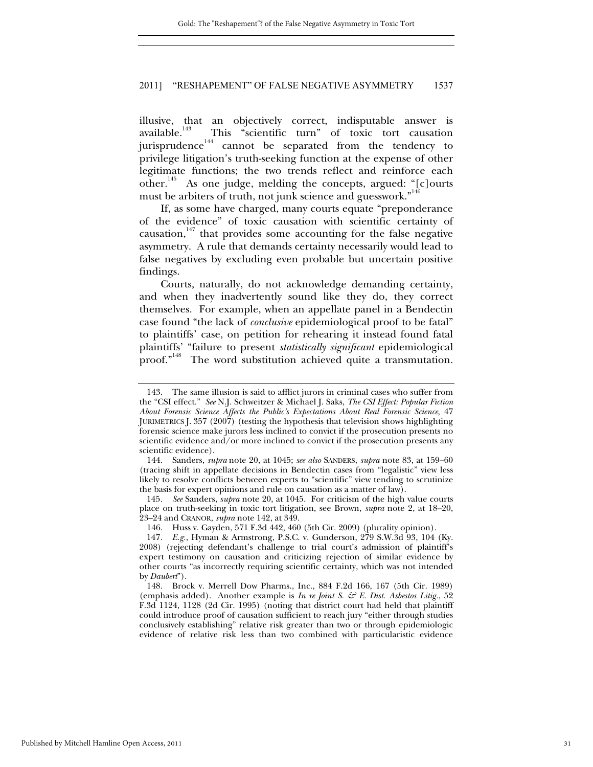illusive, that an objectively correct, indisputable answer is available.[143] This "scientific turn" of toxic tort causation jurisprudence[144] cannot be separated from the tendency to privilege litigation's truth-seeking function at the expense of other legitimate functions; the two trends reflect and reinforce each other.[145] As one judge, melding the concepts, argued: "[c]ourts must be arbiters of truth, not junk science and guesswork."[146]

If, as some have charged, many courts equate "preponderance of the evidence" of toxic causation with scientific certainty of causation,[147] that provides some accounting for the false negative asymmetry. A rule that demands certainty necessarily would lead to false negatives by excluding even probable but uncertain positive findings.

Courts, naturally, do not acknowledge demanding certainty, and when they inadvertently sound like they do, they correct themselves. For example, when an appellate panel in a Bendectin case found "the lack of *conclusive* epidemiological proof to be fatal" to plaintiffs' case, on petition for rehearing it instead found fatal plaintiffs' "failure to present *statistically significant* epidemiological proof."[148] The word substitution achieved quite a transmutation.

---

143. The same illusion is said to afflict jurors in criminal cases who suffer from the "CSI effect." *See* N.J. Schweitzer & Michael J. Saks, *The CSI Effect: Popular Fiction About Forensic Science Affects the Public's Expectations About Real Forensic Science*, 47 JURIMETRICS J. 357 (2007) (testing the hypothesis that television shows highlighting forensic science make jurors less inclined to convict if the prosecution presents no scientific evidence and/or more inclined to convict if the prosecution presents any scientific evidence).

144. Sanders, *supra* note 20, at 1045; *see also* SANDERS, *supra* note 83, at 159–60 (tracing shift in appellate decisions in Bendectin cases from "legalistic" view less likely to resolve conflicts between experts to "scientific" view tending to scrutinize the basis for expert opinions and rule on causation as a matter of law).

145. *See* Sanders, *supra* note 20, at 1045. For criticism of the high value courts place on truth-seeking in toxic tort litigation, see Brown, *supra* note 2, at 18–20, 23–24 and CRANOR, *supra* note 142, at 349.

146. Huss v. Gayden, 571 F.3d 442, 460 (5th Cir. 2009) (plurality opinion).

147. *E.g.*, Hyman & Armstrong, P.S.C. v. Gunderson, 279 S.W.3d 93, 104 (Ky. 2008) (rejecting defendant's challenge to trial court's admission of plaintiff's expert testimony on causation and criticizing rejection of similar evidence by other courts "as incorrectly requiring scientific certainty, which was not intended by *Daubert*").

148. Brock v. Merrell Dow Pharms., Inc., 884 F.2d 166, 167 (5th Cir. 1989) (emphasis added). Another example is *In re Joint S. & E. Dist. Asbestos Litig.*, 52 F.3d 1124, 1128 (2d Cir. 1995) (noting that district court had held that plaintiff could introduce proof of causation sufficient to reach jury "either through studies conclusively establishing" relative risk greater than two or through epidemiologic evidence of relative risk less than two combined with particularistic evidence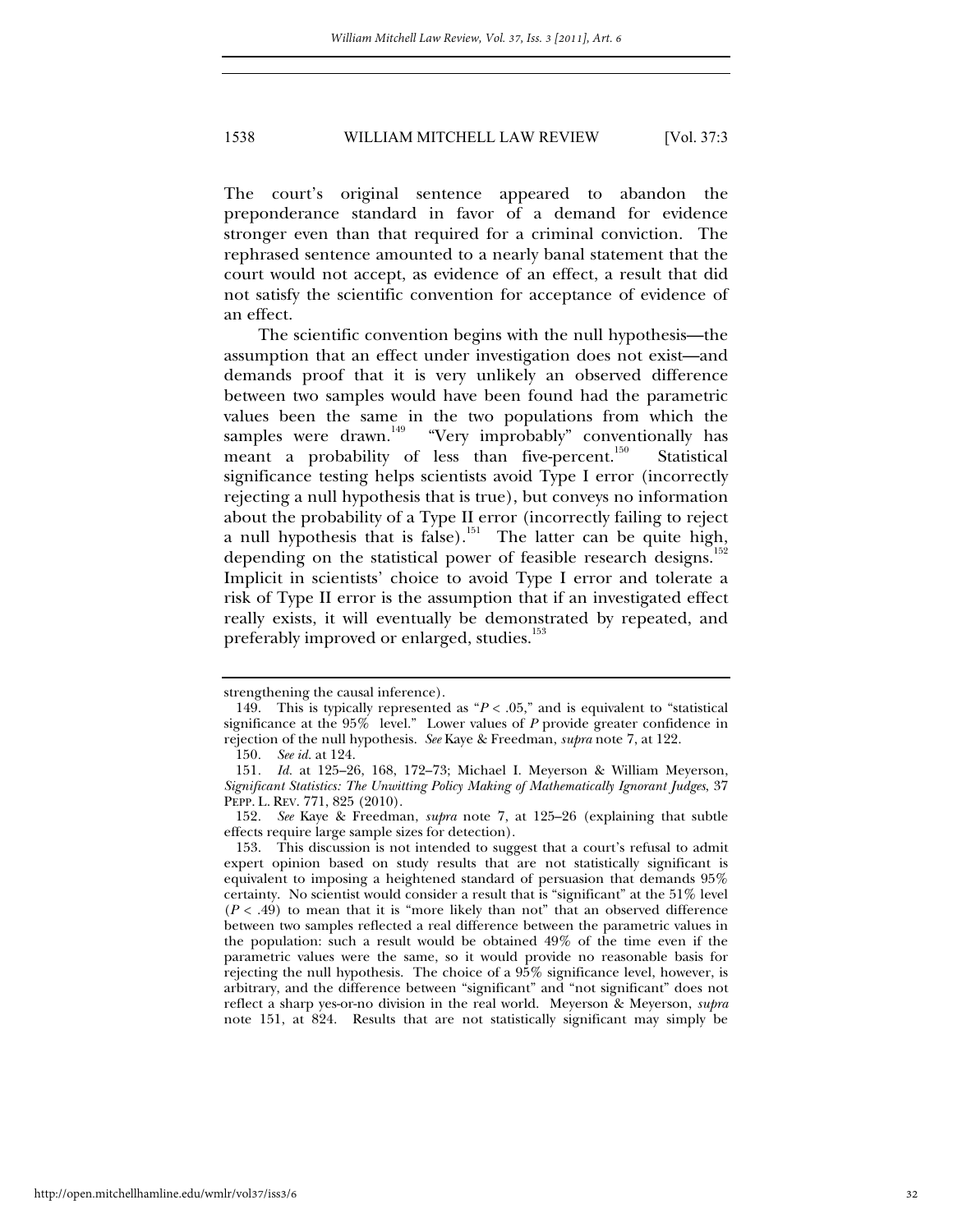The court's original sentence appeared to abandon the preponderance standard in favor of a demand for evidence stronger even than that required for a criminal conviction. The rephrased sentence amounted to a nearly banal statement that the court would not accept, as evidence of an effect, a result that did not satisfy the scientific convention for acceptance of evidence of an effect.

The scientific convention begins with the null hypothesis—the assumption that an effect under investigation does not exist—and demands proof that it is very unlikely an observed difference between two samples would have been found had the parametric values been the same in the two populations from which the samples were drawn.[149] "Very improbably" conventionally has meant a probability of less than five-percent.[150] Statistical significance testing helps scientists avoid Type I error (incorrectly rejecting a null hypothesis that is true), but conveys no information about the probability of a Type II error (incorrectly failing to reject a null hypothesis that is false).[151] The latter can be quite high, depending on the statistical power of feasible research designs.[152] Implicit in scientists' choice to avoid Type I error and tolerate a risk of Type II error is the assumption that if an investigated effect really exists, it will eventually be demonstrated by repeated, and preferably improved or enlarged, studies.[153]

---

strengthening the causal inference).

149. This is typically represented as "$P < .05$," and is equivalent to "statistical significance at the 95% level." Lower values of $P$ provide greater confidence in rejection of the null hypothesis. *See* Kaye & Freedman, *supra* note 7, at 122.

150. *See id.* at 124.

151. *Id.* at 125–26, 168, 172–73; Michael I. Meyerson & William Meyerson, *Significant Statistics: The Unwitting Policy Making of Mathematically Ignorant Judges*, 37 PEPP. L. REV. 771, 825 (2010).

152. *See* Kaye & Freedman, *supra* note 7, at 125–26 (explaining that subtle effects require large sample sizes for detection).

153. This discussion is not intended to suggest that a court's refusal to admit expert opinion based on study results that are not statistically significant is equivalent to imposing a heightened standard of persuasion that demands 95% certainty. No scientist would consider a result that is "significant" at the 51% level ($P < .49$) to mean that it is "more likely than not" that an observed difference between two samples reflected a real difference between the parametric values in the population: such a result would be obtained 49% of the time even if the parametric values were the same, so it would provide no reasonable basis for rejecting the null hypothesis. The choice of a 95% significance level, however, is arbitrary, and the difference between "significant" and "not significant" does not reflect a sharp yes-or-no division in the real world. Meyerson & Meyerson, *supra* note 151, at 824. Results that are not statistically significant may simply be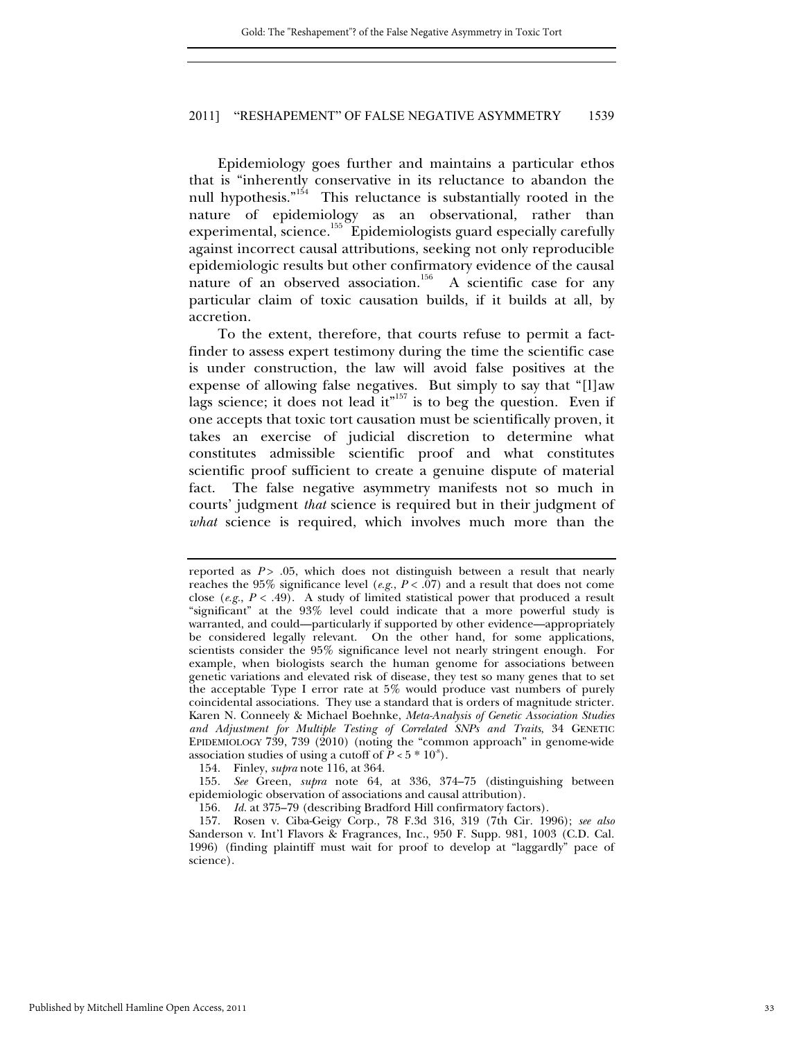Epidemiology goes further and maintains a particular ethos that is "inherently conservative in its reluctance to abandon the null hypothesis."[154] This reluctance is substantially rooted in the nature of epidemiology as an observational, rather than experimental, science.[155] Epidemiologists guard especially carefully against incorrect causal attributions, seeking not only reproducible epidemiologic results but other confirmatory evidence of the causal nature of an observed association.[156] A scientific case for any particular claim of toxic causation builds, if it builds at all, by accretion.

To the extent, therefore, that courts refuse to permit a fact-finder to assess expert testimony during the time the scientific case is under construction, the law will avoid false positives at the expense of allowing false negatives. But simply to say that "[l]aw lags science; it does not lead it"[157] is to beg the question. Even if one accepts that toxic tort causation must be scientifically proven, it takes an exercise of judicial discretion to determine what constitutes admissible scientific proof and what constitutes scientific proof sufficient to create a genuine dispute of material fact. The false negative asymmetry manifests not so much in courts' judgment *that* science is required but in their judgment of *what* science is required, which involves much more than the

---

reported as $P > .05$, which does not distinguish between a result that nearly reaches the 95% significance level (*e.g.*, $P < .07$) and a result that does not come close (*e.g.*, $P < .49$). A study of limited statistical power that produced a result "significant" at the 93% level could indicate that a more powerful study is warranted, and could—particularly if supported by other evidence—appropriately be considered legally relevant. On the other hand, for some applications, scientists consider the 95% significance level not nearly stringent enough. For example, when biologists search the human genome for associations between genetic variations and elevated risk of disease, they test so many genes that to set the acceptable Type I error rate at 5% would produce vast numbers of purely coincidental associations. They use a standard that is orders of magnitude stricter. Karen N. Conneely & Michael Boehnke, *Meta-Analysis of Genetic Association Studies and Adjustment for Multiple Testing of Correlated SNPs and Traits*, 34 GENETIC EPIDEMIOLOGY 739, 739 (2010) (noting the "common approach" in genome-wide association studies of using a cutoff of $P < 5 * 10^{-8}$).

154. Finley, *supra* note 116, at 364.

155. *See* Green, *supra* note 64, at 336, 374–75 (distinguishing between epidemiologic observation of associations and causal attribution).

156. *Id.* at 375–79 (describing Bradford Hill confirmatory factors).

157. Rosen v. Ciba-Geigy Corp., 78 F.3d 316, 319 (7th Cir. 1996); *see also* Sanderson v. Int'l Flavors & Fragrances, Inc., 950 F. Supp. 981, 1003 (C.D. Cal. 1996) (finding plaintiff must wait for proof to develop at "laggardly" pace of science).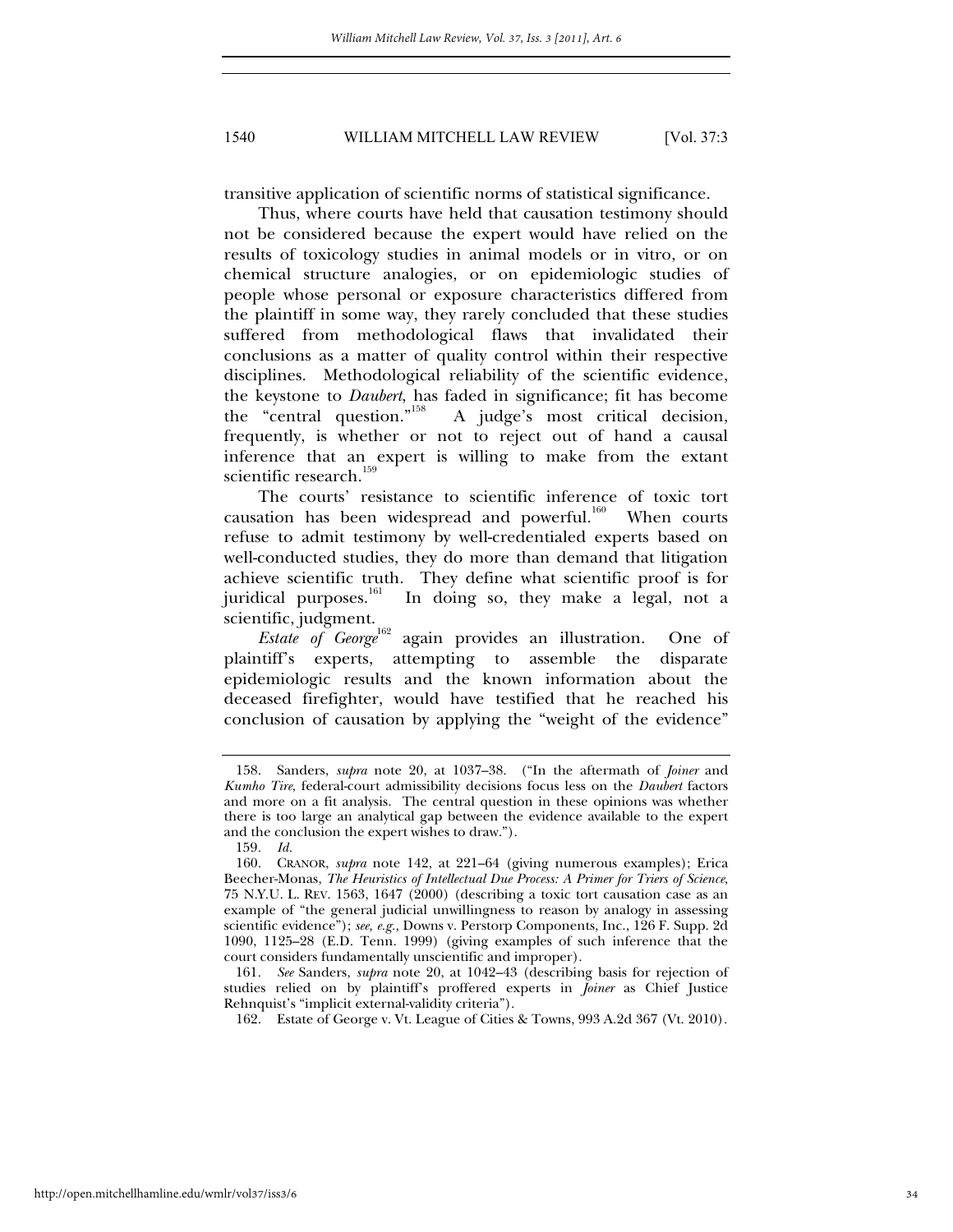transitive application of scientific norms of statistical significance.

Thus, where courts have held that causation testimony should not be considered because the expert would have relied on the results of toxicology studies in animal models or in vitro, or on chemical structure analogies, or on epidemiologic studies of people whose personal or exposure characteristics differed from the plaintiff in some way, they rarely concluded that these studies suffered from methodological flaws that invalidated their conclusions as a matter of quality control within their respective disciplines. Methodological reliability of the scientific evidence, the keystone to *Daubert*, has faded in significance; fit has become the "central question."[158] A judge's most critical decision, frequently, is whether or not to reject out of hand a causal inference that an expert is willing to make from the extant scientific research.[159]

The courts' resistance to scientific inference of toxic tort causation has been widespread and powerful.[160] When courts refuse to admit testimony by well-credentialed experts based on well-conducted studies, they do more than demand that litigation achieve scientific truth. They define what scientific proof is for juridical purposes.[161] In doing so, they make a legal, not a scientific, judgment.

*Estate of George*[162] again provides an illustration. One of plaintiff's experts, attempting to assemble the disparate epidemiologic results and the known information about the deceased firefighter, would have testified that he reached his conclusion of causation by applying the "weight of the evidence"

---

158. Sanders, *supra* note 20, at 1037–38. ("In the aftermath of *Joiner* and *Kumho Tire*, federal-court admissibility decisions focus less on the *Daubert* factors and more on a fit analysis. The central question in these opinions was whether there is too large an analytical gap between the evidence available to the expert and the conclusion the expert wishes to draw.").

159. *Id.*

160. CRANOR, *supra* note 142, at 221–64 (giving numerous examples); Erica Beecher-Monas, *The Heuristics of Intellectual Due Process: A Primer for Triers of Science*, 75 N.Y.U. L. REV. 1563, 1647 (2000) (describing a toxic tort causation case as an example of "the general judicial unwillingness to reason by analogy in assessing scientific evidence"); *see, e.g.,* Downs v. Perstorp Components, Inc., 126 F. Supp. 2d 1090, 1125–28 (E.D. Tenn. 1999) (giving examples of such inference that the court considers fundamentally unscientific and improper).

161. *See* Sanders, *supra* note 20, at 1042–43 (describing basis for rejection of studies relied on by plaintiff's proffered experts in *Joiner* as Chief Justice Rehnquist's "implicit external-validity criteria").

162. Estate of George v. Vt. League of Cities & Towns, 993 A.2d 367 (Vt. 2010).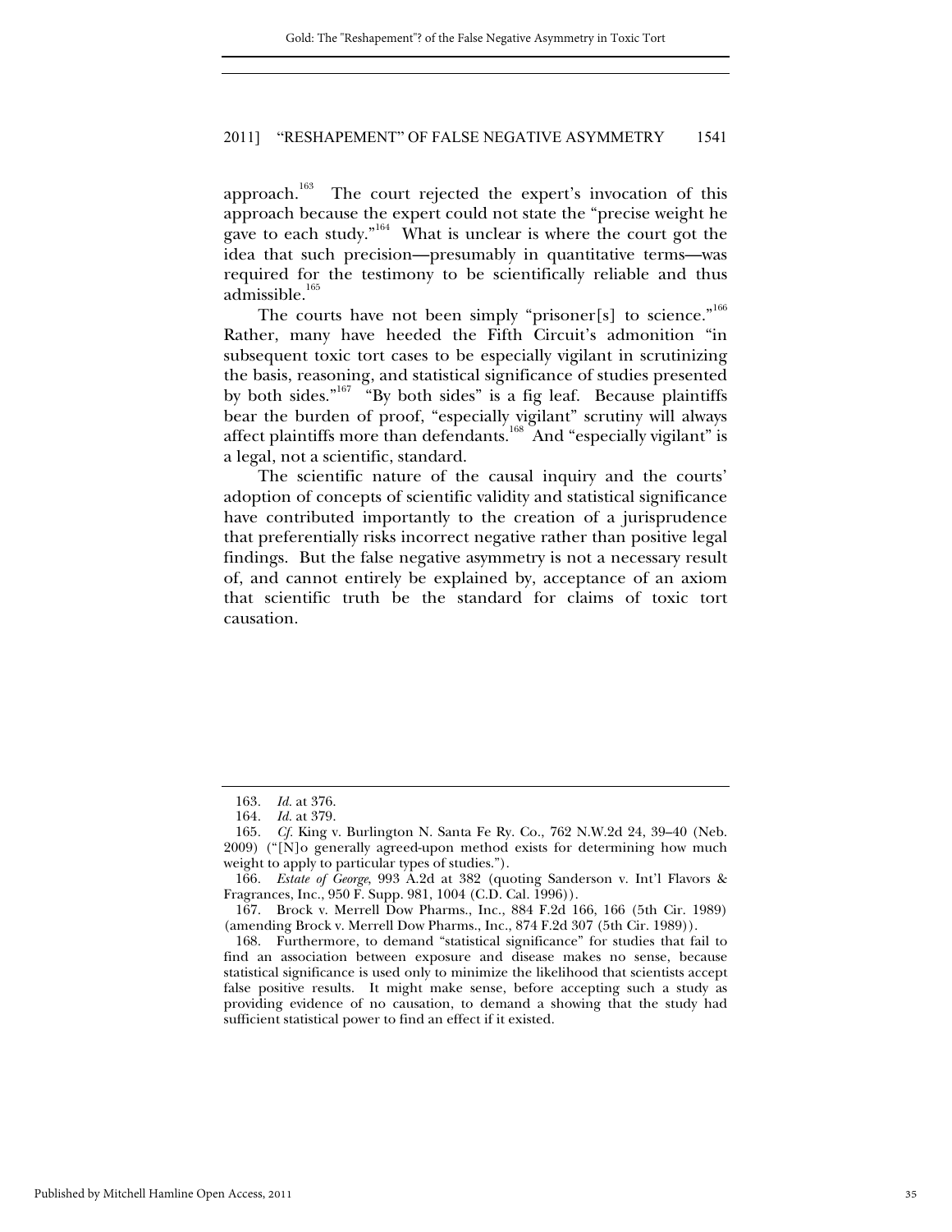approach.[163] The court rejected the expert's invocation of this approach because the expert could not state the "precise weight he gave to each study."[164] What is unclear is where the court got the idea that such precision—presumably in quantitative terms—was required for the testimony to be scientifically reliable and thus admissible.[165]

The courts have not been simply "prisoner[s] to science."[166] Rather, many have heeded the Fifth Circuit's admonition "in subsequent toxic tort cases to be especially vigilant in scrutinizing the basis, reasoning, and statistical significance of studies presented by both sides."[167] "By both sides" is a fig leaf. Because plaintiffs bear the burden of proof, "especially vigilant" scrutiny will always affect plaintiffs more than defendants.[168] And "especially vigilant" is a legal, not a scientific, standard.

The scientific nature of the causal inquiry and the courts' adoption of concepts of scientific validity and statistical significance have contributed importantly to the creation of a jurisprudence that preferentially risks incorrect negative rather than positive legal findings. But the false negative asymmetry is not a necessary result of, and cannot entirely be explained by, acceptance of an axiom that scientific truth be the standard for claims of toxic tort causation.

---

163. *Id.* at 376.

164. *Id.* at 379.

165. *Cf.* King v. Burlington N. Santa Fe Ry. Co., 762 N.W.2d 24, 39–40 (Neb. 2009) ("[N]o generally agreed-upon method exists for determining how much weight to apply to particular types of studies.").

166. *Estate of George*, 993 A.2d at 382 (quoting Sanderson v. Int'l Flavors & Fragrances, Inc., 950 F. Supp. 981, 1004 (C.D. Cal. 1996)).

167. Brock v. Merrell Dow Pharms., Inc., 884 F.2d 166, 166 (5th Cir. 1989) (amending Brock v. Merrell Dow Pharms., Inc., 874 F.2d 307 (5th Cir. 1989)).

168. Furthermore, to demand "statistical significance" for studies that fail to find an association between exposure and disease makes no sense, because statistical significance is used only to minimize the likelihood that scientists accept false positive results. It might make sense, before accepting such a study as providing evidence of no causation, to demand a showing that the study had sufficient statistical power to find an effect if it existed.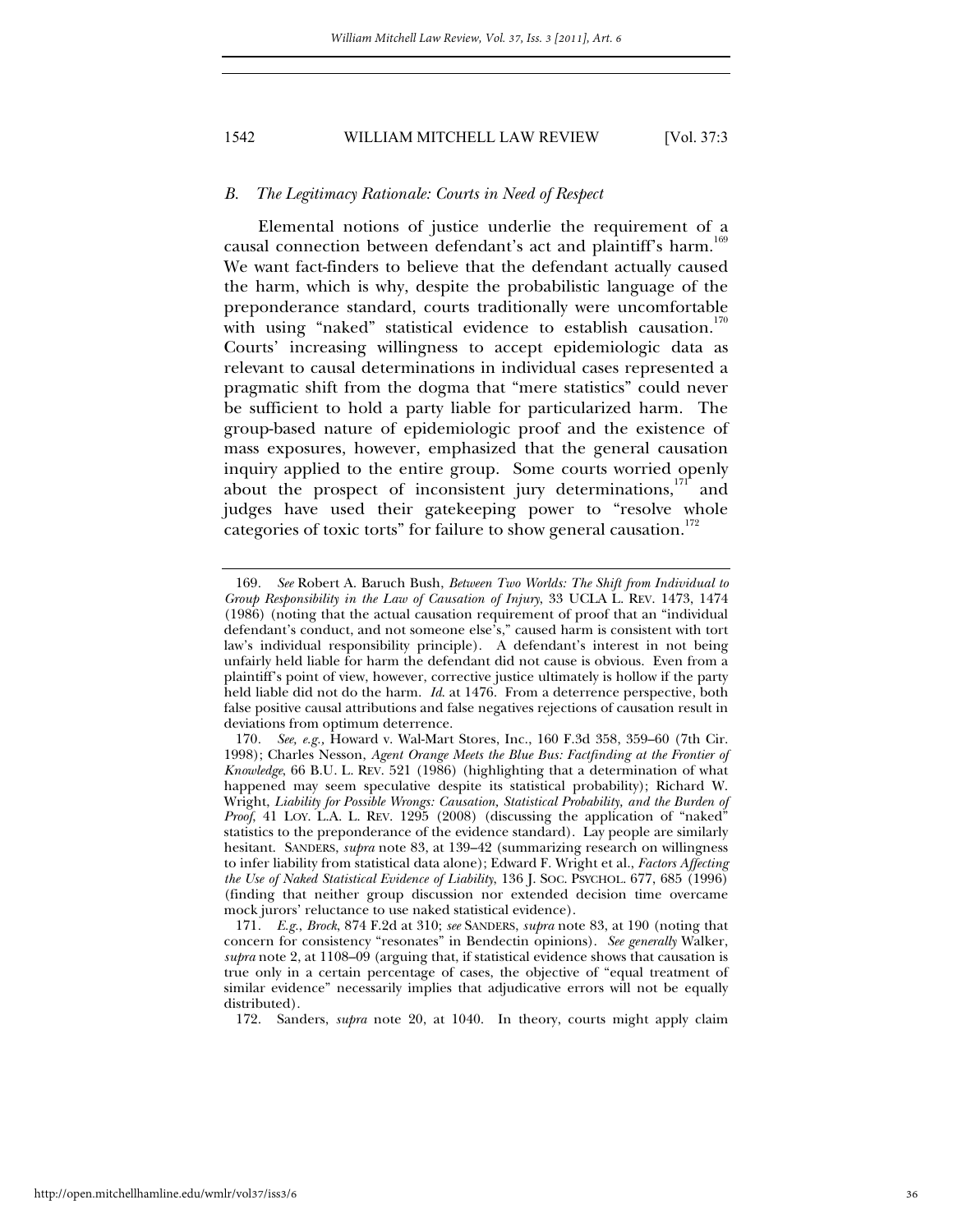### *B. The Legitimacy Rationale: Courts in Need of Respect*

Elemental notions of justice underlie the requirement of a causal connection between defendant's act and plaintiff's harm.[169] We want fact-finders to believe that the defendant actually caused the harm, which is why, despite the probabilistic language of the preponderance standard, courts traditionally were uncomfortable with using "naked" statistical evidence to establish causation.[170] Courts' increasing willingness to accept epidemiologic data as relevant to causal determinations in individual cases represented a pragmatic shift from the dogma that "mere statistics" could never be sufficient to hold a party liable for particularized harm. The group-based nature of epidemiologic proof and the existence of mass exposures, however, emphasized that the general causation inquiry applied to the entire group. Some courts worried openly about the prospect of inconsistent jury determinations,[171] and judges have used their gatekeeping power to "resolve whole categories of toxic torts" for failure to show general causation.[172]

---

169. *See* Robert A. Baruch Bush, *Between Two Worlds: The Shift from Individual to Group Responsibility in the Law of Causation of Injury*, 33 UCLA L. REV. 1473, 1474 (1986) (noting that the actual causation requirement of proof that an "individual defendant's conduct, and not someone else's," caused harm is consistent with tort law's individual responsibility principle). A defendant's interest in not being unfairly held liable for harm the defendant did not cause is obvious. Even from a plaintiff's point of view, however, corrective justice ultimately is hollow if the party held liable did not do the harm. *Id.* at 1476. From a deterrence perspective, both false positive causal attributions and false negatives rejections of causation result in deviations from optimum deterrence.

170. *See, e.g.*, Howard v. Wal-Mart Stores, Inc., 160 F.3d 358, 359–60 (7th Cir. 1998); Charles Nesson, *Agent Orange Meets the Blue Bus: Factfinding at the Frontier of Knowledge*, 66 B.U. L. REV. 521 (1986) (highlighting that a determination of what happened may seem speculative despite its statistical probability); Richard W. Wright, *Liability for Possible Wrongs: Causation, Statistical Probability, and the Burden of Proof*, 41 LOY. L.A. L. REV. 1295 (2008) (discussing the application of "naked" statistics to the preponderance of the evidence standard). Lay people are similarly hesitant. SANDERS, *supra* note 83, at 139–42 (summarizing research on willingness to infer liability from statistical data alone); Edward F. Wright et al., *Factors Affecting the Use of Naked Statistical Evidence of Liability*, 136 J. SOC. PSYCHOL. 677, 685 (1996) (finding that neither group discussion nor extended decision time overcame mock jurors' reluctance to use naked statistical evidence).

171. *E.g.*, *Brock*, 874 F.2d at 310; *see* SANDERS, *supra* note 83, at 190 (noting that concern for consistency "resonates" in Bendectin opinions). *See generally* Walker, *supra* note 2, at 1108–09 (arguing that, if statistical evidence shows that causation is true only in a certain percentage of cases, the objective of "equal treatment of similar evidence" necessarily implies that adjudicative errors will not be equally distributed).

172. Sanders, *supra* note 20, at 1040. In theory, courts might apply claim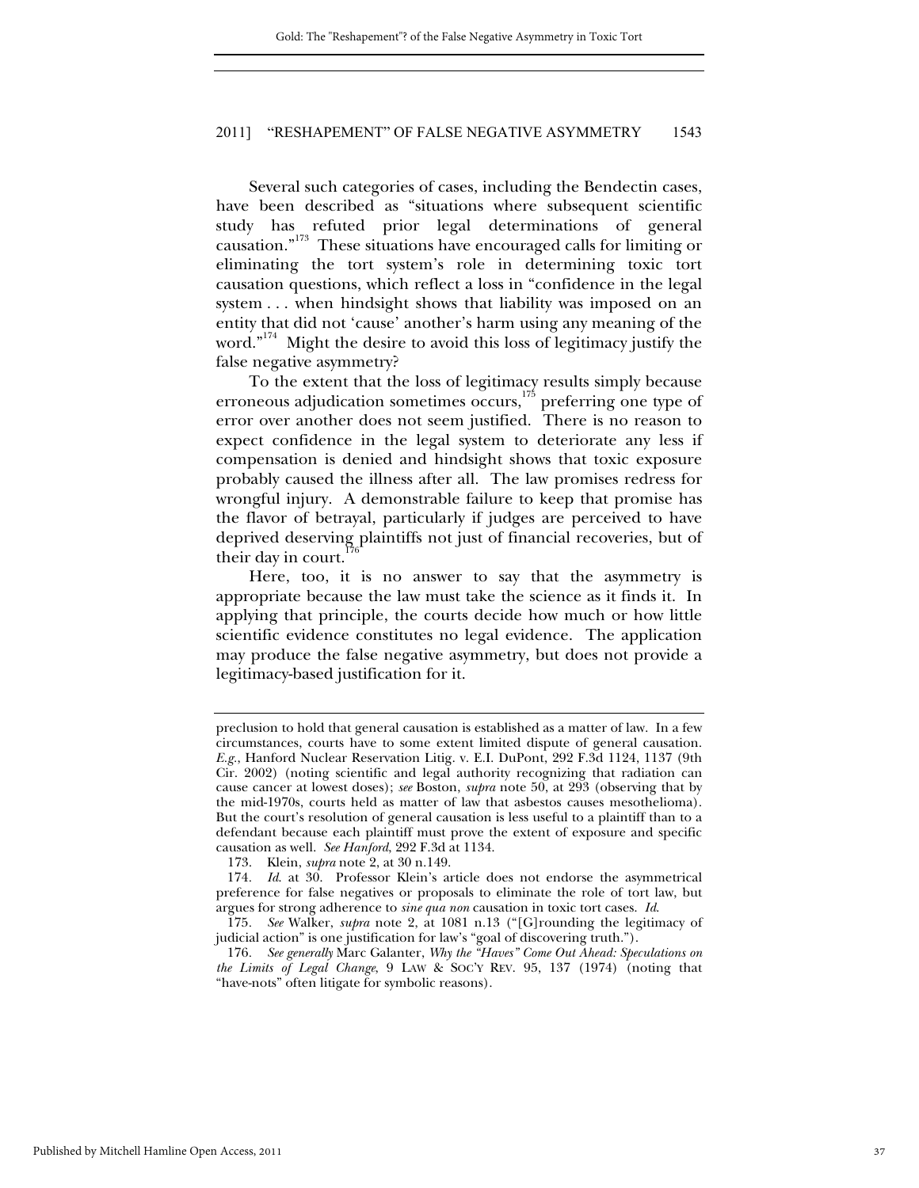Several such categories of cases, including the Bendectin cases, have been described as "situations where subsequent scientific study has refuted prior legal determinations of general causation."[173] These situations have encouraged calls for limiting or eliminating the tort system's role in determining toxic tort causation questions, which reflect a loss in "confidence in the legal system . . . when hindsight shows that liability was imposed on an entity that did not 'cause' another's harm using any meaning of the word."[174] Might the desire to avoid this loss of legitimacy justify the false negative asymmetry?

To the extent that the loss of legitimacy results simply because erroneous adjudication sometimes occurs,[175] preferring one type of error over another does not seem justified. There is no reason to expect confidence in the legal system to deteriorate any less if compensation is denied and hindsight shows that toxic exposure probably caused the illness after all. The law promises redress for wrongful injury. A demonstrable failure to keep that promise has the flavor of betrayal, particularly if judges are perceived to have deprived deserving plaintiffs not just of financial recoveries, but of their day in court.[176]

Here, too, it is no answer to say that the asymmetry is appropriate because the law must take the science as it finds it. In applying that principle, the courts decide how much or how little scientific evidence constitutes no legal evidence. The application may produce the false negative asymmetry, but does not provide a legitimacy-based justification for it.

---

preclusion to hold that general causation is established as a matter of law. In a few circumstances, courts have to some extent limited dispute of general causation. *E.g.*, Hanford Nuclear Reservation Litig. v. E.I. DuPont, 292 F.3d 1124, 1137 (9th Cir. 2002) (noting scientific and legal authority recognizing that radiation can cause cancer at lowest doses); *see* Boston, *supra* note 50, at 293 (observing that by the mid-1970s, courts held as matter of law that asbestos causes mesothelioma). But the court's resolution of general causation is less useful to a plaintiff than to a defendant because each plaintiff must prove the extent of exposure and specific causation as well. *See Hanford*, 292 F.3d at 1134.

173. Klein, *supra* note 2, at 30 n.149.

174. *Id*. at 30. Professor Klein's article does not endorse the asymmetrical preference for false negatives or proposals to eliminate the role of tort law, but argues for strong adherence to *sine qua non* causation in toxic tort cases. *Id*.

175. *See* Walker, *supra* note 2, at 1081 n.13 ("[G]rounding the legitimacy of judicial action" is one justification for law's "goal of discovering truth.").

176. *See generally* Marc Galanter, *Why the "Haves" Come Out Ahead: Speculations on the Limits of Legal Change*, 9 LAW & SOC'Y REV. 95, 137 (1974) (noting that "have-nots" often litigate for symbolic reasons).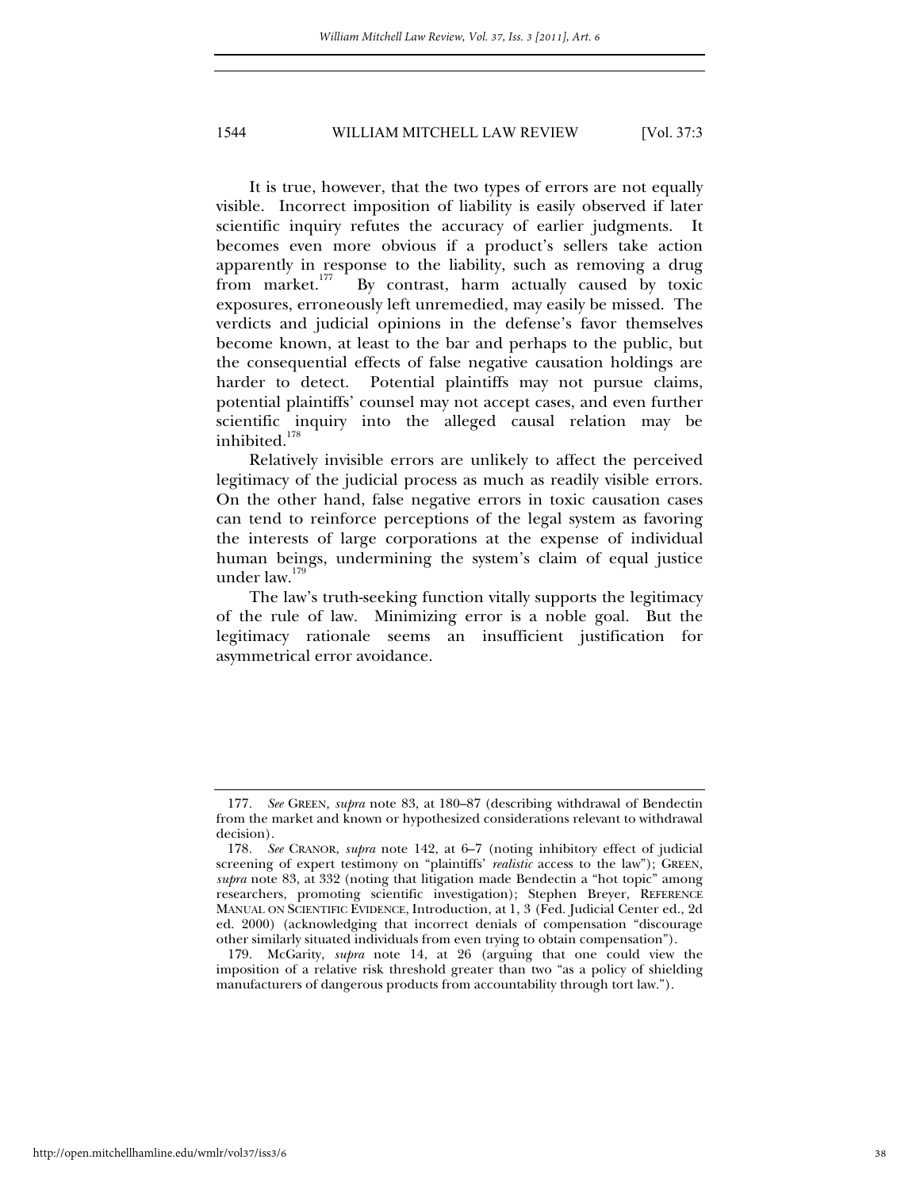It is true, however, that the two types of errors are not equally visible. Incorrect imposition of liability is easily observed if later scientific inquiry refutes the accuracy of earlier judgments. It becomes even more obvious if a product's sellers take action apparently in response to the liability, such as removing a drug from market.[177] By contrast, harm actually caused by toxic exposures, erroneously left unremedied, may easily be missed. The verdicts and judicial opinions in the defense's favor themselves become known, at least to the bar and perhaps to the public, but the consequential effects of false negative causation holdings are harder to detect. Potential plaintiffs may not pursue claims, potential plaintiffs' counsel may not accept cases, and even further scientific inquiry into the alleged causal relation may be inhibited.[178]

Relatively invisible errors are unlikely to affect the perceived legitimacy of the judicial process as much as readily visible errors. On the other hand, false negative errors in toxic causation cases can tend to reinforce perceptions of the legal system as favoring the interests of large corporations at the expense of individual human beings, undermining the system's claim of equal justice under law.[179]

The law's truth-seeking function vitally supports the legitimacy of the rule of law. Minimizing error is a noble goal. But the legitimacy rationale seems an insufficient justification for asymmetrical error avoidance.

---

177. *See* GREEN, *supra* note 83, at 180–87 (describing withdrawal of Bendectin from the market and known or hypothesized considerations relevant to withdrawal decision).

178. *See* CRANOR, *supra* note 142, at 6–7 (noting inhibitory effect of judicial screening of expert testimony on "plaintiffs' *realistic* access to the law"); GREEN, *supra* note 83, at 332 (noting that litigation made Bendectin a "hot topic" among researchers, promoting scientific investigation); Stephen Breyer, REFERENCE MANUAL ON SCIENTIFIC EVIDENCE, Introduction, at 1, 3 (Fed. Judicial Center ed., 2d ed. 2000) (acknowledging that incorrect denials of compensation "discourage other similarly situated individuals from even trying to obtain compensation").

179. McGarity, *supra* note 14, at 26 (arguing that one could view the imposition of a relative risk threshold greater than two "as a policy of shielding manufacturers of dangerous products from accountability through tort law.").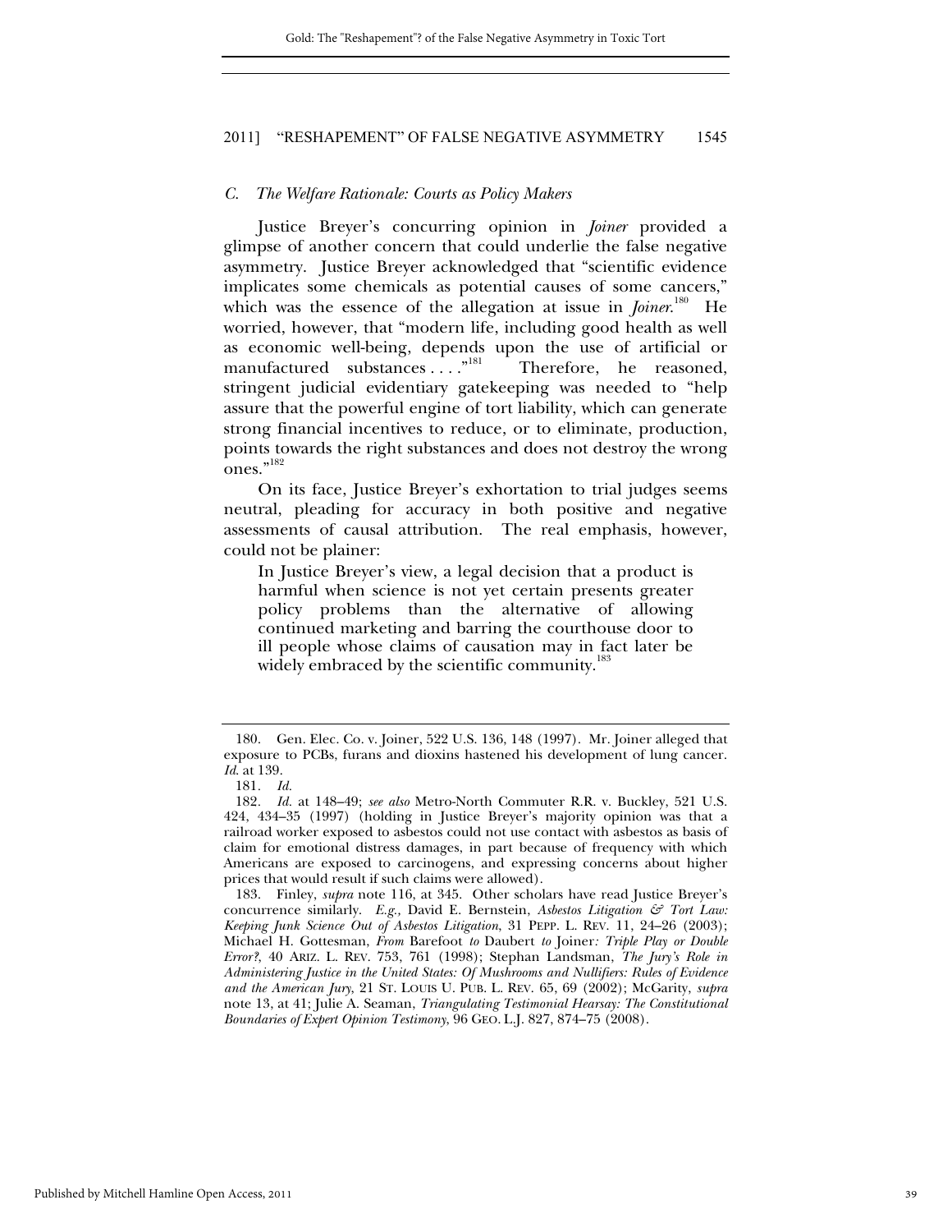### *C. The Welfare Rationale: Courts as Policy Makers*

Justice Breyer's concurring opinion in *Joiner* provided a glimpse of another concern that could underlie the false negative asymmetry. Justice Breyer acknowledged that "scientific evidence implicates some chemicals as potential causes of some cancers," which was the essence of the allegation at issue in *Joiner*.[180] He worried, however, that "modern life, including good health as well as economic well-being, depends upon the use of artificial or manufactured substances . . . ."[181] Therefore, he reasoned, stringent judicial evidentiary gatekeeping was needed to "help assure that the powerful engine of tort liability, which can generate strong financial incentives to reduce, or to eliminate, production, points towards the right substances and does not destroy the wrong ones."[182]

On its face, Justice Breyer's exhortation to trial judges seems neutral, pleading for accuracy in both positive and negative assessments of causal attribution. The real emphasis, however, could not be plainer:

> In Justice Breyer's view, a legal decision that a product is harmful when science is not yet certain presents greater policy problems than the alternative of allowing continued marketing and barring the courthouse door to ill people whose claims of causation may in fact later be widely embraced by the scientific community.[183]

---

180. Gen. Elec. Co. v. Joiner, 522 U.S. 136, 148 (1997). Mr. Joiner alleged that exposure to PCBs, furans and dioxins hastened his development of lung cancer. *Id.* at 139.

181. *Id.*

182. *Id.* at 148–49; *see also* Metro-North Commuter R.R. v. Buckley, 521 U.S. 424, 434–35 (1997) (holding in Justice Breyer's majority opinion was that a railroad worker exposed to asbestos could not use contact with asbestos as basis of claim for emotional distress damages, in part because of frequency with which Americans are exposed to carcinogens, and expressing concerns about higher prices that would result if such claims were allowed).

183. Finley, *supra* note 116, at 345. Other scholars have read Justice Breyer's concurrence similarly. *E.g.*, David E. Bernstein, *Asbestos Litigation & Tort Law: Keeping Junk Science Out of Asbestos Litigation*, 31 PEPP. L. REV. 11, 24–26 (2003); Michael H. Gottesman, *From* Barefoot *to* Daubert *to* Joiner*: Triple Play or Double Error?*, 40 ARIZ. L. REV. 753, 761 (1998); Stephan Landsman, *The Jury's Role in Administering Justice in the United States: Of Mushrooms and Nullifiers: Rules of Evidence and the American Jury*, 21 ST. LOUIS U. PUB. L. REV. 65, 69 (2002); McGarity, *supra* note 13, at 41; Julie A. Seaman, *Triangulating Testimonial Hearsay: The Constitutional Boundaries of Expert Opinion Testimony*, 96 GEO. L.J. 827, 874–75 (2008).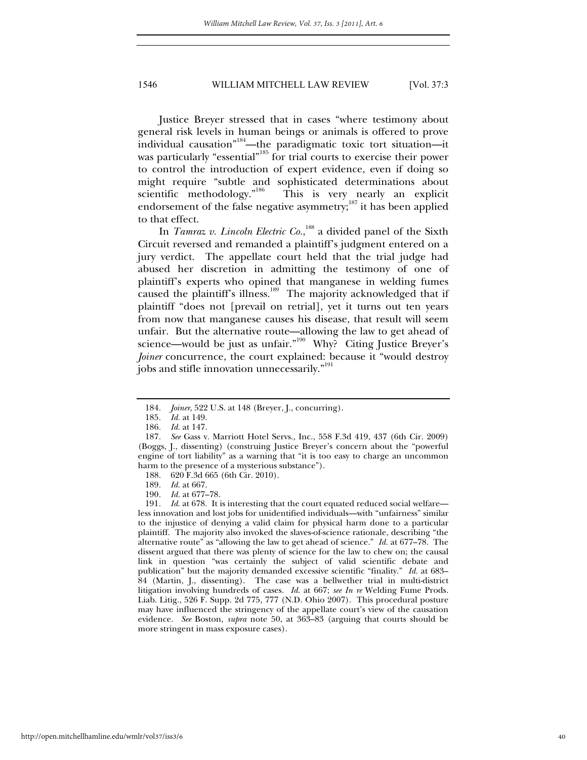Justice Breyer stressed that in cases "where testimony about general risk levels in human beings or animals is offered to prove individual causation"[184]—the paradigmatic toxic tort situation—it was particularly "essential"[185] for trial courts to exercise their power to control the introduction of expert evidence, even if doing so might require "subtle and sophisticated determinations about scientific methodology."[186] This is very nearly an explicit endorsement of the false negative asymmetry;[187] it has been applied to that effect.

In *Tamraz v. Lincoln Electric Co.*,[188] a divided panel of the Sixth Circuit reversed and remanded a plaintiff's judgment entered on a jury verdict. The appellate court held that the trial judge had abused her discretion in admitting the testimony of one of plaintiff's experts who opined that manganese in welding fumes caused the plaintiff's illness.[189] The majority acknowledged that if plaintiff "does not [prevail on retrial], yet it turns out ten years from now that manganese causes his disease, that result will seem unfair. But the alternative route—allowing the law to get ahead of science—would be just as unfair."[190] Why? Citing Justice Breyer's *Joiner* concurrence, the court explained: because it "would destroy jobs and stifle innovation unnecessarily."[191]

---

184. *Joiner*, 522 U.S. at 148 (Breyer, J., concurring).

185. *Id.* at 149.

186. *Id.* at 147.

187. *See* Gass v. Marriott Hotel Servs., Inc., 558 F.3d 419, 437 (6th Cir. 2009) (Boggs, J., dissenting) (construing Justice Breyer's concern about the "powerful engine of tort liability" as a warning that "it is too easy to charge an uncommon harm to the presence of a mysterious substance").

188. 620 F.3d 665 (6th Cir. 2010).

189. *Id.* at 667.

190. *Id.* at 677–78.

191. *Id.* at 678. It is interesting that the court equated reduced social welfare—less innovation and lost jobs for unidentified individuals—with "unfairness" similar to the injustice of denying a valid claim for physical harm done to a particular plaintiff. The majority also invoked the slaves-of-science rationale, describing "the alternative route" as "allowing the law to get ahead of science." *Id.* at 677–78. The dissent argued that there was plenty of science for the law to chew on; the causal link in question "was certainly the subject of valid scientific debate and publication" but the majority demanded excessive scientific "finality." *Id.* at 683–84 (Martin, J., dissenting). The case was a bellwether trial in multi-district litigation involving hundreds of cases. *Id.* at 667; *see In re* Welding Fume Prods. Liab. Litig., 526 F. Supp. 2d 775, 777 (N.D. Ohio 2007). This procedural posture may have influenced the stringency of the appellate court's view of the causation evidence. *See* Boston, *supra* note 50, at 363–83 (arguing that courts should be more stringent in mass exposure cases).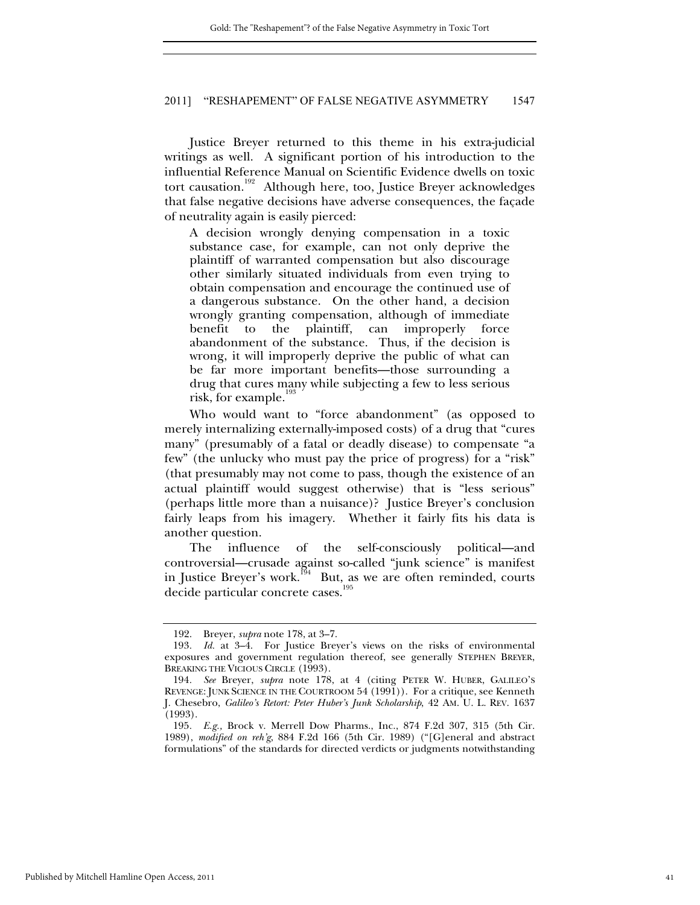Justice Breyer returned to this theme in his extra-judicial writings as well. A significant portion of his introduction to the influential Reference Manual on Scientific Evidence dwells on toxic tort causation.[192] Although here, too, Justice Breyer acknowledges that false negative decisions have adverse consequences, the façade of neutrality again is easily pierced:

> A decision wrongly denying compensation in a toxic substance case, for example, can not only deprive the plaintiff of warranted compensation but also discourage other similarly situated individuals from even trying to obtain compensation and encourage the continued use of a dangerous substance. On the other hand, a decision wrongly granting compensation, although of immediate benefit to the plaintiff, can improperly force abandonment of the substance. Thus, if the decision is wrong, it will improperly deprive the public of what can be far more important benefits—those surrounding a drug that cures many while subjecting a few to less serious risk, for example.[193]

Who would want to "force abandonment" (as opposed to merely internalizing externally-imposed costs) of a drug that "cures many" (presumably of a fatal or deadly disease) to compensate "a few" (the unlucky who must pay the price of progress) for a "risk" (that presumably may not come to pass, though the existence of an actual plaintiff would suggest otherwise) that is "less serious" (perhaps little more than a nuisance)? Justice Breyer's conclusion fairly leaps from his imagery. Whether it fairly fits his data is another question.

The influence of the self-consciously political—and controversial—crusade against so-called "junk science" is manifest in Justice Breyer's work.[194] But, as we are often reminded, courts decide particular concrete cases.[195]

---

192. Breyer, *supra* note 178, at 3–7.

193. *Id.* at 3–4. For Justice Breyer's views on the risks of environmental exposures and government regulation thereof, see generally STEPHEN BREYER, BREAKING THE VICIOUS CIRCLE (1993).

194. *See* Breyer, *supra* note 178, at 4 (citing PETER W. HUBER, GALILEO'S REVENGE: JUNK SCIENCE IN THE COURTROOM 54 (1991)). For a critique, see Kenneth J. Chesebro, *Galileo's Retort: Peter Huber's Junk Scholarship*, 42 AM. U. L. REV. 1637 (1993).

195. *E.g.*, Brock v. Merrell Dow Pharms., Inc., 874 F.2d 307, 315 (5th Cir. 1989), *modified on reh'g*, 884 F.2d 166 (5th Cir. 1989) ("[G]eneral and abstract formulations" of the standards for directed verdicts or judgments notwithstanding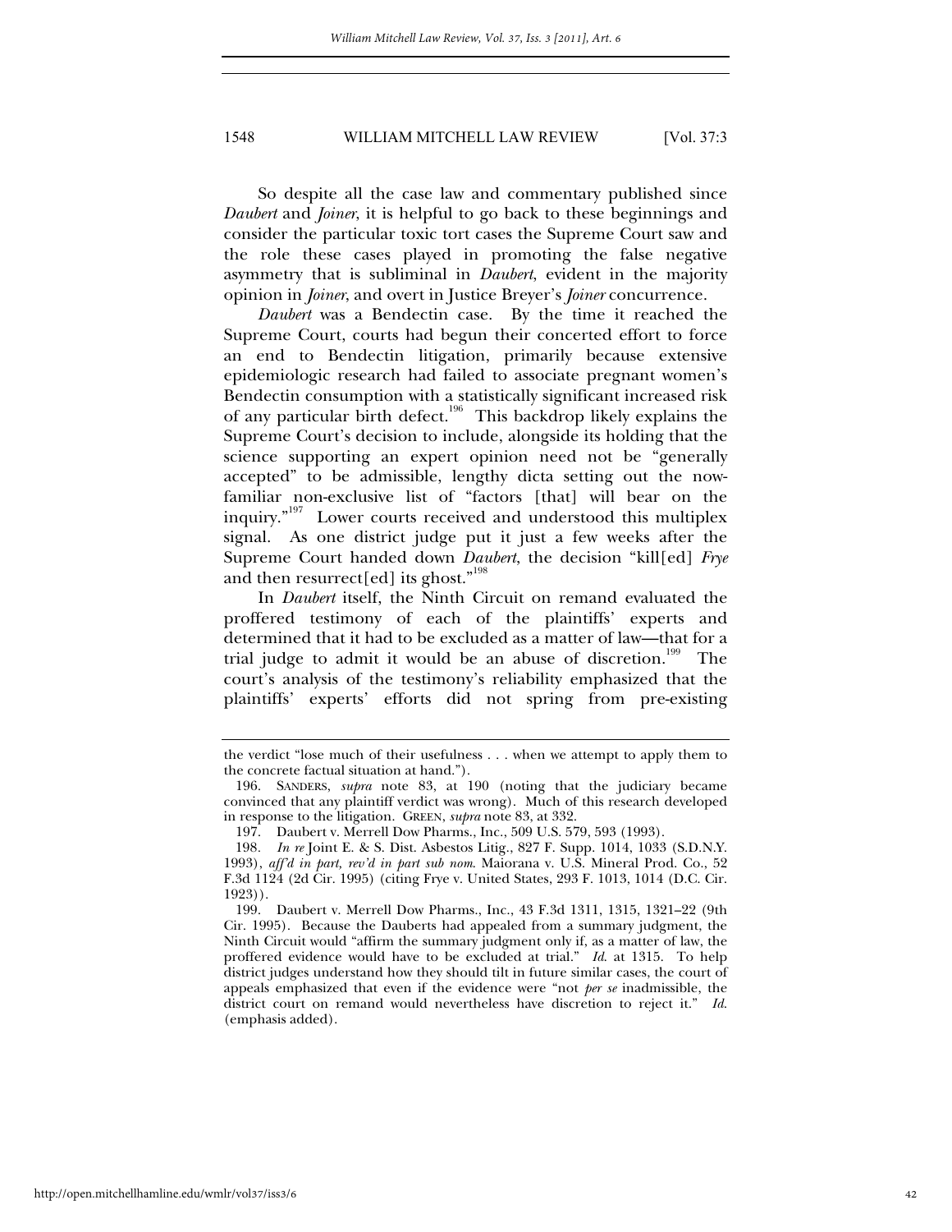So despite all the case law and commentary published since *Daubert* and *Joiner*, it is helpful to go back to these beginnings and consider the particular toxic tort cases the Supreme Court saw and the role these cases played in promoting the false negative asymmetry that is subliminal in *Daubert*, evident in the majority opinion in *Joiner*, and overt in Justice Breyer's *Joiner* concurrence.

*Daubert* was a Bendectin case. By the time it reached the Supreme Court, courts had begun their concerted effort to force an end to Bendectin litigation, primarily because extensive epidemiologic research had failed to associate pregnant women's Bendectin consumption with a statistically significant increased risk of any particular birth defect.[196] This backdrop likely explains the Supreme Court's decision to include, alongside its holding that the science supporting an expert opinion need not be "generally accepted" to be admissible, lengthy dicta setting out the now-familiar non-exclusive list of "factors [that] will bear on the inquiry."[197] Lower courts received and understood this multiplex signal. As one district judge put it just a few weeks after the Supreme Court handed down *Daubert*, the decision "kill[ed] *Frye* and then resurrect[ed] its ghost."[198]

In *Daubert* itself, the Ninth Circuit on remand evaluated the proffered testimony of each of the plaintiffs' experts and determined that it had to be excluded as a matter of law—that for a trial judge to admit it would be an abuse of discretion.[199] The court's analysis of the testimony's reliability emphasized that the plaintiffs' experts' efforts did not spring from pre-existing

---

the verdict "lose much of their usefulness . . . when we attempt to apply them to the concrete factual situation at hand.").

196. SANDERS, *supra* note 83, at 190 (noting that the judiciary became convinced that any plaintiff verdict was wrong). Much of this research developed in response to the litigation. GREEN, *supra* note 83, at 332.

197. Daubert v. Merrell Dow Pharms., Inc., 509 U.S. 579, 593 (1993).

198. *In re* Joint E. & S. Dist. Asbestos Litig., 827 F. Supp. 1014, 1033 (S.D.N.Y. 1993), *aff'd in part, rev'd in part sub nom.* Maiorana v. U.S. Mineral Prod. Co., 52 F.3d 1124 (2d Cir. 1995) (citing Frye v. United States, 293 F. 1013, 1014 (D.C. Cir. 1923)).

199. Daubert v. Merrell Dow Pharms., Inc., 43 F.3d 1311, 1315, 1321–22 (9th Cir. 1995). Because the Dauberts had appealed from a summary judgment, the Ninth Circuit would "affirm the summary judgment only if, as a matter of law, the proffered evidence would have to be excluded at trial." *Id.* at 1315. To help district judges understand how they should tilt in future similar cases, the court of appeals emphasized that even if the evidence were "not *per se* inadmissible, the district court on remand would nevertheless have discretion to reject it." *Id.* (emphasis added).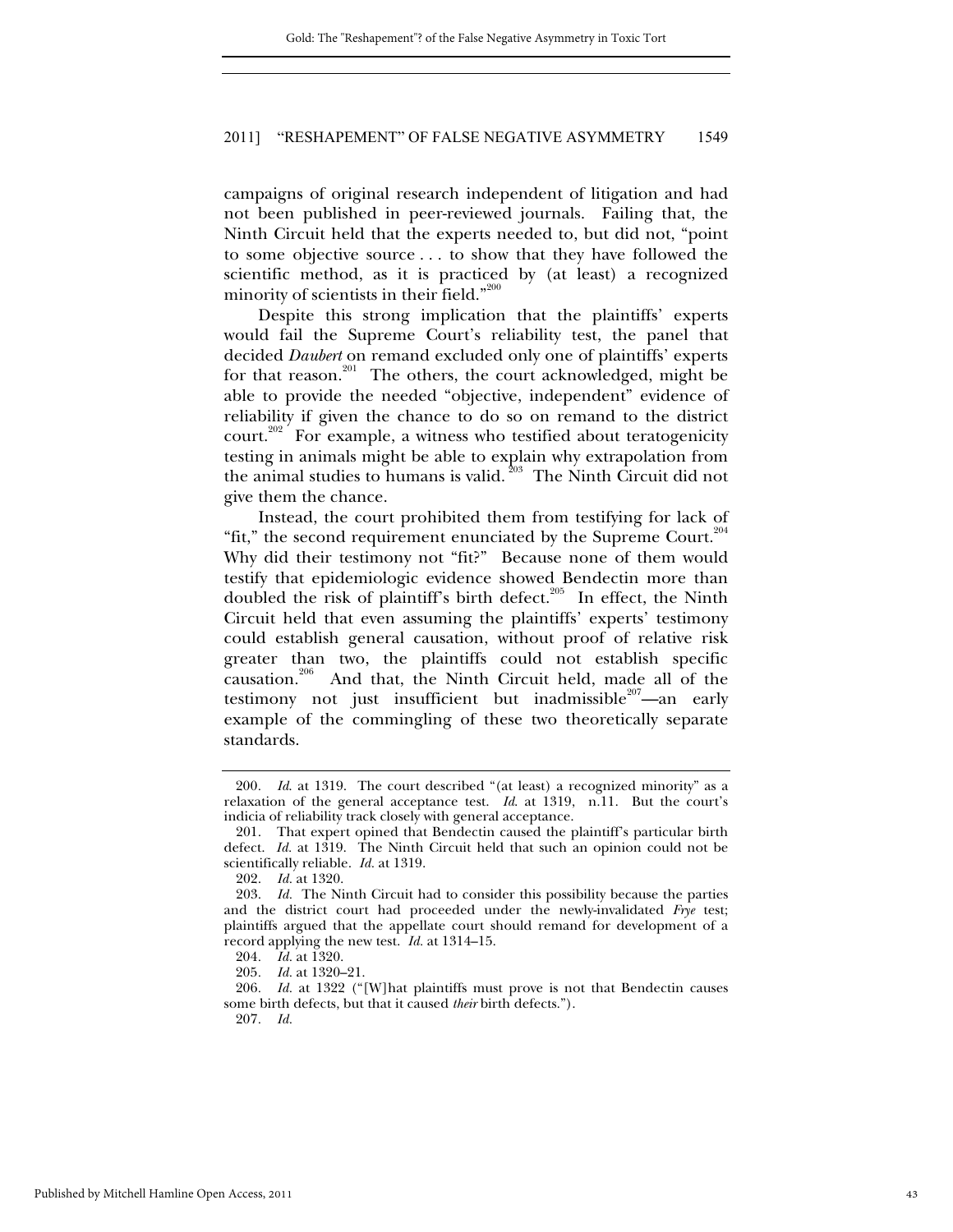campaigns of original research independent of litigation and had not been published in peer-reviewed journals. Failing that, the Ninth Circuit held that the experts needed to, but did not, "point to some objective source . . . to show that they have followed the scientific method, as it is practiced by (at least) a recognized minority of scientists in their field."[200]

Despite this strong implication that the plaintiffs' experts would fail the Supreme Court's reliability test, the panel that decided *Daubert* on remand excluded only one of plaintiffs' experts for that reason.[201] The others, the court acknowledged, might be able to provide the needed "objective, independent" evidence of reliability if given the chance to do so on remand to the district court.[202] For example, a witness who testified about teratogenicity testing in animals might be able to explain why extrapolation from the animal studies to humans is valid.[203] The Ninth Circuit did not give them the chance.

Instead, the court prohibited them from testifying for lack of "fit," the second requirement enunciated by the Supreme Court.[204] Why did their testimony not "fit?" Because none of them would testify that epidemiologic evidence showed Bendectin more than doubled the risk of plaintiff's birth defect.[205] In effect, the Ninth Circuit held that even assuming the plaintiffs' experts' testimony could establish general causation, without proof of relative risk greater than two, the plaintiffs could not establish specific causation.[206] And that, the Ninth Circuit held, made all of the testimony not just insufficient but inadmissible[207]—an early example of the commingling of these two theoretically separate standards.

---

200. *Id.* at 1319. The court described "(at least) a recognized minority" as a relaxation of the general acceptance test. *Id.* at 1319, n.11. But the court's indicia of reliability track closely with general acceptance.

201. That expert opined that Bendectin caused the plaintiff's particular birth defect. *Id.* at 1319. The Ninth Circuit held that such an opinion could not be scientifically reliable. *Id.* at 1319.

202. *Id.* at 1320.

203. *Id.* The Ninth Circuit had to consider this possibility because the parties and the district court had proceeded under the newly-invalidated *Frye* test; plaintiffs argued that the appellate court should remand for development of a record applying the new test. *Id.* at 1314–15.

204. *Id.* at 1320.

205. *Id.* at 1320–21.

206. *Id.* at 1322 ("[W]hat plaintiffs must prove is not that Bendectin causes some birth defects, but that it caused *their* birth defects.").

207. *Id.*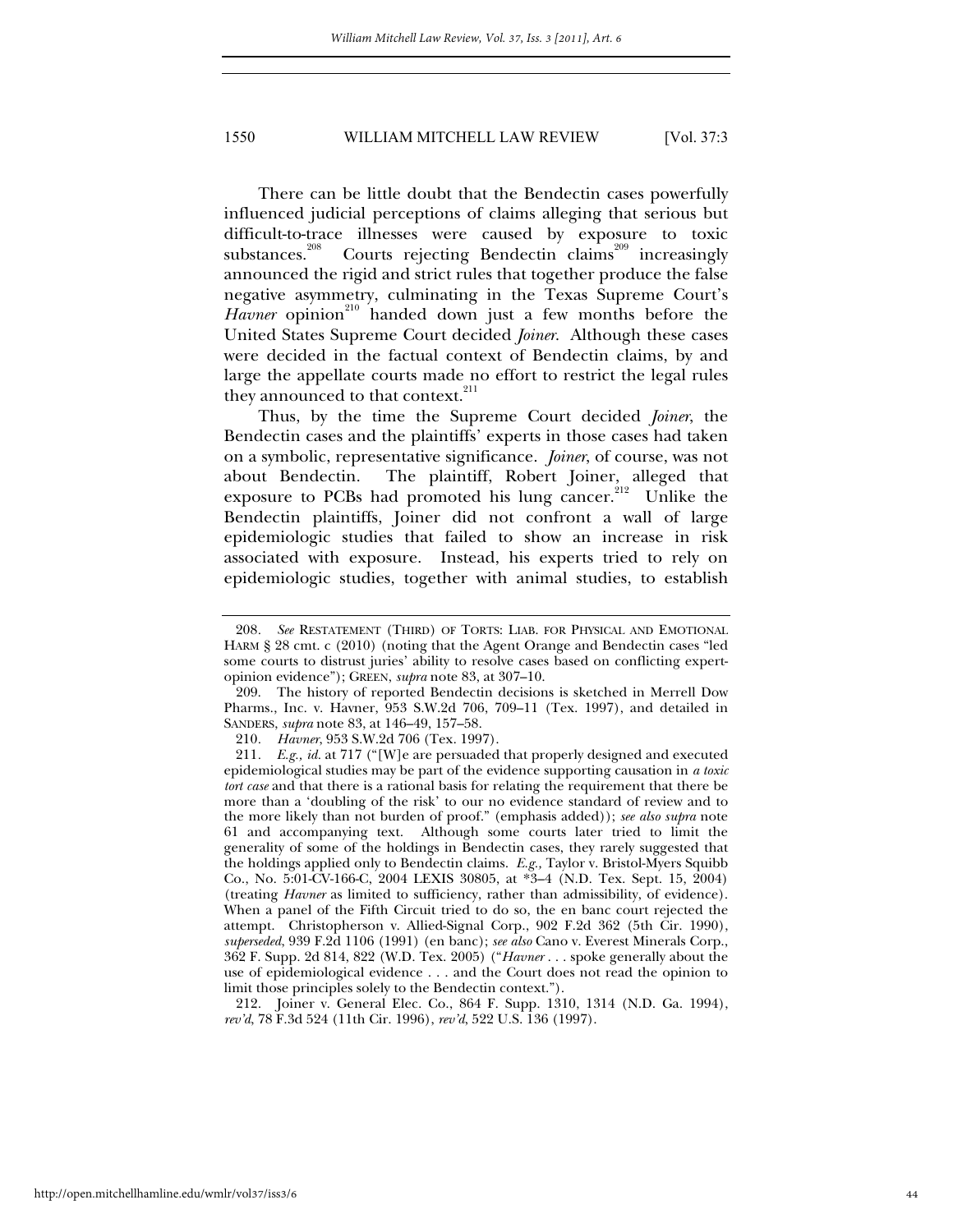There can be little doubt that the Bendectin cases powerfully influenced judicial perceptions of claims alleging that serious but difficult-to-trace illnesses were caused by exposure to toxic substances.[208] Courts rejecting Bendectin claims[209] increasingly announced the rigid and strict rules that together produce the false negative asymmetry, culminating in the Texas Supreme Court's *Havner* opinion[210] handed down just a few months before the United States Supreme Court decided *Joiner*. Although these cases were decided in the factual context of Bendectin claims, by and large the appellate courts made no effort to restrict the legal rules they announced to that context.[211]

Thus, by the time the Supreme Court decided *Joiner*, the Bendectin cases and the plaintiffs' experts in those cases had taken on a symbolic, representative significance. *Joiner*, of course, was not about Bendectin. The plaintiff, Robert Joiner, alleged that exposure to PCBs had promoted his lung cancer.[212] Unlike the Bendectin plaintiffs, Joiner did not confront a wall of large epidemiologic studies that failed to show an increase in risk associated with exposure. Instead, his experts tried to rely on epidemiologic studies, together with animal studies, to establish

---

208. *See* RESTATEMENT (THIRD) OF TORTS: LIAB. FOR PHYSICAL AND EMOTIONAL HARM § 28 cmt. c (2010) (noting that the Agent Orange and Bendectin cases "led some courts to distrust juries' ability to resolve cases based on conflicting expert-opinion evidence"); GREEN, *supra* note 83, at 307–10.

209. The history of reported Bendectin decisions is sketched in Merrell Dow Pharms., Inc. v. Havner, 953 S.W.2d 706, 709–11 (Tex. 1997), and detailed in SANDERS, *supra* note 83, at 146–49, 157–58.

210. *Havner*, 953 S.W.2d 706 (Tex. 1997).

211. *E.g.*, *id.* at 717 ("[W]e are persuaded that properly designed and executed epidemiological studies may be part of the evidence supporting causation in *a toxic tort case* and that there is a rational basis for relating the requirement that there be more than a 'doubling of the risk' to our no evidence standard of review and to the more likely than not burden of proof." (emphasis added)); *see also supra* note 61 and accompanying text. Although some courts later tried to limit the generality of some of the holdings in Bendectin cases, they rarely suggested that the holdings applied only to Bendectin claims. *E.g.*, Taylor v. Bristol-Myers Squibb Co., No. 5:01-CV-166-C, 2004 LEXIS 30805, at *3–4 (N.D. Tex. Sept. 15, 2004) (treating *Havner* as limited to sufficiency, rather than admissibility, of evidence). When a panel of the Fifth Circuit tried to do so, the en banc court rejected the attempt. Christopherson v. Allied-Signal Corp., 902 F.2d 362 (5th Cir. 1990), *superseded*, 939 F.2d 1106 (1991) (en banc); *see also* Cano v. Everest Minerals Corp., 362 F. Supp. 2d 814, 822 (W.D. Tex. 2005) ("*Havner* . . . spoke generally about the use of epidemiological evidence . . . and the Court does not read the opinion to limit those principles solely to the Bendectin context.").

212. Joiner v. General Elec. Co., 864 F. Supp. 1310, 1314 (N.D. Ga. 1994), *rev'd*, 78 F.3d 524 (11th Cir. 1996), *rev'd*, 522 U.S. 136 (1997).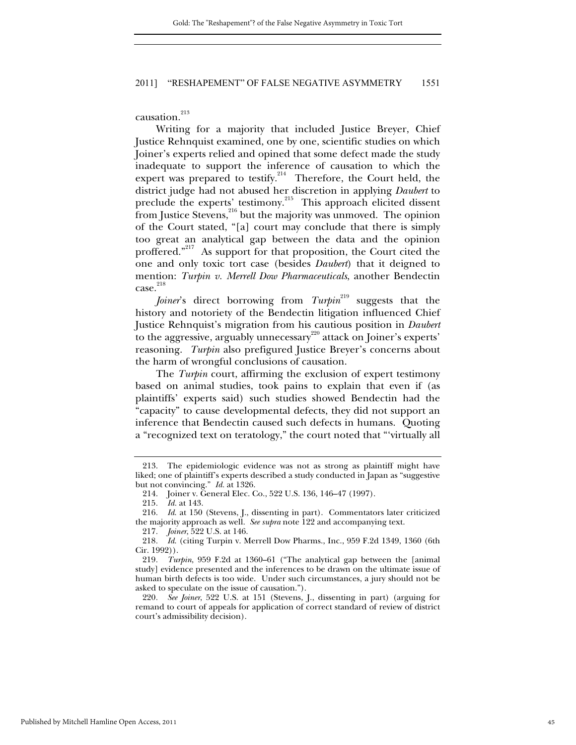causation.[213]

Writing for a majority that included Justice Breyer, Chief Justice Rehnquist examined, one by one, scientific studies on which Joiner's experts relied and opined that some defect made the study inadequate to support the inference of causation to which the expert was prepared to testify.[214] Therefore, the Court held, the district judge had not abused her discretion in applying *Daubert* to preclude the experts' testimony.[215] This approach elicited dissent from Justice Stevens,[216] but the majority was unmoved. The opinion of the Court stated, "[a] court may conclude that there is simply too great an analytical gap between the data and the opinion proffered."[217] As support for that proposition, the Court cited the one and only toxic tort case (besides *Daubert*) that it deigned to mention: *Turpin v. Merrell Dow Pharmaceuticals*, another Bendectin case.[218]

*Joiner*'s direct borrowing from *Turpin*[219] suggests that the history and notoriety of the Bendectin litigation influenced Chief Justice Rehnquist's migration from his cautious position in *Daubert* to the aggressive, arguably unnecessary[220] attack on Joiner's experts' reasoning. *Turpin* also prefigured Justice Breyer's concerns about the harm of wrongful conclusions of causation.

The *Turpin* court, affirming the exclusion of expert testimony based on animal studies, took pains to explain that even if (as plaintiffs' experts said) such studies showed Bendectin had the "capacity" to cause developmental defects, they did not support an inference that Bendectin caused such defects in humans. Quoting a "recognized text on teratology," the court noted that "'virtually all

---

213. The epidemiologic evidence was not as strong as plaintiff might have liked; one of plaintiff's experts described a study conducted in Japan as "suggestive but not convincing." *Id.* at 1326.

214. Joiner v. General Elec. Co., 522 U.S. 136, 146–47 (1997).

215. *Id.* at 143.

216. *Id.* at 150 (Stevens, J., dissenting in part). Commentators later criticized the majority approach as well. *See supra* note 122 and accompanying text.

217. *Joiner*, 522 U.S. at 146.

218. *Id.* (citing Turpin v. Merrell Dow Pharms., Inc., 959 F.2d 1349, 1360 (6th Cir. 1992)).

219. *Turpin*, 959 F.2d at 1360–61 ("The analytical gap between the [animal study] evidence presented and the inferences to be drawn on the ultimate issue of human birth defects is too wide. Under such circumstances, a jury should not be asked to speculate on the issue of causation.").

220. *See Joiner*, 522 U.S. at 151 (Stevens, J., dissenting in part) (arguing for remand to court of appeals for application of correct standard of review of district court's admissibility decision).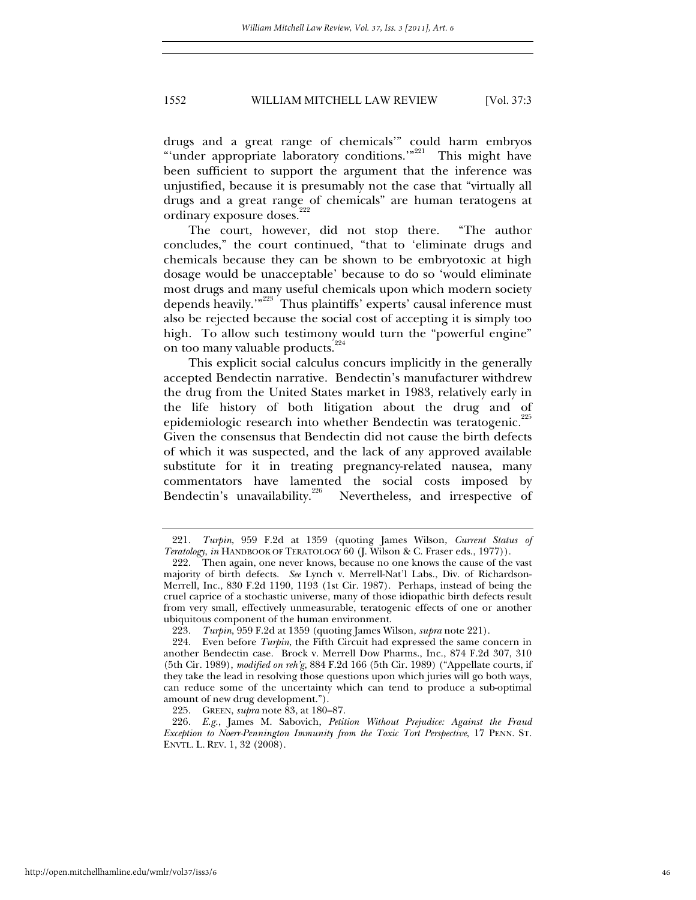drugs and a great range of chemicals'" could harm embryos "'under appropriate laboratory conditions.'"[221] This might have been sufficient to support the argument that the inference was unjustified, because it is presumably not the case that "virtually all drugs and a great range of chemicals" are human teratogens at ordinary exposure doses.[222]

The court, however, did not stop there. "The author concludes," the court continued, "that to 'eliminate drugs and chemicals because they can be shown to be embryotoxic at high dosage would be unacceptable' because to do so 'would eliminate most drugs and many useful chemicals upon which modern society depends heavily.'"[223] Thus plaintiffs' experts' causal inference must also be rejected because the social cost of accepting it is simply too high. To allow such testimony would turn the "powerful engine" on too many valuable products.[224]

This explicit social calculus concurs implicitly in the generally accepted Bendectin narrative. Bendectin's manufacturer withdrew the drug from the United States market in 1983, relatively early in the life history of both litigation about the drug and of epidemiologic research into whether Bendectin was teratogenic.[225] Given the consensus that Bendectin did not cause the birth defects of which it was suspected, and the lack of any approved available substitute for it in treating pregnancy-related nausea, many commentators have lamented the social costs imposed by Bendectin's unavailability.[226] Nevertheless, and irrespective of

---

221. *Turpin*, 959 F.2d at 1359 (quoting James Wilson, *Current Status of Teratology*, *in* HANDBOOK OF TERATOLOGY 60 (J. Wilson & C. Fraser eds., 1977)).

222. Then again, one never knows, because no one knows the cause of the vast majority of birth defects. *See* Lynch v. Merrell-Nat'l Labs., Div. of Richardson-Merrell, Inc., 830 F.2d 1190, 1193 (1st Cir. 1987). Perhaps, instead of being the cruel caprice of a stochastic universe, many of those idiopathic birth defects result from very small, effectively unmeasurable, teratogenic effects of one or another ubiquitous component of the human environment.

223. *Turpin*, 959 F.2d at 1359 (quoting James Wilson, *supra* note 221).

224. Even before *Turpin*, the Fifth Circuit had expressed the same concern in another Bendectin case. Brock v. Merrell Dow Pharms., Inc., 874 F.2d 307, 310 (5th Cir. 1989), *modified on reh'g*, 884 F.2d 166 (5th Cir. 1989) ("Appellate courts, if they take the lead in resolving those questions upon which juries will go both ways, can reduce some of the uncertainty which can tend to produce a sub-optimal amount of new drug development.").

225. GREEN, *supra* note 83, at 180–87.

226. *E.g.*, James M. Sabovich, *Petition Without Prejudice: Against the Fraud Exception to Noerr-Pennington Immunity from the Toxic Tort Perspective*, 17 PENN. ST. ENVTL. L. REV. 1, 32 (2008).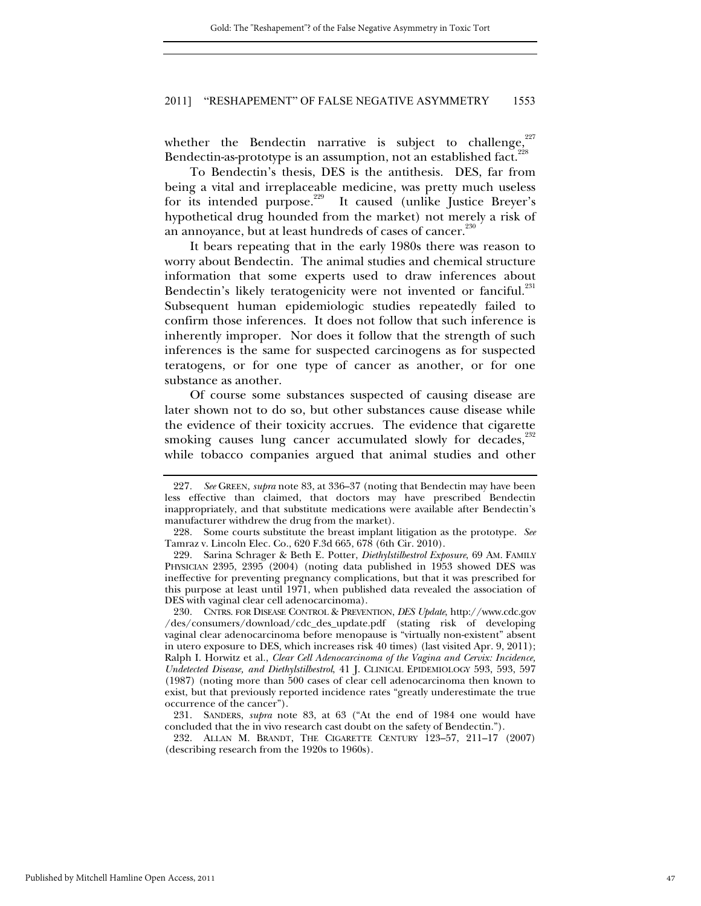whether the Bendectin narrative is subject to challenge,[227] Bendectin-as-prototype is an assumption, not an established fact.[228]

To Bendectin's thesis, DES is the antithesis. DES, far from being a vital and irreplaceable medicine, was pretty much useless for its intended purpose.[229] It caused (unlike Justice Breyer's hypothetical drug hounded from the market) not merely a risk of an annoyance, but at least hundreds of cases of cancer.[230]

It bears repeating that in the early 1980s there was reason to worry about Bendectin. The animal studies and chemical structure information that some experts used to draw inferences about Bendectin's likely teratogenicity were not invented or fanciful.[231] Subsequent human epidemiologic studies repeatedly failed to confirm those inferences. It does not follow that such inference is inherently improper. Nor does it follow that the strength of such inferences is the same for suspected carcinogens as for suspected teratogens, or for one type of cancer as another, or for one substance as another.

Of course some substances suspected of causing disease are later shown not to do so, but other substances cause disease while the evidence of their toxicity accrues. The evidence that cigarette smoking causes lung cancer accumulated slowly for decades,[232] while tobacco companies argued that animal studies and other

---

227. *See* GREEN, *supra* note 83, at 336–37 (noting that Bendectin may have been less effective than claimed, that doctors may have prescribed Bendectin inappropriately, and that substitute medications were available after Bendectin's manufacturer withdrew the drug from the market).

228. Some courts substitute the breast implant litigation as the prototype. *See* Tamraz v. Lincoln Elec. Co., 620 F.3d 665, 678 (6th Cir. 2010).

229. Sarina Schrager & Beth E. Potter, *Diethylstilbestrol Exposure*, 69 AM. FAMILY PHYSICIAN 2395, 2395 (2004) (noting data published in 1953 showed DES was ineffective for preventing pregnancy complications, but that it was prescribed for this purpose at least until 1971, when published data revealed the association of DES with vaginal clear cell adenocarcinoma).

230. CNTRS. FOR DISEASE CONTROL & PREVENTION, *DES Update*, http://www.cdc.gov/des/consumers/download/cdc_des_update.pdf (stating risk of developing vaginal clear adenocarcinoma before menopause is "virtually non-existent" absent in utero exposure to DES, which increases risk 40 times) (last visited Apr. 9, 2011); Ralph I. Horwitz et al., *Clear Cell Adenocarcinoma of the Vagina and Cervix: Incidence, Undetected Disease, and Diethylstilbestrol*, 41 J. CLINICAL EPIDEMIOLOGY 593, 593, 597 (1987) (noting more than 500 cases of clear cell adenocarcinoma then known to exist, but that previously reported incidence rates "greatly underestimate the true occurrence of the cancer").

231. SANDERS, *supra* note 83, at 63 ("At the end of 1984 one would have concluded that the in vivo research cast doubt on the safety of Bendectin.").

232. ALLAN M. BRANDT, THE CIGARETTE CENTURY 123–57, 211–17 (2007) (describing research from the 1920s to 1960s).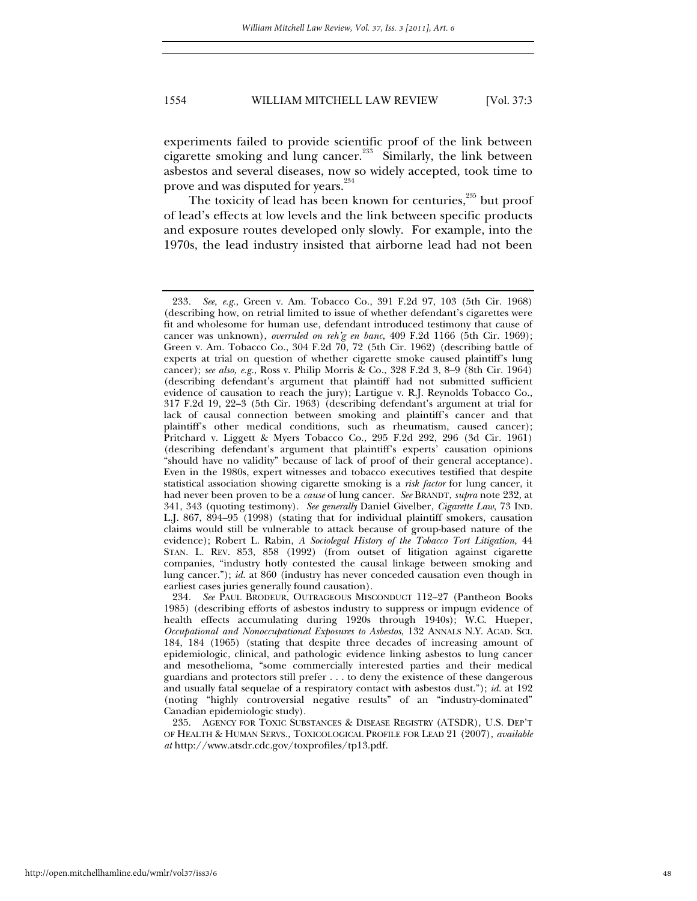experiments failed to provide scientific proof of the link between cigarette smoking and lung cancer.[233] Similarly, the link between asbestos and several diseases, now so widely accepted, took time to prove and was disputed for years.[234]

The toxicity of lead has been known for centuries,[235] but proof of lead's effects at low levels and the link between specific products and exposure routes developed only slowly. For example, into the 1970s, the lead industry insisted that airborne lead had not been

---

233. *See, e.g.*, Green v. Am. Tobacco Co., 391 F.2d 97, 103 (5th Cir. 1968) (describing how, on retrial limited to issue of whether defendant's cigarettes were fit and wholesome for human use, defendant introduced testimony that cause of cancer was unknown), *overruled on reh'g en banc*, 409 F.2d 1166 (5th Cir. 1969); Green v. Am. Tobacco Co., 304 F.2d 70, 72 (5th Cir. 1962) (describing battle of experts at trial on question of whether cigarette smoke caused plaintiff's lung cancer); *see also, e.g.*, Ross v. Philip Morris & Co., 328 F.2d 3, 8–9 (8th Cir. 1964) (describing defendant's argument that plaintiff had not submitted sufficient evidence of causation to reach the jury); Lartigue v. R.J. Reynolds Tobacco Co., 317 F.2d 19, 22–3 (5th Cir. 1963) (describing defendant's argument at trial for lack of causal connection between smoking and plaintiff's cancer and that plaintiff's other medical conditions, such as rheumatism, caused cancer); Pritchard v. Liggett & Myers Tobacco Co., 295 F.2d 292, 296 (3d Cir. 1961) (describing defendant's argument that plaintiff's experts' causation opinions "should have no validity" because of lack of proof of their general acceptance). Even in the 1980s, expert witnesses and tobacco executives testified that despite statistical association showing cigarette smoking is a *risk factor* for lung cancer, it had never been proven to be a *cause* of lung cancer. *See* BRANDT, *supra* note 232, at 341, 343 (quoting testimony). *See generally* Daniel Givelber, *Cigarette Law*, 73 IND. L.J. 867, 894–95 (1998) (stating that for individual plaintiff smokers, causation claims would still be vulnerable to attack because of group-based nature of the evidence); Robert L. Rabin, *A Sociolegal History of the Tobacco Tort Litigation*, 44 STAN. L. REV. 853, 858 (1992) (from outset of litigation against cigarette companies, "industry hotly contested the causal linkage between smoking and lung cancer."); *id.* at 860 (industry has never conceded causation even though in earliest cases juries generally found causation).

234. *See* PAUL BRODEUR, OUTRAGEOUS MISCONDUCT 112–27 (Pantheon Books 1985) (describing efforts of asbestos industry to suppress or impugn evidence of health effects accumulating during 1920s through 1940s); W.C. Hueper, *Occupational and Nonoccupational Exposures to Asbestos*, 132 ANNALS N.Y. ACAD. SCI. 184, 184 (1965) (stating that despite three decades of increasing amount of epidemiologic, clinical, and pathologic evidence linking asbestos to lung cancer and mesothelioma, "some commercially interested parties and their medical guardians and protectors still prefer . . . to deny the existence of these dangerous and usually fatal sequelae of a respiratory contact with asbestos dust."); *id.* at 192 (noting "highly controversial negative results" of an "industry-dominated" Canadian epidemiologic study).

235. AGENCY FOR TOXIC SUBSTANCES & DISEASE REGISTRY (ATSDR), U.S. DEP'T OF HEALTH & HUMAN SERVS., TOXICOLOGICAL PROFILE FOR LEAD 21 (2007), *available at* http://www.atsdr.cdc.gov/toxprofiles/tp13.pdf.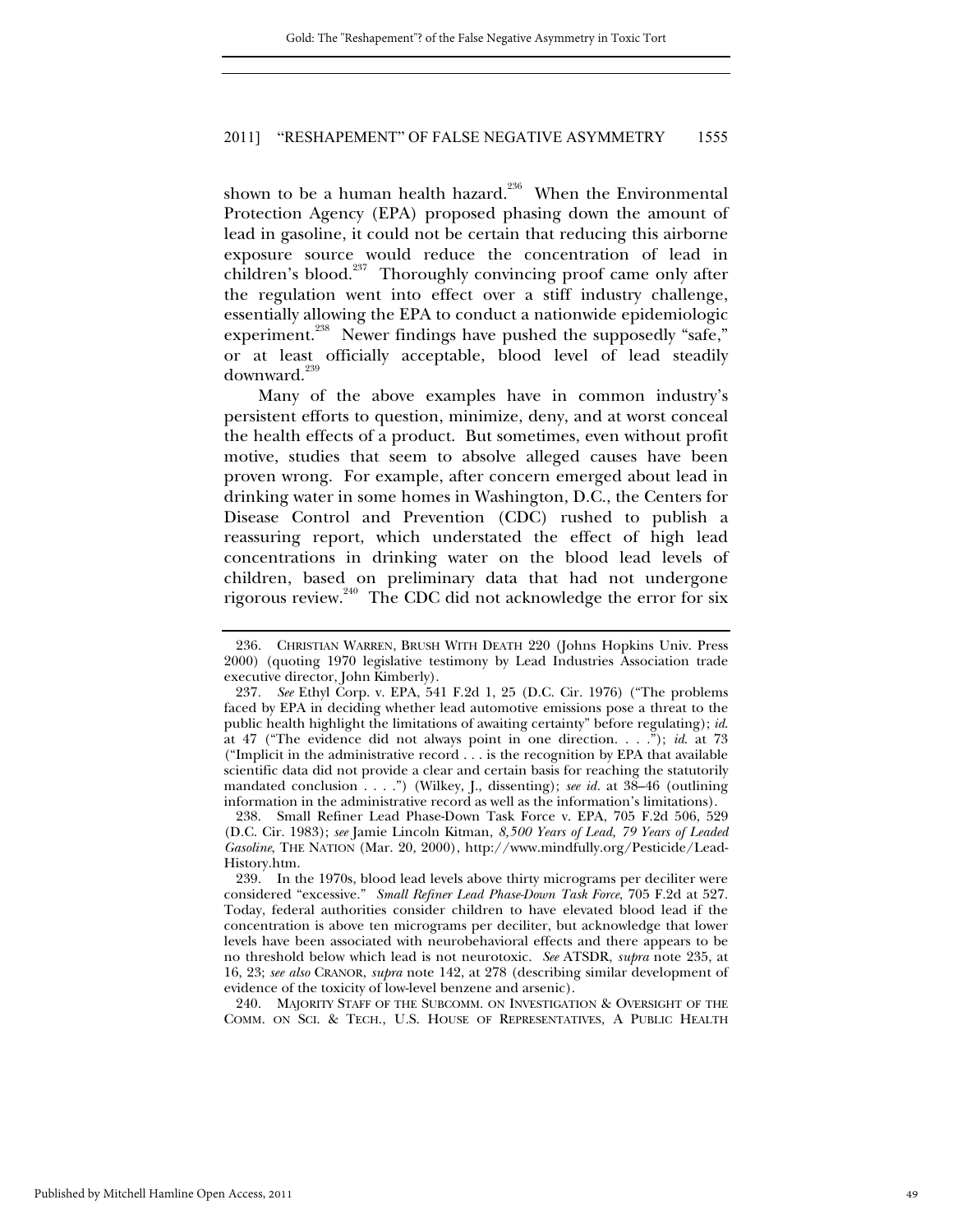shown to be a human health hazard.[236] When the Environmental Protection Agency (EPA) proposed phasing down the amount of lead in gasoline, it could not be certain that reducing this airborne exposure source would reduce the concentration of lead in children's blood.[237] Thoroughly convincing proof came only after the regulation went into effect over a stiff industry challenge, essentially allowing the EPA to conduct a nationwide epidemiologic experiment.[238] Newer findings have pushed the supposedly "safe," or at least officially acceptable, blood level of lead steadily downward.[239]

Many of the above examples have in common industry's persistent efforts to question, minimize, deny, and at worst conceal the health effects of a product. But sometimes, even without profit motive, studies that seem to absolve alleged causes have been proven wrong. For example, after concern emerged about lead in drinking water in some homes in Washington, D.C., the Centers for Disease Control and Prevention (CDC) rushed to publish a reassuring report, which understated the effect of high lead concentrations in drinking water on the blood lead levels of children, based on preliminary data that had not undergone rigorous review.[240] The CDC did not acknowledge the error for six

---

236. CHRISTIAN WARREN, BRUSH WITH DEATH 220 (Johns Hopkins Univ. Press 2000) (quoting 1970 legislative testimony by Lead Industries Association trade executive director, John Kimberly).

237. *See* Ethyl Corp. v. EPA, 541 F.2d 1, 25 (D.C. Cir. 1976) ("The problems faced by EPA in deciding whether lead automotive emissions pose a threat to the public health highlight the limitations of awaiting certainty" before regulating); *id.* at 47 ("The evidence did not always point in one direction. . . ."); *id.* at 73 ("Implicit in the administrative record . . . is the recognition by EPA that available scientific data did not provide a clear and certain basis for reaching the statutorily mandated conclusion . . . .") (Wilkey, J., dissenting); *see id.* at 38–46 (outlining information in the administrative record as well as the information's limitations).

238. Small Refiner Lead Phase-Down Task Force v. EPA, 705 F.2d 506, 529 (D.C. Cir. 1983); *see* Jamie Lincoln Kitman, *8,500 Years of Lead, 79 Years of Leaded Gasoline*, THE NATION (Mar. 20, 2000), http://www.mindfully.org/Pesticide/Lead-History.htm.

239. In the 1970s, blood lead levels above thirty micrograms per deciliter were considered "excessive." *Small Refiner Lead Phase-Down Task Force*, 705 F.2d at 527. Today, federal authorities consider children to have elevated blood lead if the concentration is above ten micrograms per deciliter, but acknowledge that lower levels have been associated with neurobehavioral effects and there appears to be no threshold below which lead is not neurotoxic. *See* ATSDR, *supra* note 235, at 16, 23; *see also* CRANOR, *supra* note 142, at 278 (describing similar development of evidence of the toxicity of low-level benzene and arsenic).

240. MAJORITY STAFF OF THE SUBCOMM. ON INVESTIGATION & OVERSIGHT OF THE COMM. ON SCI. & TECH., U.S. HOUSE OF REPRESENTATIVES, A PUBLIC HEALTH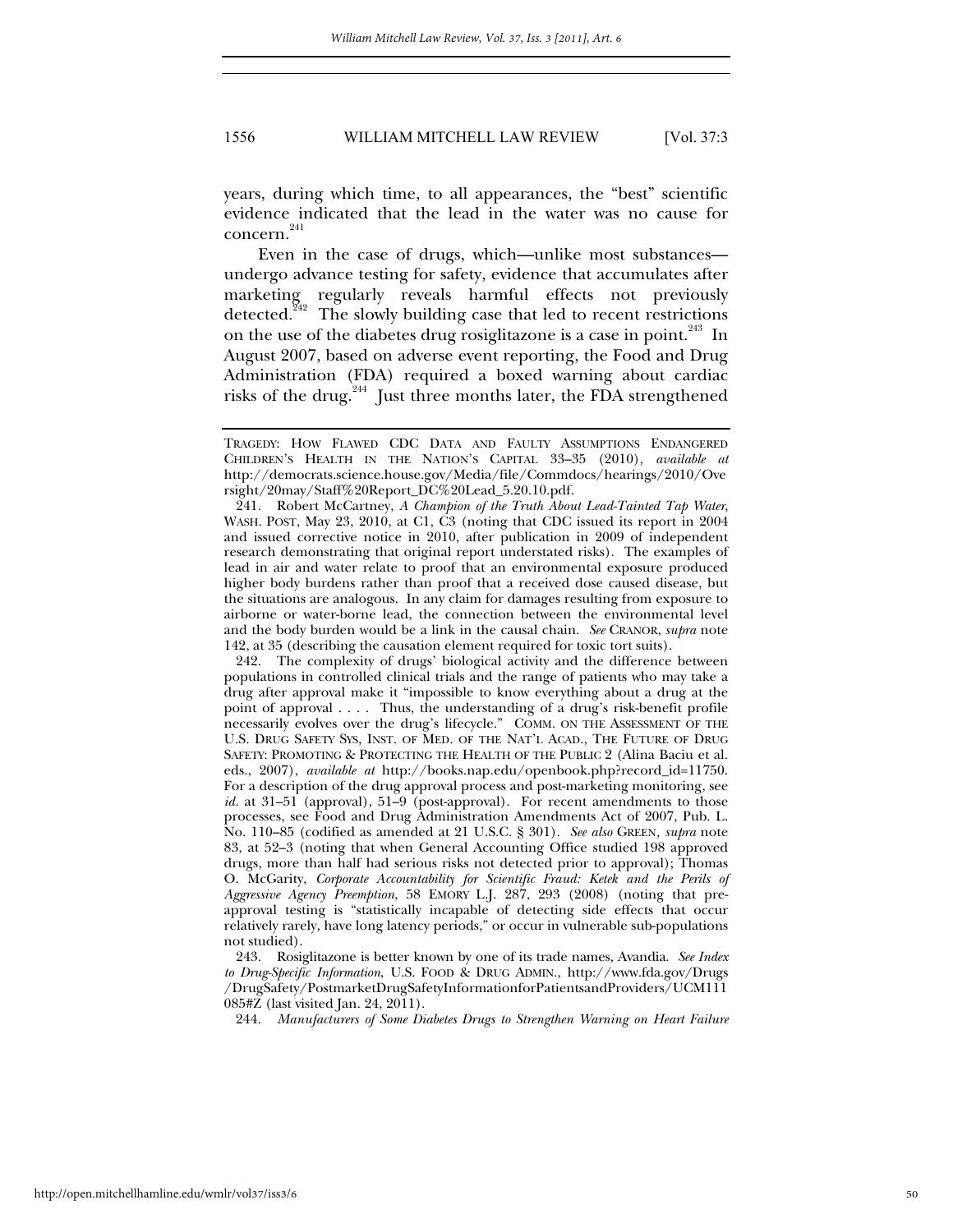years, during which time, to all appearances, the "best" scientific evidence indicated that the lead in the water was no cause for concern.[241]

Even in the case of drugs, which—unlike most substances—undergo advance testing for safety, evidence that accumulates after marketing regularly reveals harmful effects not previously detected.[242] The slowly building case that led to recent restrictions on the use of the diabetes drug rosiglitazone is a case in point.[243] In August 2007, based on adverse event reporting, the Food and Drug Administration (FDA) required a boxed warning about cardiac risks of the drug.[244] Just three months later, the FDA strengthened

---

TRAGEDY: HOW FLAWED CDC DATA AND FAULTY ASSUMPTIONS ENDANGERED CHILDREN'S HEALTH IN THE NATION'S CAPITAL 33–35 (2010), *available at* http://democrats.science.house.gov/Media/file/Commdocs/hearings/2010/Oversight/20may/Staff%20Report_DC%20Lead_5.20.10.pdf.

241. Robert McCartney, *A Champion of the Truth About Lead-Tainted Tap Water*, WASH. POST, May 23, 2010, at C1, C3 (noting that CDC issued its report in 2004 and issued corrective notice in 2010, after publication in 2009 of independent research demonstrating that original report understated risks). The examples of lead in air and water relate to proof that an environmental exposure produced higher body burdens rather than proof that a received dose caused disease, but the situations are analogous. In any claim for damages resulting from exposure to airborne or water-borne lead, the connection between the environmental level and the body burden would be a link in the causal chain. *See* CRANOR, *supra* note 142, at 35 (describing the causation element required for toxic tort suits).

242. The complexity of drugs' biological activity and the difference between populations in controlled clinical trials and the range of patients who may take a drug after approval make it "impossible to know everything about a drug at the point of approval . . . . Thus, the understanding of a drug's risk-benefit profile necessarily evolves over the drug's lifecycle." COMM. ON THE ASSESSMENT OF THE U.S. DRUG SAFETY SYS, INST. OF MED. OF THE NAT'L ACAD., THE FUTURE OF DRUG SAFETY: PROMOTING & PROTECTING THE HEALTH OF THE PUBLIC 2 (Alina Baciu et al. eds., 2007), *available at* http://books.nap.edu/openbook.php?record_id=11750. For a description of the drug approval process and post-marketing monitoring, see *id.* at 31–51 (approval), 51–9 (post-approval). For recent amendments to those processes, see Food and Drug Administration Amendments Act of 2007, Pub. L. No. 110–85 (codified as amended at 21 U.S.C. § 301). *See also* GREEN, *supra* note 83, at 52–3 (noting that when General Accounting Office studied 198 approved drugs, more than half had serious risks not detected prior to approval); Thomas O. McGarity, *Corporate Accountability for Scientific Fraud: Ketek and the Perils of Aggressive Agency Preemption*, 58 EMORY L.J. 287, 293 (2008) (noting that pre-approval testing is "statistically incapable of detecting side effects that occur relatively rarely, have long latency periods," or occur in vulnerable sub-populations not studied).

243. Rosiglitazone is better known by one of its trade names, Avandia. *See Index to Drug-Specific Information*, U.S. FOOD & DRUG ADMIN., http://www.fda.gov/Drugs/DrugSafety/PostmarketDrugSafetyInformationforPatientsandProviders/UCM111085#Z (last visited Jan. 24, 2011).

244. *Manufacturers of Some Diabetes Drugs to Strengthen Warning on Heart Failure*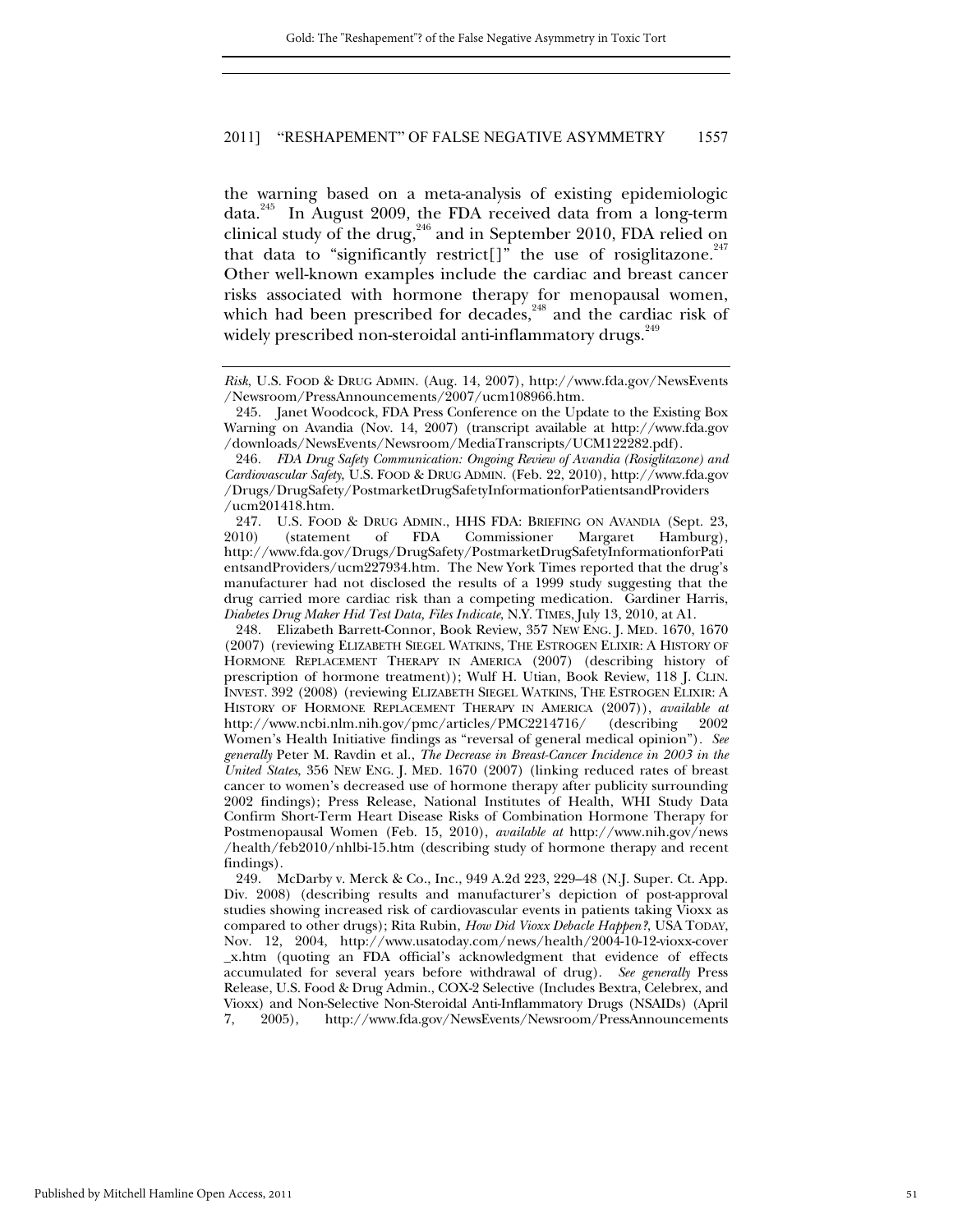the warning based on a meta-analysis of existing epidemiologic data.[245] In August 2009, the FDA received data from a long-term clinical study of the drug,[246] and in September 2010, FDA relied on that data to "significantly restrict[]" the use of rosiglitazone.[247] Other well-known examples include the cardiac and breast cancer risks associated with hormone therapy for menopausal women, which had been prescribed for decades,[248] and the cardiac risk of widely prescribed non-steroidal anti-inflammatory drugs.[249]

---

*Risk*, U.S. FOOD & DRUG ADMIN. (Aug. 14, 2007), http://www.fda.gov/NewsEvents/Newsroom/PressAnnouncements/2007/ucm108966.htm.

245. Janet Woodcock, FDA Press Conference on the Update to the Existing Box Warning on Avandia (Nov. 14, 2007) (transcript available at http://www.fda.gov/downloads/NewsEvents/Newsroom/MediaTranscripts/UCM122282.pdf).

246. *FDA Drug Safety Communication: Ongoing Review of Avandia (Rosiglitazone) and Cardiovascular Safety*, U.S. FOOD & DRUG ADMIN. (Feb. 22, 2010), http://www.fda.gov/Drugs/DrugSafety/PostmarketDrugSafetyInformationforPatientsandProviders/ucm201418.htm.

247. U.S. FOOD & DRUG ADMIN., HHS FDA: BRIEFING ON AVANDIA (Sept. 23, 2010) (statement of FDA Commissioner Margaret Hamburg), http://www.fda.gov/Drugs/DrugSafety/PostmarketDrugSafetyInformationforPatientsandProviders/ucm227934.htm. The New York Times reported that the drug's manufacturer had not disclosed the results of a 1999 study suggesting that the drug carried more cardiac risk than a competing medication. Gardiner Harris, *Diabetes Drug Maker Hid Test Data, Files Indicate*, N.Y. TIMES, July 13, 2010, at A1.

248. Elizabeth Barrett-Connor, Book Review, 357 NEW ENG. J. MED. 1670, 1670 (2007) (reviewing ELIZABETH SIEGEL WATKINS, THE ESTROGEN ELIXIR: A HISTORY OF HORMONE REPLACEMENT THERAPY IN AMERICA (2007) (describing history of prescription of hormone treatment)); Wulf H. Utian, Book Review, 118 J. CLIN. INVEST. 392 (2008) (reviewing ELIZABETH SIEGEL WATKINS, THE ESTROGEN ELIXIR: A HISTORY OF HORMONE REPLACEMENT THERAPY IN AMERICA (2007)), *available at* http://www.ncbi.nlm.nih.gov/pmc/articles/PMC2214716/ (describing 2002 Women's Health Initiative findings as "reversal of general medical opinion"). *See generally* Peter M. Ravdin et al., *The Decrease in Breast-Cancer Incidence in 2003 in the United States,* 356 NEW ENG. J. MED. 1670 (2007) (linking reduced rates of breast cancer to women's decreased use of hormone therapy after publicity surrounding 2002 findings); Press Release, National Institutes of Health, WHI Study Data Confirm Short-Term Heart Disease Risks of Combination Hormone Therapy for Postmenopausal Women (Feb. 15, 2010), *available at* http://www.nih.gov/news/health/feb2010/nhlbi-15.htm (describing study of hormone therapy and recent findings).

249. McDarby v. Merck & Co., Inc., 949 A.2d 223, 229–48 (N.J. Super. Ct. App. Div. 2008) (describing results and manufacturer's depiction of post-approval studies showing increased risk of cardiovascular events in patients taking Vioxx as compared to other drugs); Rita Rubin, *How Did Vioxx Debacle Happen?*, USA TODAY, Nov. 12, 2004, http://www.usatoday.com/news/health/2004-10-12-vioxx-cover_x.htm (quoting an FDA official's acknowledgment that evidence of effects accumulated for several years before withdrawal of drug). *See generally* Press Release, U.S. Food & Drug Admin., COX-2 Selective (Includes Bextra, Celebrex, and Vioxx) and Non-Selective Non-Steroidal Anti-Inflammatory Drugs (NSAIDs) (April 7, 2005), http://www.fda.gov/NewsEvents/Newsroom/PressAnnouncements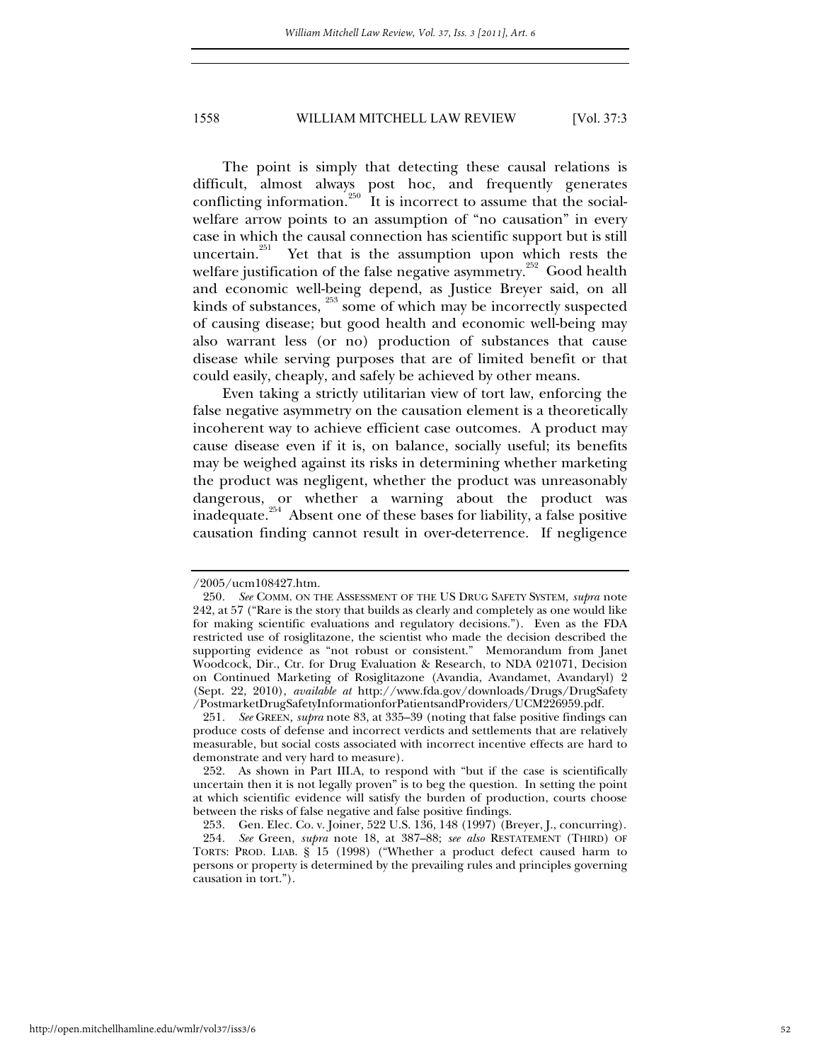The point is simply that detecting these causal relations is difficult, almost always post hoc, and frequently generates conflicting information.[250] It is incorrect to assume that the social-welfare arrow points to an assumption of "no causation" in every case in which the causal connection has scientific support but is still uncertain.[251] Yet that is the assumption upon which rests the welfare justification of the false negative asymmetry.[252] Good health and economic well-being depend, as Justice Breyer said, on all kinds of substances, [253] some of which may be incorrectly suspected of causing disease; but good health and economic well-being may also warrant less (or no) production of substances that cause disease while serving purposes that are of limited benefit or that could easily, cheaply, and safely be achieved by other means.

Even taking a strictly utilitarian view of tort law, enforcing the false negative asymmetry on the causation element is a theoretically incoherent way to achieve efficient case outcomes. A product may cause disease even if it is, on balance, socially useful; its benefits may be weighed against its risks in determining whether marketing the product was negligent, whether the product was unreasonably dangerous, or whether a warning about the product was inadequate.[254] Absent one of these bases for liability, a false positive causation finding cannot result in over-deterrence. If negligence

---

/2005/ucm108427.htm.

250. *See* COMM. ON THE ASSESSMENT OF THE US DRUG SAFETY SYSTEM, *supra* note 242, at 57 ("Rare is the story that builds as clearly and completely as one would like for making scientific evaluations and regulatory decisions."). Even as the FDA restricted use of rosiglitazone, the scientist who made the decision described the supporting evidence as "not robust or consistent." Memorandum from Janet Woodcock, Dir., Ctr. for Drug Evaluation & Research, to NDA 021071, Decision on Continued Marketing of Rosiglitazone (Avandia, Avandamet, Avandaryl) 2 (Sept. 22, 2010), *available at* http://www.fda.gov/downloads/Drugs/DrugSafety/PostmarketDrugSafetyInformationforPatientsandProviders/UCM226959.pdf.

251. *See* GREEN, *supra* note 83, at 335–39 (noting that false positive findings can produce costs of defense and incorrect verdicts and settlements that are relatively measurable, but social costs associated with incorrect incentive effects are hard to demonstrate and very hard to measure).

252. As shown in Part III.A, to respond with "but if the case is scientifically uncertain then it is not legally proven" is to beg the question. In setting the point at which scientific evidence will satisfy the burden of production, courts choose between the risks of false negative and false positive findings.

253. Gen. Elec. Co. v. Joiner, 522 U.S. 136, 148 (1997) (Breyer, J., concurring).

254. *See* Green, *supra* note 18, at 387–88; *see also* RESTATEMENT (THIRD) OF TORTS: PROD. LIAB. § 15 (1998) ("Whether a product defect caused harm to persons or property is determined by the prevailing rules and principles governing causation in tort.").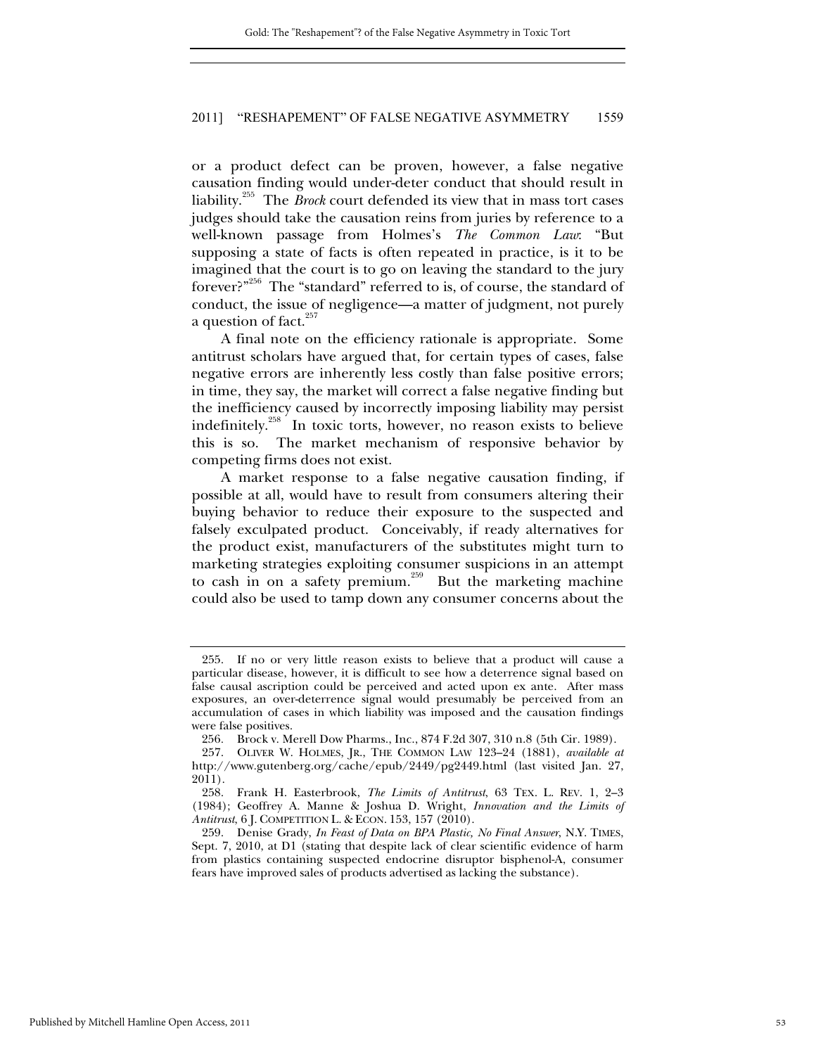or a product defect can be proven, however, a false negative causation finding would under-deter conduct that should result in liability.[255] The *Brock* court defended its view that in mass tort cases judges should take the causation reins from juries by reference to a well-known passage from Holmes's *The Common Law*: "But supposing a state of facts is often repeated in practice, is it to be imagined that the court is to go on leaving the standard to the jury forever?"[256] The "standard" referred to is, of course, the standard of conduct, the issue of negligence—a matter of judgment, not purely a question of fact.[257]

A final note on the efficiency rationale is appropriate. Some antitrust scholars have argued that, for certain types of cases, false negative errors are inherently less costly than false positive errors; in time, they say, the market will correct a false negative finding but the inefficiency caused by incorrectly imposing liability may persist indefinitely.[258] In toxic torts, however, no reason exists to believe this is so. The market mechanism of responsive behavior by competing firms does not exist.

A market response to a false negative causation finding, if possible at all, would have to result from consumers altering their buying behavior to reduce their exposure to the suspected and falsely exculpated product. Conceivably, if ready alternatives for the product exist, manufacturers of the substitutes might turn to marketing strategies exploiting consumer suspicions in an attempt to cash in on a safety premium.[259] But the marketing machine could also be used to tamp down any consumer concerns about the

---

255. If no or very little reason exists to believe that a product will cause a particular disease, however, it is difficult to see how a deterrence signal based on false causal ascription could be perceived and acted upon ex ante. After mass exposures, an over-deterrence signal would presumably be perceived from an accumulation of cases in which liability was imposed and the causation findings were false positives.

256. Brock v. Merell Dow Pharms., Inc., 874 F.2d 307, 310 n.8 (5th Cir. 1989).

257. OLIVER W. HOLMES, JR., THE COMMON LAW 123–24 (1881), *available at* http://www.gutenberg.org/cache/epub/2449/pg2449.html (last visited Jan. 27, 2011).

258. Frank H. Easterbrook, *The Limits of Antitrust*, 63 TEX. L. REV. 1, 2–3 (1984); Geoffrey A. Manne & Joshua D. Wright, *Innovation and the Limits of Antitrust*, 6 J. COMPETITION L. & ECON. 153, 157 (2010).

259. Denise Grady, *In Feast of Data on BPA Plastic, No Final Answer*, N.Y. TIMES, Sept. 7, 2010, at D1 (stating that despite lack of clear scientific evidence of harm from plastics containing suspected endocrine disruptor bisphenol-A, consumer fears have improved sales of products advertised as lacking the substance).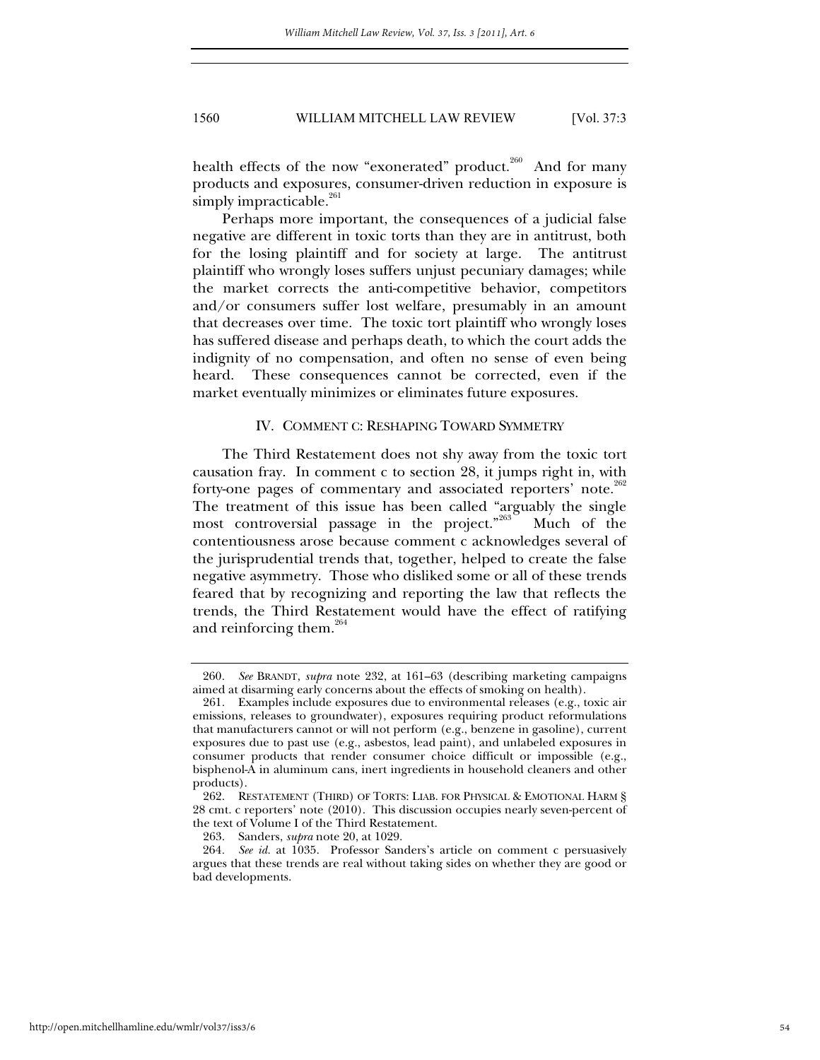health effects of the now "exonerated" product.[260] And for many products and exposures, consumer-driven reduction in exposure is simply impracticable.[261]

Perhaps more important, the consequences of a judicial false negative are different in toxic torts than they are in antitrust, both for the losing plaintiff and for society at large. The antitrust plaintiff who wrongly loses suffers unjust pecuniary damages; while the market corrects the anti-competitive behavior, competitors and/or consumers suffer lost welfare, presumably in an amount that decreases over time. The toxic tort plaintiff who wrongly loses has suffered disease and perhaps death, to which the court adds the indignity of no compensation, and often no sense of even being heard. These consequences cannot be corrected, even if the market eventually minimizes or eliminates future exposures.

## IV. COMMENT C: RESHAPING TOWARD SYMMETRY

The Third Restatement does not shy away from the toxic tort causation fray. In comment c to section 28, it jumps right in, with forty-one pages of commentary and associated reporters' note.[262] The treatment of this issue has been called "arguably the single most controversial passage in the project."[263] Much of the contentiousness arose because comment c acknowledges several of the jurisprudential trends that, together, helped to create the false negative asymmetry. Those who disliked some or all of these trends feared that by recognizing and reporting the law that reflects the trends, the Third Restatement would have the effect of ratifying and reinforcing them.[264]

---

260. *See* BRANDT, *supra* note 232, at 161–63 (describing marketing campaigns aimed at disarming early concerns about the effects of smoking on health).

261. Examples include exposures due to environmental releases (e.g., toxic air emissions, releases to groundwater), exposures requiring product reformulations that manufacturers cannot or will not perform (e.g., benzene in gasoline), current exposures due to past use (e.g., asbestos, lead paint), and unlabeled exposures in consumer products that render consumer choice difficult or impossible (e.g., bisphenol-A in aluminum cans, inert ingredients in household cleaners and other products).

262. RESTATEMENT (THIRD) OF TORTS: LIAB. FOR PHYSICAL & EMOTIONAL HARM § 28 cmt. c reporters' note (2010). This discussion occupies nearly seven-percent of the text of Volume I of the Third Restatement.

263. Sanders, *supra* note 20, at 1029.

264. *See id.* at 1035. Professor Sanders's article on comment c persuasively argues that these trends are real without taking sides on whether they are good or bad developments.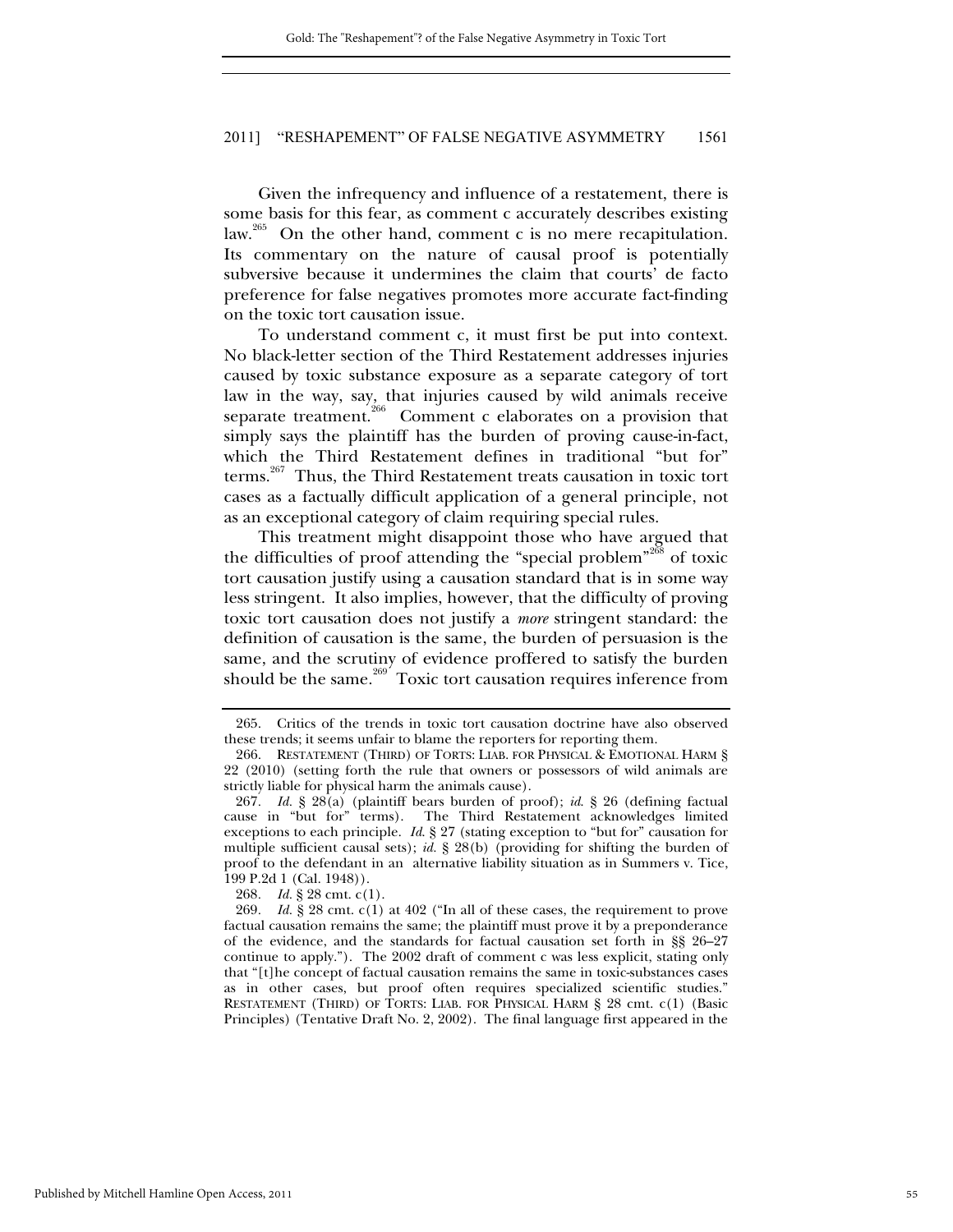Given the infrequency and influence of a restatement, there is some basis for this fear, as comment c accurately describes existing law.[265] On the other hand, comment c is no mere recapitulation. Its commentary on the nature of causal proof is potentially subversive because it undermines the claim that courts' de facto preference for false negatives promotes more accurate fact-finding on the toxic tort causation issue.

To understand comment c, it must first be put into context. No black-letter section of the Third Restatement addresses injuries caused by toxic substance exposure as a separate category of tort law in the way, say, that injuries caused by wild animals receive separate treatment.[266] Comment c elaborates on a provision that simply says the plaintiff has the burden of proving cause-in-fact, which the Third Restatement defines in traditional "but for" terms.[267] Thus, the Third Restatement treats causation in toxic tort cases as a factually difficult application of a general principle, not as an exceptional category of claim requiring special rules.

This treatment might disappoint those who have argued that the difficulties of proof attending the "special problem"[268] of toxic tort causation justify using a causation standard that is in some way less stringent. It also implies, however, that the difficulty of proving toxic tort causation does not justify a *more* stringent standard: the definition of causation is the same, the burden of persuasion is the same, and the scrutiny of evidence proffered to satisfy the burden should be the same.[269] Toxic tort causation requires inference from

---

265. Critics of the trends in toxic tort causation doctrine have also observed these trends; it seems unfair to blame the reporters for reporting them.

266. RESTATEMENT (THIRD) OF TORTS: LIAB. FOR PHYSICAL & EMOTIONAL HARM § 22 (2010) (setting forth the rule that owners or possessors of wild animals are strictly liable for physical harm the animals cause).

267. *Id.* § 28(a) (plaintiff bears burden of proof); *id.* § 26 (defining factual cause in "but for" terms). The Third Restatement acknowledges limited exceptions to each principle. *Id.* § 27 (stating exception to "but for" causation for multiple sufficient causal sets); *id.* § 28(b) (providing for shifting the burden of proof to the defendant in an alternative liability situation as in Summers v. Tice, 199 P.2d 1 (Cal. 1948)).

268. *Id.* § 28 cmt. c(1).

269. *Id.* § 28 cmt. c(1) at 402 ("In all of these cases, the requirement to prove factual causation remains the same; the plaintiff must prove it by a preponderance of the evidence, and the standards for factual causation set forth in §§ 26–27 continue to apply."). The 2002 draft of comment c was less explicit, stating only that "[t]he concept of factual causation remains the same in toxic-substances cases as in other cases, but proof often requires specialized scientific studies." RESTATEMENT (THIRD) OF TORTS: LIAB. FOR PHYSICAL HARM § 28 cmt. c(1) (Basic Principles) (Tentative Draft No. 2, 2002). The final language first appeared in the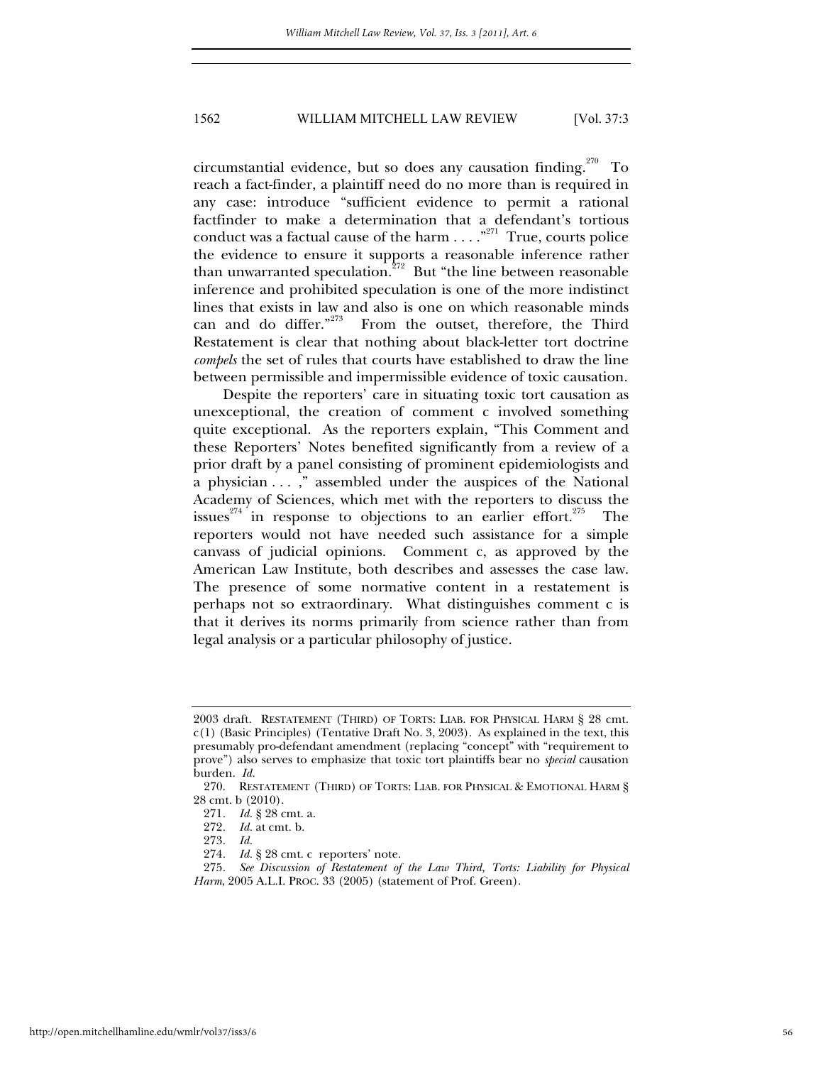circumstantial evidence, but so does any causation finding.[270] To reach a fact-finder, a plaintiff need do no more than is required in any case: introduce "sufficient evidence to permit a rational factfinder to make a determination that a defendant's tortious conduct was a factual cause of the harm . . . ."[271] True, courts police the evidence to ensure it supports a reasonable inference rather than unwarranted speculation.[272] But "the line between reasonable inference and prohibited speculation is one of the more indistinct lines that exists in law and also is one on which reasonable minds can and do differ."[273] From the outset, therefore, the Third Restatement is clear that nothing about black-letter tort doctrine *compels* the set of rules that courts have established to draw the line between permissible and impermissible evidence of toxic causation.

Despite the reporters' care in situating toxic tort causation as unexceptional, the creation of comment c involved something quite exceptional. As the reporters explain, "This Comment and these Reporters' Notes benefited significantly from a review of a prior draft by a panel consisting of prominent epidemiologists and a physician . . . ," assembled under the auspices of the National Academy of Sciences, which met with the reporters to discuss the issues[274] in response to objections to an earlier effort.[275] The reporters would not have needed such assistance for a simple canvass of judicial opinions. Comment c, as approved by the American Law Institute, both describes and assesses the case law. The presence of some normative content in a restatement is perhaps not so extraordinary. What distinguishes comment c is that it derives its norms primarily from science rather than from legal analysis or a particular philosophy of justice.

---

2003 draft. RESTATEMENT (THIRD) OF TORTS: LIAB. FOR PHYSICAL HARM § 28 cmt. c(1) (Basic Principles) (Tentative Draft No. 3, 2003). As explained in the text, this presumably pro-defendant amendment (replacing "concept" with "requirement to prove") also serves to emphasize that toxic tort plaintiffs bear no *special* causation burden. *Id.*

270. RESTATEMENT (THIRD) OF TORTS: LIAB. FOR PHYSICAL & EMOTIONAL HARM § 28 cmt. b (2010).

271. *Id.* § 28 cmt. a.

272. *Id.* at cmt. b.

273. *Id.*

274. *Id.* § 28 cmt. c reporters' note.

275. *See Discussion of Restatement of the Law Third, Torts: Liability for Physical Harm*, 2005 A.L.I. PROC. 33 (2005) (statement of Prof. Green).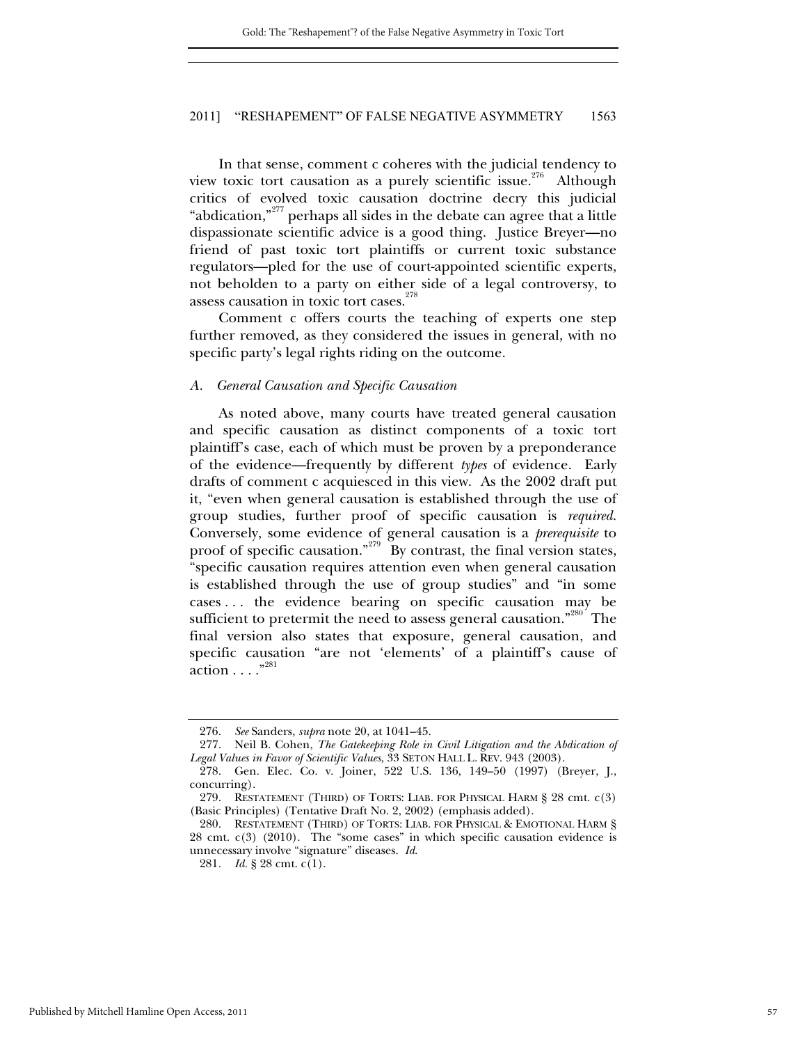In that sense, comment c coheres with the judicial tendency to view toxic tort causation as a purely scientific issue.[276] Although critics of evolved toxic causation doctrine decry this judicial "abdication,"[277] perhaps all sides in the debate can agree that a little dispassionate scientific advice is a good thing. Justice Breyer—no friend of past toxic tort plaintiffs or current toxic substance regulators—pled for the use of court-appointed scientific experts, not beholden to a party on either side of a legal controversy, to assess causation in toxic tort cases.[278]

Comment c offers courts the teaching of experts one step further removed, as they considered the issues in general, with no specific party's legal rights riding on the outcome.

### *A. General Causation and Specific Causation*

As noted above, many courts have treated general causation and specific causation as distinct components of a toxic tort plaintiff's case, each of which must be proven by a preponderance of the evidence—frequently by different *types* of evidence. Early drafts of comment c acquiesced in this view. As the 2002 draft put it, "even when general causation is established through the use of group studies, further proof of specific causation is *required*. Conversely, some evidence of general causation is a *prerequisite* to proof of specific causation."[279] By contrast, the final version states, "specific causation requires attention even when general causation is established through the use of group studies" and "in some cases . . . the evidence bearing on specific causation may be sufficient to pretermit the need to assess general causation."[280] The final version also states that exposure, general causation, and specific causation "are not 'elements' of a plaintiff's cause of action . . . ."[281]

---

276. *See* Sanders, *supra* note 20, at 1041–45.

277. Neil B. Cohen, *The Gatekeeping Role in Civil Litigation and the Abdication of Legal Values in Favor of Scientific Values*, 33 SETON HALL L. REV. 943 (2003).

278. Gen. Elec. Co. v. Joiner, 522 U.S. 136, 149–50 (1997) (Breyer, J., concurring).

279. RESTATEMENT (THIRD) OF TORTS: LIAB. FOR PHYSICAL HARM § 28 cmt. c(3) (Basic Principles) (Tentative Draft No. 2, 2002) (emphasis added).

280. RESTATEMENT (THIRD) OF TORTS: LIAB. FOR PHYSICAL & EMOTIONAL HARM § 28 cmt. c(3) (2010). The "some cases" in which specific causation evidence is unnecessary involve "signature" diseases. *Id.*

281. *Id.* § 28 cmt. c(1).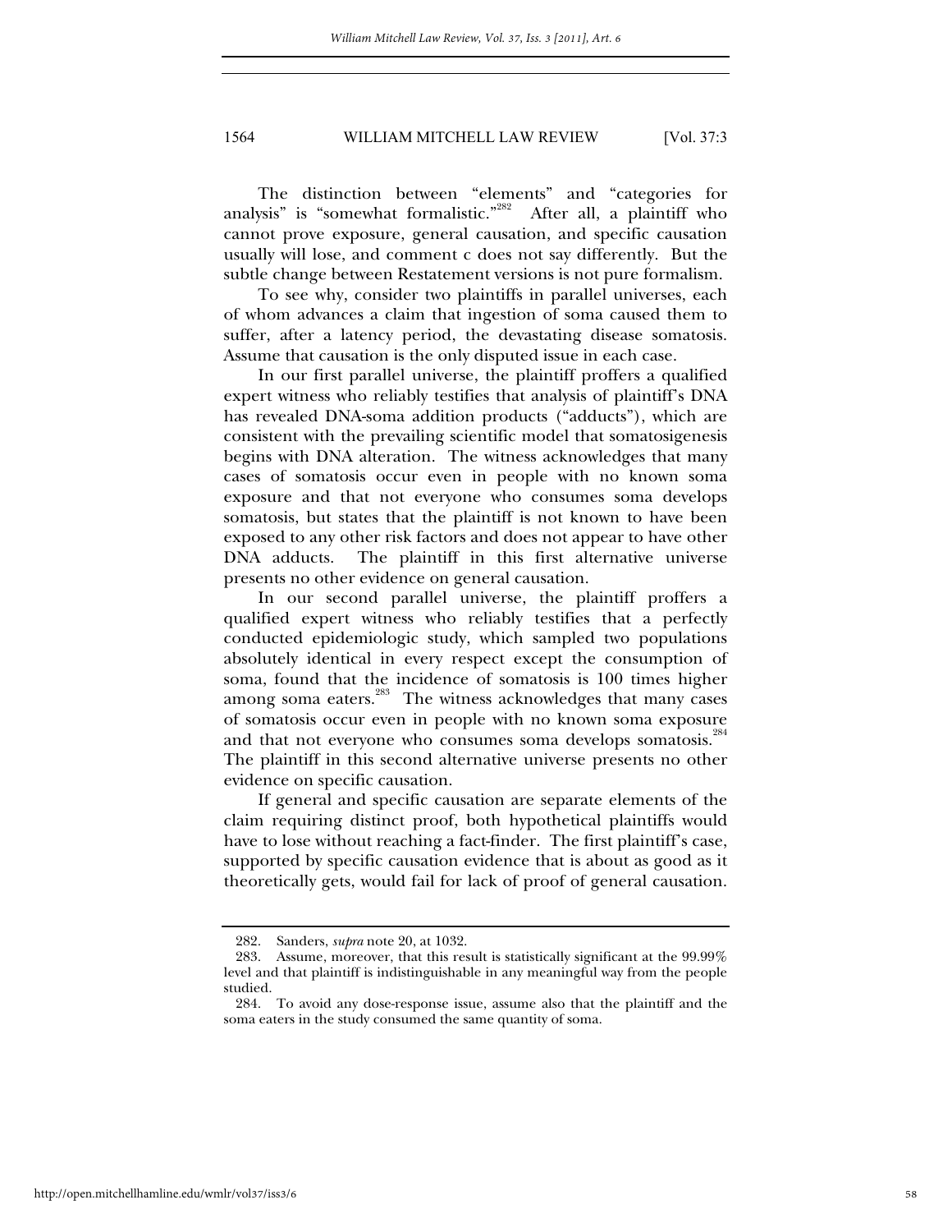The distinction between "elements" and "categories for analysis" is "somewhat formalistic."[282] After all, a plaintiff who cannot prove exposure, general causation, and specific causation usually will lose, and comment c does not say differently. But the subtle change between Restatement versions is not pure formalism.

To see why, consider two plaintiffs in parallel universes, each of whom advances a claim that ingestion of soma caused them to suffer, after a latency period, the devastating disease somatosis. Assume that causation is the only disputed issue in each case.

In our first parallel universe, the plaintiff proffers a qualified expert witness who reliably testifies that analysis of plaintiff's DNA has revealed DNA-soma addition products ("adducts"), which are consistent with the prevailing scientific model that somatosigenesis begins with DNA alteration. The witness acknowledges that many cases of somatosis occur even in people with no known soma exposure and that not everyone who consumes soma develops somatosis, but states that the plaintiff is not known to have been exposed to any other risk factors and does not appear to have other DNA adducts. The plaintiff in this first alternative universe presents no other evidence on general causation.

In our second parallel universe, the plaintiff proffers a qualified expert witness who reliably testifies that a perfectly conducted epidemiologic study, which sampled two populations absolutely identical in every respect except the consumption of soma, found that the incidence of somatosis is 100 times higher among soma eaters.[283] The witness acknowledges that many cases of somatosis occur even in people with no known soma exposure and that not everyone who consumes soma develops somatosis.[284] The plaintiff in this second alternative universe presents no other evidence on specific causation.

If general and specific causation are separate elements of the claim requiring distinct proof, both hypothetical plaintiffs would have to lose without reaching a fact-finder. The first plaintiff's case, supported by specific causation evidence that is about as good as it theoretically gets, would fail for lack of proof of general causation.

---

282. Sanders, *supra* note 20, at 1032.

283. Assume, moreover, that this result is statistically significant at the 99.99% level and that plaintiff is indistinguishable in any meaningful way from the people studied.

284. To avoid any dose-response issue, assume also that the plaintiff and the soma eaters in the study consumed the same quantity of soma.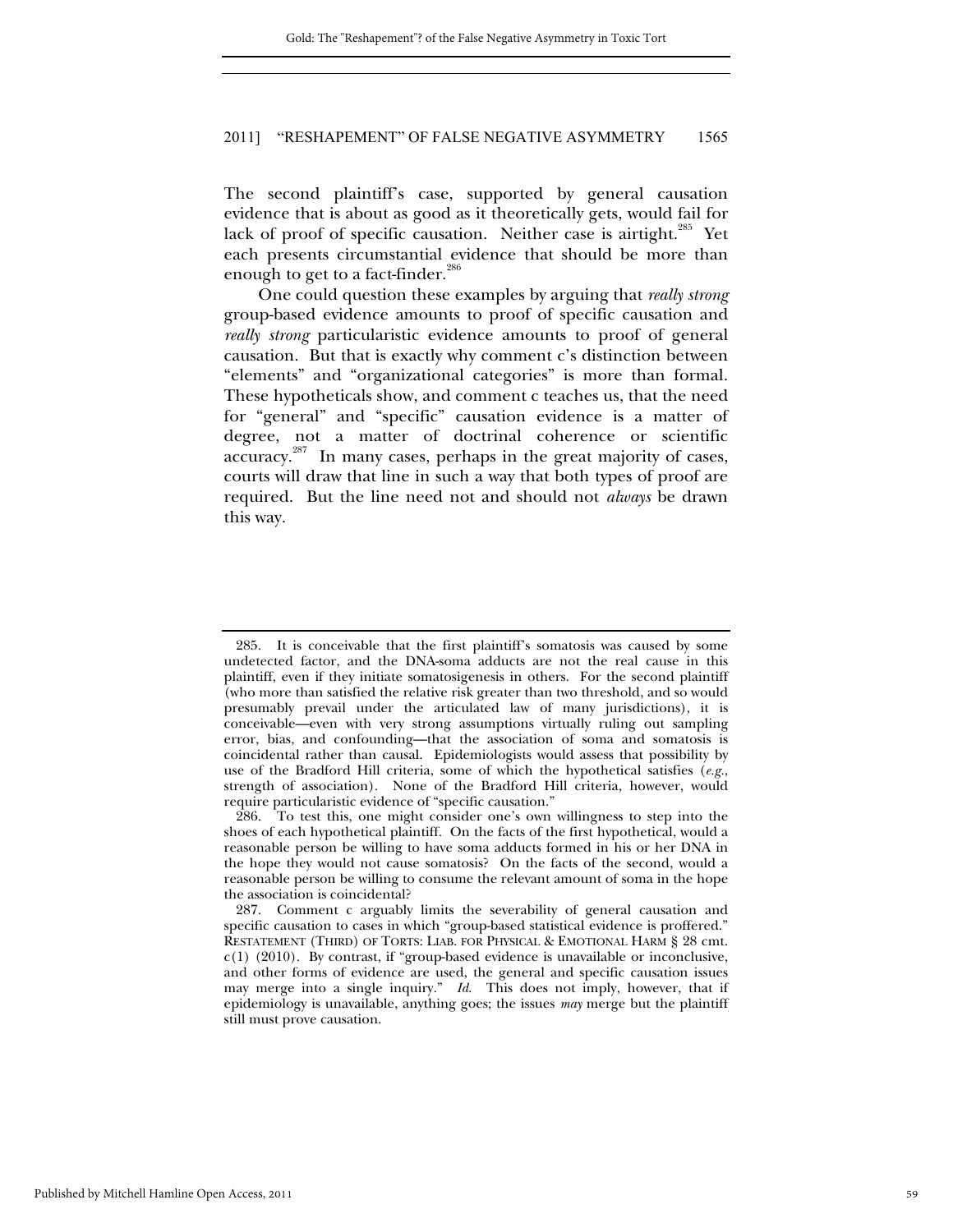The second plaintiff's case, supported by general causation evidence that is about as good as it theoretically gets, would fail for lack of proof of specific causation. Neither case is airtight.[285] Yet each presents circumstantial evidence that should be more than enough to get to a fact-finder.[286]

One could question these examples by arguing that *really strong* group-based evidence amounts to proof of specific causation and *really strong* particularistic evidence amounts to proof of general causation. But that is exactly why comment c's distinction between "elements" and "organizational categories" is more than formal. These hypotheticals show, and comment c teaches us, that the need for "general" and "specific" causation evidence is a matter of degree, not a matter of doctrinal coherence or scientific accuracy.[287] In many cases, perhaps in the great majority of cases, courts will draw that line in such a way that both types of proof are required. But the line need not and should not *always* be drawn this way.

---

285. It is conceivable that the first plaintiff's somatosis was caused by some undetected factor, and the DNA-soma adducts are not the real cause in this plaintiff, even if they initiate somatosigenesis in others. For the second plaintiff (who more than satisfied the relative risk greater than two threshold, and so would presumably prevail under the articulated law of many jurisdictions), it is conceivable—even with very strong assumptions virtually ruling out sampling error, bias, and confounding—that the association of soma and somatosis is coincidental rather than causal. Epidemiologists would assess that possibility by use of the Bradford Hill criteria, some of which the hypothetical satisfies (*e.g.*, strength of association). None of the Bradford Hill criteria, however, would require particularistic evidence of "specific causation."

286. To test this, one might consider one's own willingness to step into the shoes of each hypothetical plaintiff. On the facts of the first hypothetical, would a reasonable person be willing to have soma adducts formed in his or her DNA in the hope they would not cause somatosis? On the facts of the second, would a reasonable person be willing to consume the relevant amount of soma in the hope the association is coincidental?

287. Comment c arguably limits the severability of general causation and specific causation to cases in which "group-based statistical evidence is proffered." RESTATEMENT (THIRD) OF TORTS: LIAB. FOR PHYSICAL & EMOTIONAL HARM § 28 cmt. c(1) (2010). By contrast, if "group-based evidence is unavailable or inconclusive, and other forms of evidence are used, the general and specific causation issues may merge into a single inquiry." *Id.* This does not imply, however, that if epidemiology is unavailable, anything goes; the issues *may* merge but the plaintiff still must prove causation.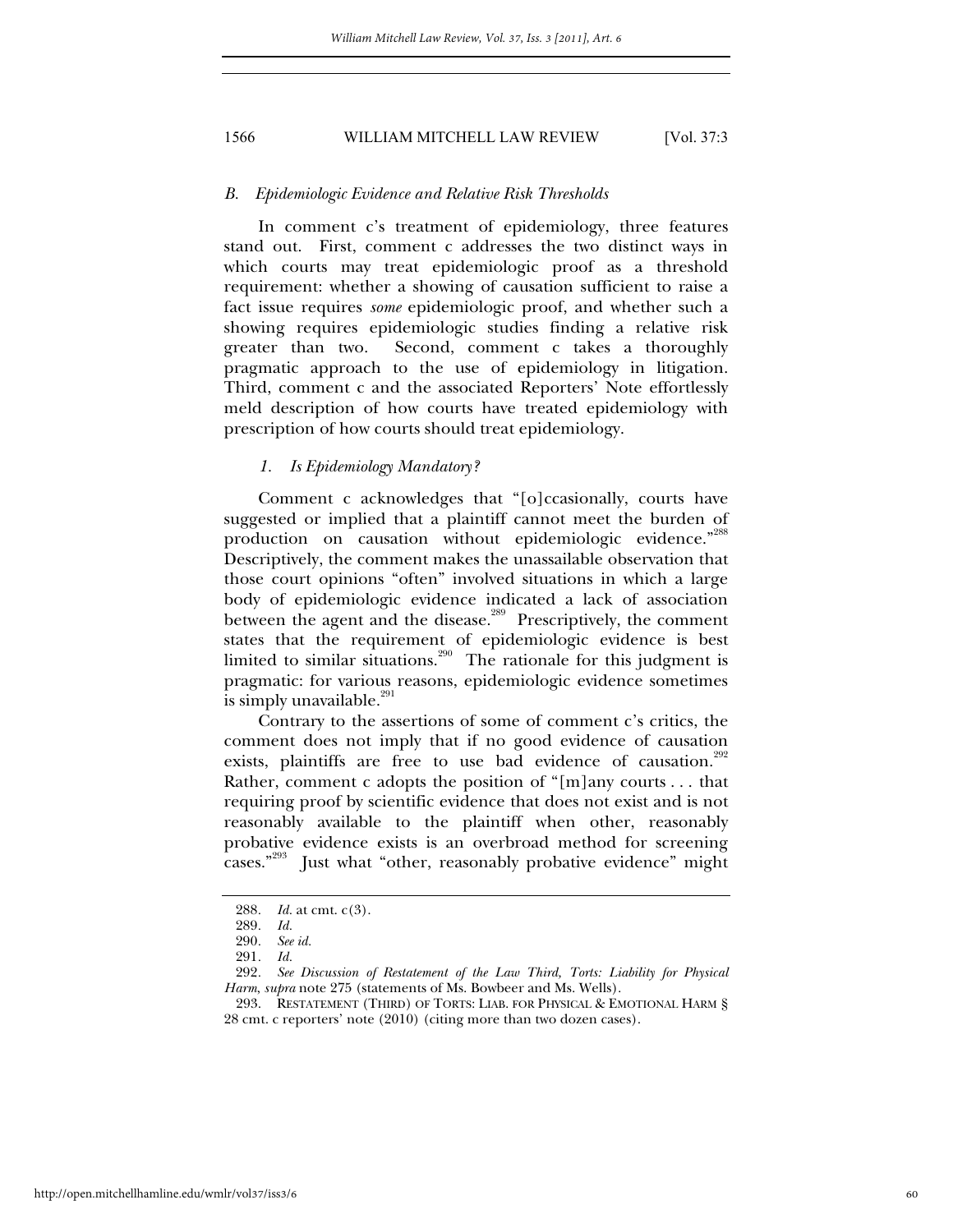### *B. Epidemiologic Evidence and Relative Risk Thresholds*

In comment c's treatment of epidemiology, three features stand out. First, comment c addresses the two distinct ways in which courts may treat epidemiologic proof as a threshold requirement: whether a showing of causation sufficient to raise a fact issue requires *some* epidemiologic proof, and whether such a showing requires epidemiologic studies finding a relative risk greater than two. Second, comment c takes a thoroughly pragmatic approach to the use of epidemiology in litigation. Third, comment c and the associated Reporters' Note effortlessly meld description of how courts have treated epidemiology with prescription of how courts should treat epidemiology.

#### *1. Is Epidemiology Mandatory?*

Comment c acknowledges that "[o]ccasionally, courts have suggested or implied that a plaintiff cannot meet the burden of production on causation without epidemiologic evidence."[288] Descriptively, the comment makes the unassailable observation that those court opinions "often" involved situations in which a large body of epidemiologic evidence indicated a lack of association between the agent and the disease.[289] Prescriptively, the comment states that the requirement of epidemiologic evidence is best limited to similar situations.[290] The rationale for this judgment is pragmatic: for various reasons, epidemiologic evidence sometimes is simply unavailable.[291]

Contrary to the assertions of some of comment c's critics, the comment does not imply that if no good evidence of causation exists, plaintiffs are free to use bad evidence of causation.[292] Rather, comment c adopts the position of "[m]any courts . . . that requiring proof by scientific evidence that does not exist and is not reasonably available to the plaintiff when other, reasonably probative evidence exists is an overbroad method for screening cases."[293] Just what "other, reasonably probative evidence" might

---

288. *Id.* at cmt. c(3).

289. *Id.*

290. *See id.*

291. *Id.*

292. *See Discussion of Restatement of the Law Third, Torts: Liability for Physical Harm*, *supra* note 275 (statements of Ms. Bowbeer and Ms. Wells).

293. RESTATEMENT (THIRD) OF TORTS: LIAB. FOR PHYSICAL & EMOTIONAL HARM § 28 cmt. c reporters' note (2010) (citing more than two dozen cases).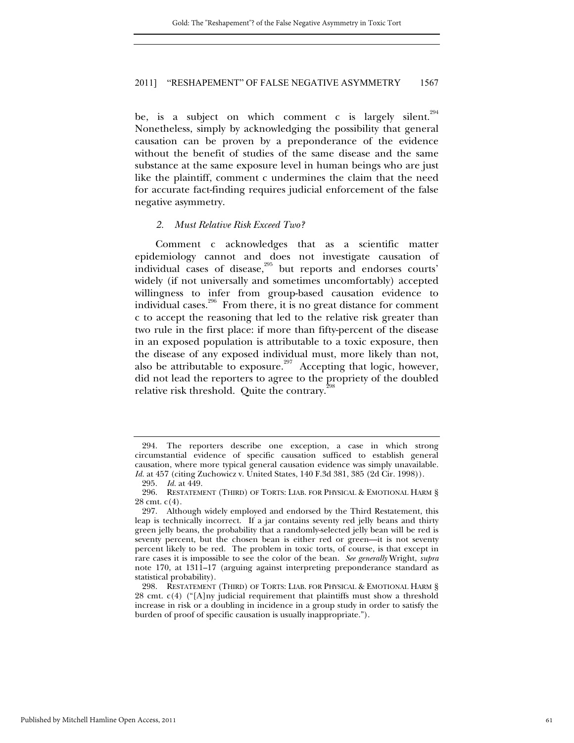be, is a subject on which comment c is largely silent.[294] Nonetheless, simply by acknowledging the possibility that general causation can be proven by a preponderance of the evidence without the benefit of studies of the same disease and the same substance at the same exposure level in human beings who are just like the plaintiff, comment c undermines the claim that the need for accurate fact-finding requires judicial enforcement of the false negative asymmetry.

### *2. Must Relative Risk Exceed Two?*

Comment c acknowledges that as a scientific matter epidemiology cannot and does not investigate causation of individual cases of disease,[295] but reports and endorses courts' widely (if not universally and sometimes uncomfortably) accepted willingness to infer from group-based causation evidence to individual cases.[296] From there, it is no great distance for comment c to accept the reasoning that led to the relative risk greater than two rule in the first place: if more than fifty-percent of the disease in an exposed population is attributable to a toxic exposure, then the disease of any exposed individual must, more likely than not, also be attributable to exposure.[297] Accepting that logic, however, did not lead the reporters to agree to the propriety of the doubled relative risk threshold. Quite the contrary.[298]

---

294. The reporters describe one exception, a case in which strong circumstantial evidence of specific causation sufficed to establish general causation, where more typical general causation evidence was simply unavailable. *Id.* at 457 (citing Zuchowicz v. United States, 140 F.3d 381, 385 (2d Cir. 1998)).

295. *Id.* at 449.

296. RESTATEMENT (THIRD) OF TORTS: LIAB. FOR PHYSICAL & EMOTIONAL HARM § 28 cmt. c(4).

297. Although widely employed and endorsed by the Third Restatement, this leap is technically incorrect. If a jar contains seventy red jelly beans and thirty green jelly beans, the probability that a randomly-selected jelly bean will be red is seventy percent, but the chosen bean is either red or green—it is not seventy percent likely to be red. The problem in toxic torts, of course, is that except in rare cases it is impossible to see the color of the bean. *See generally* Wright, *supra* note 170, at 1311–17 (arguing against interpreting preponderance standard as statistical probability).

298. RESTATEMENT (THIRD) OF TORTS: LIAB. FOR PHYSICAL & EMOTIONAL HARM § 28 cmt. c(4) ("[A]ny judicial requirement that plaintiffs must show a threshold increase in risk or a doubling in incidence in a group study in order to satisfy the burden of proof of specific causation is usually inappropriate.").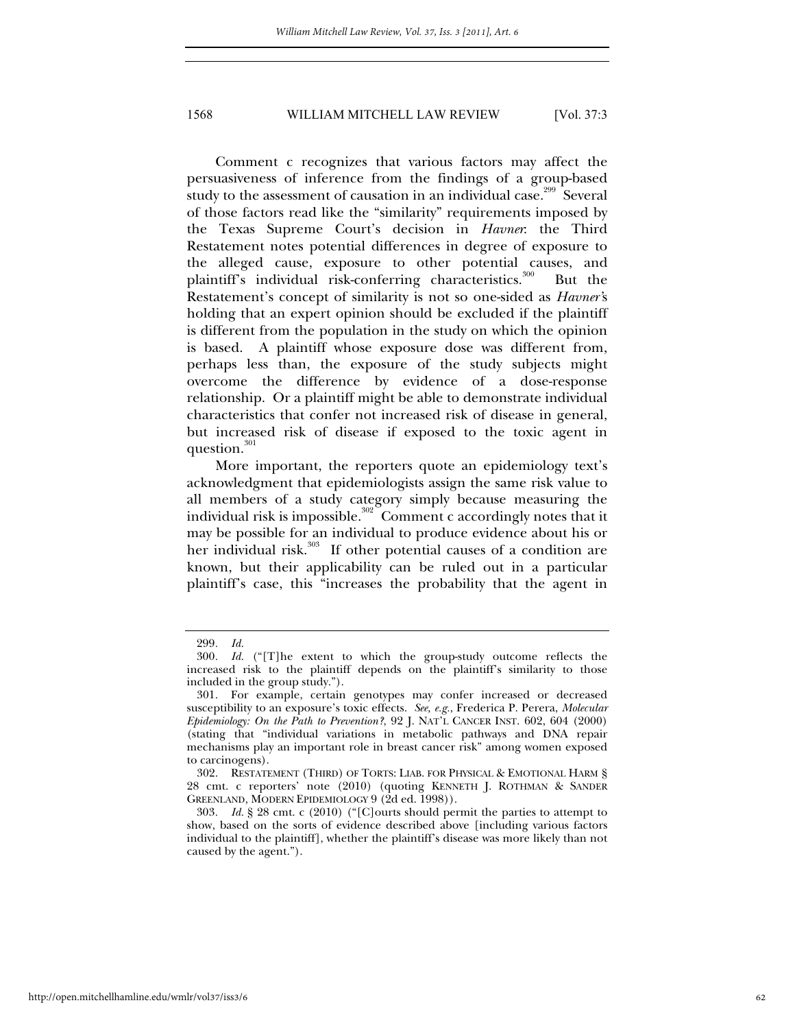Comment c recognizes that various factors may affect the persuasiveness of inference from the findings of a group-based study to the assessment of causation in an individual case.[299] Several of those factors read like the "similarity" requirements imposed by the Texas Supreme Court's decision in *Havner*: the Third Restatement notes potential differences in degree of exposure to the alleged cause, exposure to other potential causes, and plaintiff's individual risk-conferring characteristics.[300] But the Restatement's concept of similarity is not so one-sided as *Havner*'s holding that an expert opinion should be excluded if the plaintiff is different from the population in the study on which the opinion is based. A plaintiff whose exposure dose was different from, perhaps less than, the exposure of the study subjects might overcome the difference by evidence of a dose-response relationship. Or a plaintiff might be able to demonstrate individual characteristics that confer not increased risk of disease in general, but increased risk of disease if exposed to the toxic agent in question.[301]

More important, the reporters quote an epidemiology text's acknowledgment that epidemiologists assign the same risk value to all members of a study category simply because measuring the individual risk is impossible.[302] Comment c accordingly notes that it may be possible for an individual to produce evidence about his or her individual risk.[303] If other potential causes of a condition are known, but their applicability can be ruled out in a particular plaintiff's case, this "increases the probability that the agent in

---

299. *Id.*

300. *Id.* ("[T]he extent to which the group-study outcome reflects the increased risk to the plaintiff depends on the plaintiff's similarity to those included in the group study.").

301. For example, certain genotypes may confer increased or decreased susceptibility to an exposure's toxic effects. *See, e.g.*, Frederica P. Perera, *Molecular Epidemiology: On the Path to Prevention?*, 92 J. NAT'L CANCER INST. 602, 604 (2000) (stating that "individual variations in metabolic pathways and DNA repair mechanisms play an important role in breast cancer risk" among women exposed to carcinogens).

302. RESTATEMENT (THIRD) OF TORTS: LIAB. FOR PHYSICAL & EMOTIONAL HARM § 28 cmt. c reporters' note (2010) (quoting KENNETH J. ROTHMAN & SANDER GREENLAND, MODERN EPIDEMIOLOGY 9 (2d ed. 1998)).

303. *Id.* § 28 cmt. c (2010) ("[C]ourts should permit the parties to attempt to show, based on the sorts of evidence described above [including various factors individual to the plaintiff], whether the plaintiff's disease was more likely than not caused by the agent.").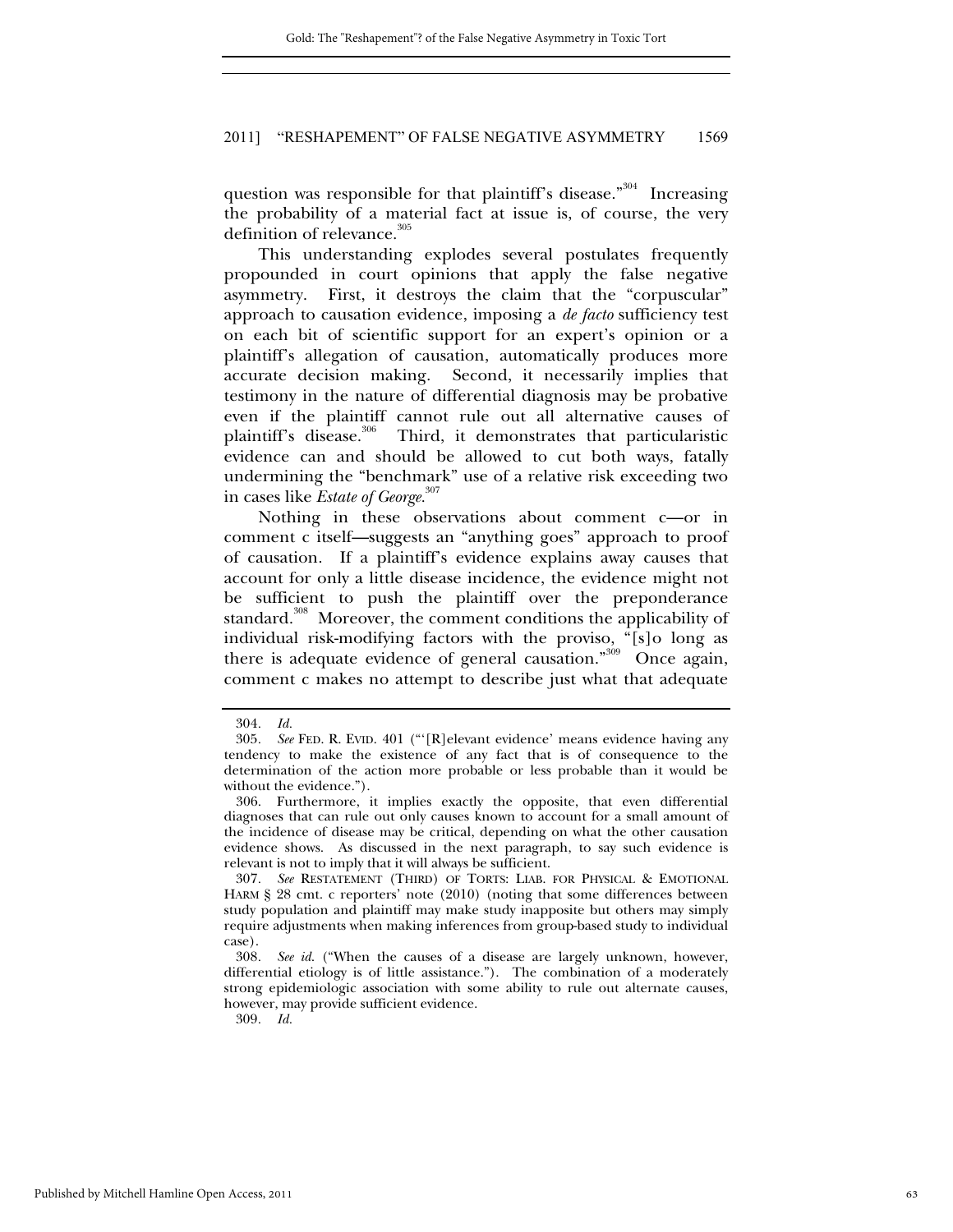question was responsible for that plaintiff's disease."[304] Increasing the probability of a material fact at issue is, of course, the very definition of relevance.[305]

This understanding explodes several postulates frequently propounded in court opinions that apply the false negative asymmetry. First, it destroys the claim that the "corpuscular" approach to causation evidence, imposing a *de facto* sufficiency test on each bit of scientific support for an expert's opinion or a plaintiff's allegation of causation, automatically produces more accurate decision making. Second, it necessarily implies that testimony in the nature of differential diagnosis may be probative even if the plaintiff cannot rule out all alternative causes of plaintiff's disease.[306] Third, it demonstrates that particularistic evidence can and should be allowed to cut both ways, fatally undermining the "benchmark" use of a relative risk exceeding two in cases like *Estate of George*.[307]

Nothing in these observations about comment c—or in comment c itself—suggests an "anything goes" approach to proof of causation. If a plaintiff's evidence explains away causes that account for only a little disease incidence, the evidence might not be sufficient to push the plaintiff over the preponderance standard.[308] Moreover, the comment conditions the applicability of individual risk-modifying factors with the proviso, "[s]o long as there is adequate evidence of general causation."[309] Once again, comment c makes no attempt to describe just what that adequate

---

304. *Id.*

305. *See* FED. R. EVID. 401 ("'[R]elevant evidence' means evidence having any tendency to make the existence of any fact that is of consequence to the determination of the action more probable or less probable than it would be without the evidence.").

306. Furthermore, it implies exactly the opposite, that even differential diagnoses that can rule out only causes known to account for a small amount of the incidence of disease may be critical, depending on what the other causation evidence shows. As discussed in the next paragraph, to say such evidence is relevant is not to imply that it will always be sufficient.

307. *See* RESTATEMENT (THIRD) OF TORTS: LIAB. FOR PHYSICAL & EMOTIONAL HARM § 28 cmt. c reporters' note (2010) (noting that some differences between study population and plaintiff may make study inapposite but others may simply require adjustments when making inferences from group-based study to individual case).

308. *See id.* ("When the causes of a disease are largely unknown, however, differential etiology is of little assistance."). The combination of a moderately strong epidemiologic association with some ability to rule out alternate causes, however, may provide sufficient evidence.

309. *Id.*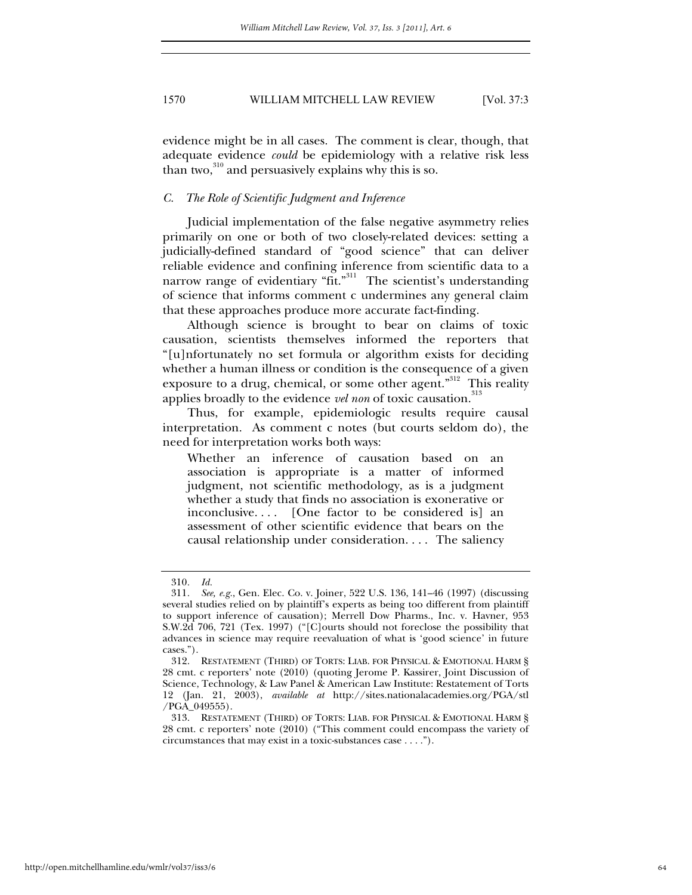evidence might be in all cases. The comment is clear, though, that adequate evidence *could* be epidemiology with a relative risk less than two,[310] and persuasively explains why this is so.

### *C. The Role of Scientific Judgment and Inference*

Judicial implementation of the false negative asymmetry relies primarily on one or both of two closely-related devices: setting a judicially-defined standard of "good science" that can deliver reliable evidence and confining inference from scientific data to a narrow range of evidentiary "fit."[311] The scientist's understanding of science that informs comment c undermines any general claim that these approaches produce more accurate fact-finding.

Although science is brought to bear on claims of toxic causation, scientists themselves informed the reporters that "[u]nfortunately no set formula or algorithm exists for deciding whether a human illness or condition is the consequence of a given exposure to a drug, chemical, or some other agent."[312] This reality applies broadly to the evidence *vel non* of toxic causation.[313]

Thus, for example, epidemiologic results require causal interpretation. As comment c notes (but courts seldom do), the need for interpretation works both ways:

> Whether an inference of causation based on an association is appropriate is a matter of informed judgment, not scientific methodology, as is a judgment whether a study that finds no association is exonerative or inconclusive. . . . [One factor to be considered is] an assessment of other scientific evidence that bears on the causal relationship under consideration. . . . The saliency

---

310. *Id.*

311. *See, e.g.*, Gen. Elec. Co. v. Joiner, 522 U.S. 136, 141–46 (1997) (discussing several studies relied on by plaintiff's experts as being too different from plaintiff to support inference of causation); Merrell Dow Pharms., Inc. v. Havner, 953 S.W.2d 706, 721 (Tex. 1997) ("[C]ourts should not foreclose the possibility that advances in science may require reevaluation of what is 'good science' in future cases.").

312. RESTATEMENT (THIRD) OF TORTS: LIAB. FOR PHYSICAL & EMOTIONAL HARM § 28 cmt. c reporters' note (2010) (quoting Jerome P. Kassirer, Joint Discussion of Science, Technology, & Law Panel & American Law Institute: Restatement of Torts 12 (Jan. 21, 2003), *available at* http://sites.nationalacademies.org/PGA/stl/PGA_049555).

313. RESTATEMENT (THIRD) OF TORTS: LIAB. FOR PHYSICAL & EMOTIONAL HARM § 28 cmt. c reporters' note (2010) ("This comment could encompass the variety of circumstances that may exist in a toxic-substances case . . . .").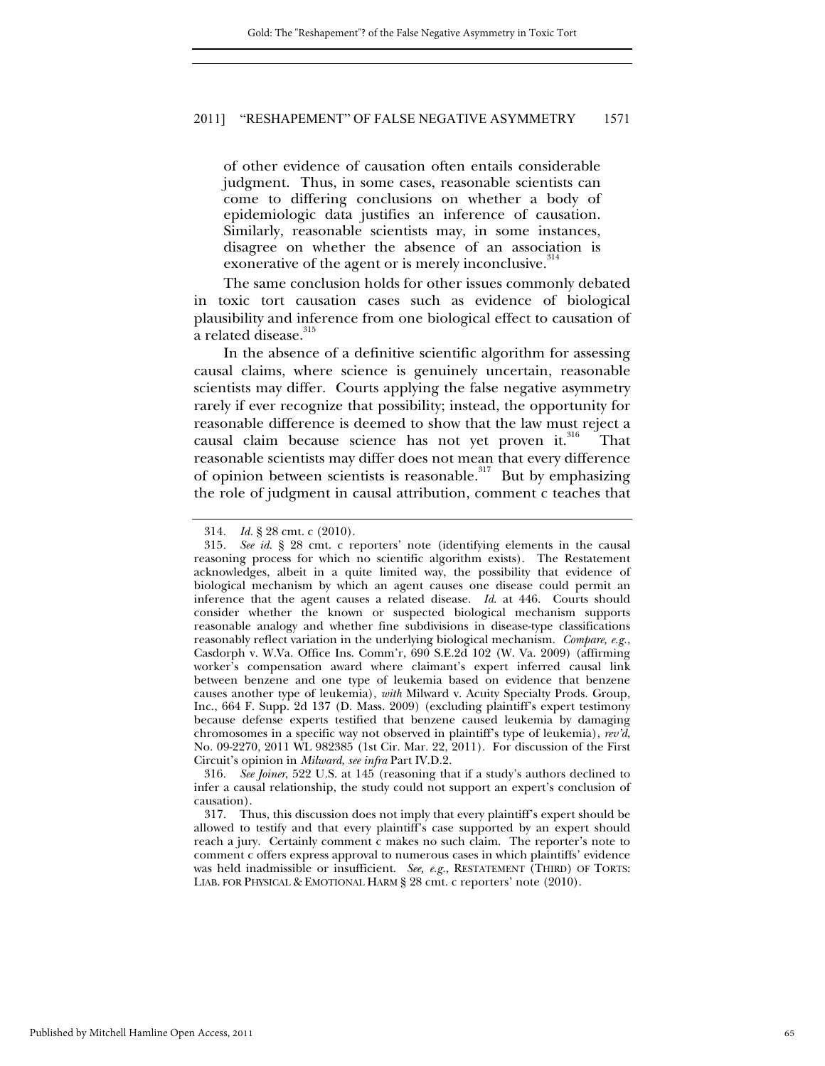of other evidence of causation often entails considerable judgment. Thus, in some cases, reasonable scientists can come to differing conclusions on whether a body of epidemiologic data justifies an inference of causation. Similarly, reasonable scientists may, in some instances, disagree on whether the absence of an association is exonerative of the agent or is merely inconclusive.[314]

The same conclusion holds for other issues commonly debated in toxic tort causation cases such as evidence of biological plausibility and inference from one biological effect to causation of a related disease.[315]

In the absence of a definitive scientific algorithm for assessing causal claims, where science is genuinely uncertain, reasonable scientists may differ. Courts applying the false negative asymmetry rarely if ever recognize that possibility; instead, the opportunity for reasonable difference is deemed to show that the law must reject a causal claim because science has not yet proven it.[316] That reasonable scientists may differ does not mean that every difference of opinion between scientists is reasonable.[317] But by emphasizing the role of judgment in causal attribution, comment c teaches that

---

314. *Id.* § 28 cmt. c (2010).

315. *See id.* § 28 cmt. c reporters' note (identifying elements in the causal reasoning process for which no scientific algorithm exists). The Restatement acknowledges, albeit in a quite limited way, the possibility that evidence of biological mechanism by which an agent causes one disease could permit an inference that the agent causes a related disease. *Id.* at 446. Courts should consider whether the known or suspected biological mechanism supports reasonable analogy and whether fine subdivisions in disease-type classifications reasonably reflect variation in the underlying biological mechanism. *Compare, e.g.*, Casdorph v. W.Va. Office Ins. Comm'r, 690 S.E.2d 102 (W. Va. 2009) (affirming worker's compensation award where claimant's expert inferred causal link between benzene and one type of leukemia based on evidence that benzene causes another type of leukemia), *with* Milward v. Acuity Specialty Prods. Group, Inc., 664 F. Supp. 2d 137 (D. Mass. 2009) (excluding plaintiff's expert testimony because defense experts testified that benzene caused leukemia by damaging chromosomes in a specific way not observed in plaintiff's type of leukemia), *rev'd*, No. 09-2270, 2011 WL 982385 (1st Cir. Mar. 22, 2011). For discussion of the First Circuit's opinion in *Milward*, *see infra* Part IV.D.2.

316. *See Joiner*, 522 U.S. at 145 (reasoning that if a study's authors declined to infer a causal relationship, the study could not support an expert's conclusion of causation).

317. Thus, this discussion does not imply that every plaintiff's expert should be allowed to testify and that every plaintiff's case supported by an expert should reach a jury. Certainly comment c makes no such claim. The reporter's note to comment c offers express approval to numerous cases in which plaintiffs' evidence was held inadmissible or insufficient. *See, e.g.*, RESTATEMENT (THIRD) OF TORTS: LIAB. FOR PHYSICAL & EMOTIONAL HARM § 28 cmt. c reporters' note (2010).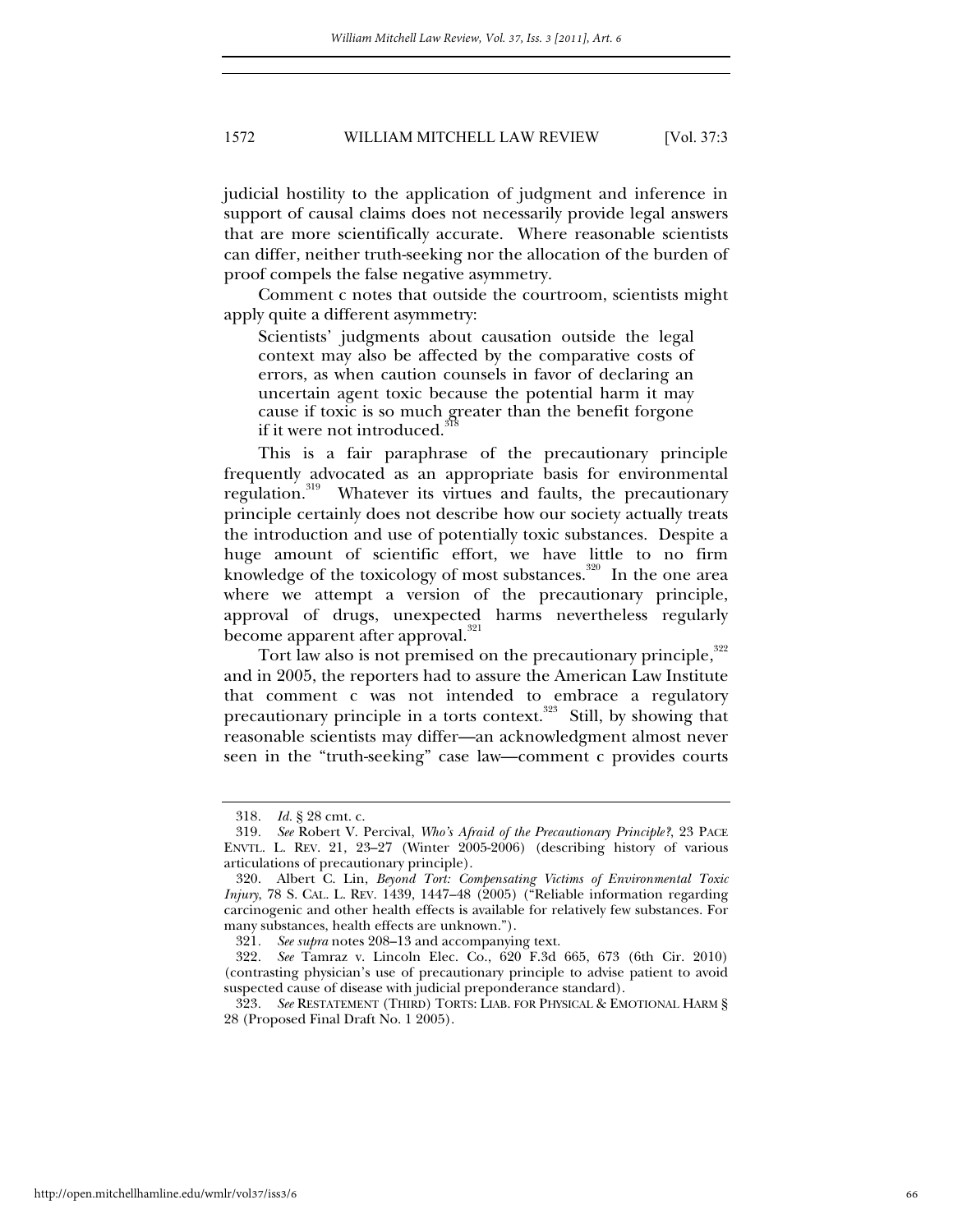judicial hostility to the application of judgment and inference in support of causal claims does not necessarily provide legal answers that are more scientifically accurate. Where reasonable scientists can differ, neither truth-seeking nor the allocation of the burden of proof compels the false negative asymmetry.

Comment c notes that outside the courtroom, scientists might apply quite a different asymmetry:

> Scientists' judgments about causation outside the legal context may also be affected by the comparative costs of errors, as when caution counsels in favor of declaring an uncertain agent toxic because the potential harm it may cause if toxic is so much greater than the benefit forgone if it were not introduced.[318]

This is a fair paraphrase of the precautionary principle frequently advocated as an appropriate basis for environmental regulation.[319] Whatever its virtues and faults, the precautionary principle certainly does not describe how our society actually treats the introduction and use of potentially toxic substances. Despite a huge amount of scientific effort, we have little to no firm knowledge of the toxicology of most substances.[320] In the one area where we attempt a version of the precautionary principle, approval of drugs, unexpected harms nevertheless regularly become apparent after approval.[321]

Tort law also is not premised on the precautionary principle,[322] and in 2005, the reporters had to assure the American Law Institute that comment c was not intended to embrace a regulatory precautionary principle in a torts context.[323] Still, by showing that reasonable scientists may differ—an acknowledgment almost never seen in the "truth-seeking" case law—comment c provides courts

---

318. *Id.* § 28 cmt. c.

319. *See* Robert V. Percival, *Who's Afraid of the Precautionary Principle?*, 23 PACE ENVTL. L. REV. 21, 23–27 (Winter 2005-2006) (describing history of various articulations of precautionary principle).

320. Albert C. Lin, *Beyond Tort: Compensating Victims of Environmental Toxic Injury*, 78 S. CAL. L. REV. 1439, 1447–48 (2005) ("Reliable information regarding carcinogenic and other health effects is available for relatively few substances. For many substances, health effects are unknown.").

321. *See supra* notes 208–13 and accompanying text.

322. *See* Tamraz v. Lincoln Elec. Co., 620 F.3d 665, 673 (6th Cir. 2010) (contrasting physician's use of precautionary principle to advise patient to avoid suspected cause of disease with judicial preponderance standard).

323. *See* RESTATEMENT (THIRD) TORTS: LIAB. FOR PHYSICAL & EMOTIONAL HARM § 28 (Proposed Final Draft No. 1 2005).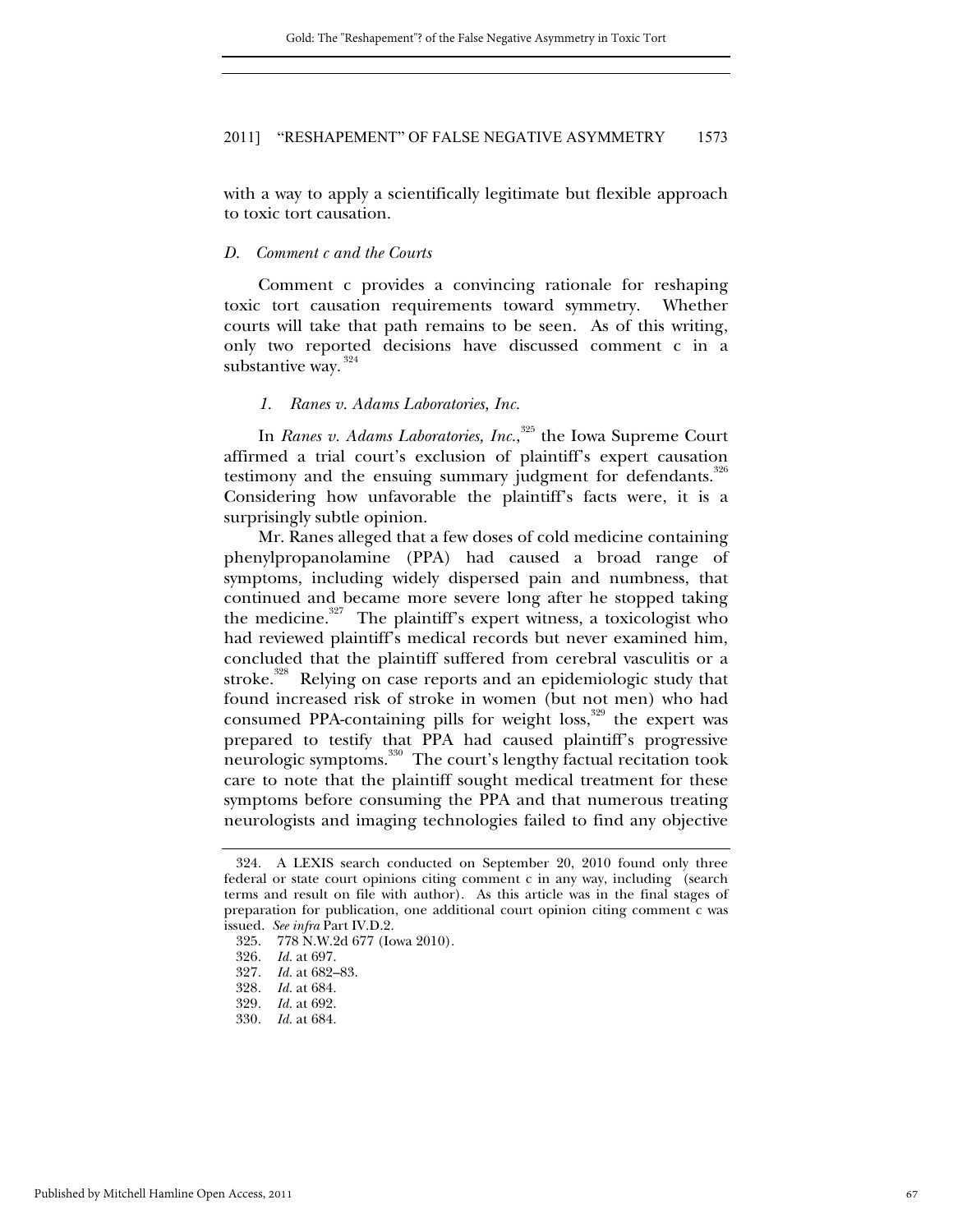with a way to apply a scientifically legitimate but flexible approach to toxic tort causation.

### *D. Comment c and the Courts*

Comment c provides a convincing rationale for reshaping toxic tort causation requirements toward symmetry. Whether courts will take that path remains to be seen. As of this writing, only two reported decisions have discussed comment c in a substantive way.[324]

#### *1. Ranes v. Adams Laboratories, Inc.*

In *Ranes v. Adams Laboratories, Inc.*,[325] the Iowa Supreme Court affirmed a trial court's exclusion of plaintiff's expert causation testimony and the ensuing summary judgment for defendants.[326] Considering how unfavorable the plaintiff's facts were, it is a surprisingly subtle opinion.

Mr. Ranes alleged that a few doses of cold medicine containing phenylpropanolamine (PPA) had caused a broad range of symptoms, including widely dispersed pain and numbness, that continued and became more severe long after he stopped taking the medicine.[327] The plaintiff's expert witness, a toxicologist who had reviewed plaintiff's medical records but never examined him, concluded that the plaintiff suffered from cerebral vasculitis or a stroke.[328] Relying on case reports and an epidemiologic study that found increased risk of stroke in women (but not men) who had consumed PPA-containing pills for weight loss,[329] the expert was prepared to testify that PPA had caused plaintiff's progressive neurologic symptoms.[330] The court's lengthy factual recitation took care to note that the plaintiff sought medical treatment for these symptoms before consuming the PPA and that numerous treating neurologists and imaging technologies failed to find any objective

---

324. A LEXIS search conducted on September 20, 2010 found only three federal or state court opinions citing comment c in any way, including (search terms and result on file with author). As this article was in the final stages of preparation for publication, one additional court opinion citing comment c was issued. *See infra* Part IV.D.2.

325. 778 N.W.2d 677 (Iowa 2010).

326. *Id.* at 697.

327. *Id.* at 682–83.

328. *Id.* at 684.

329. *Id.* at 692.

330. *Id.* at 684.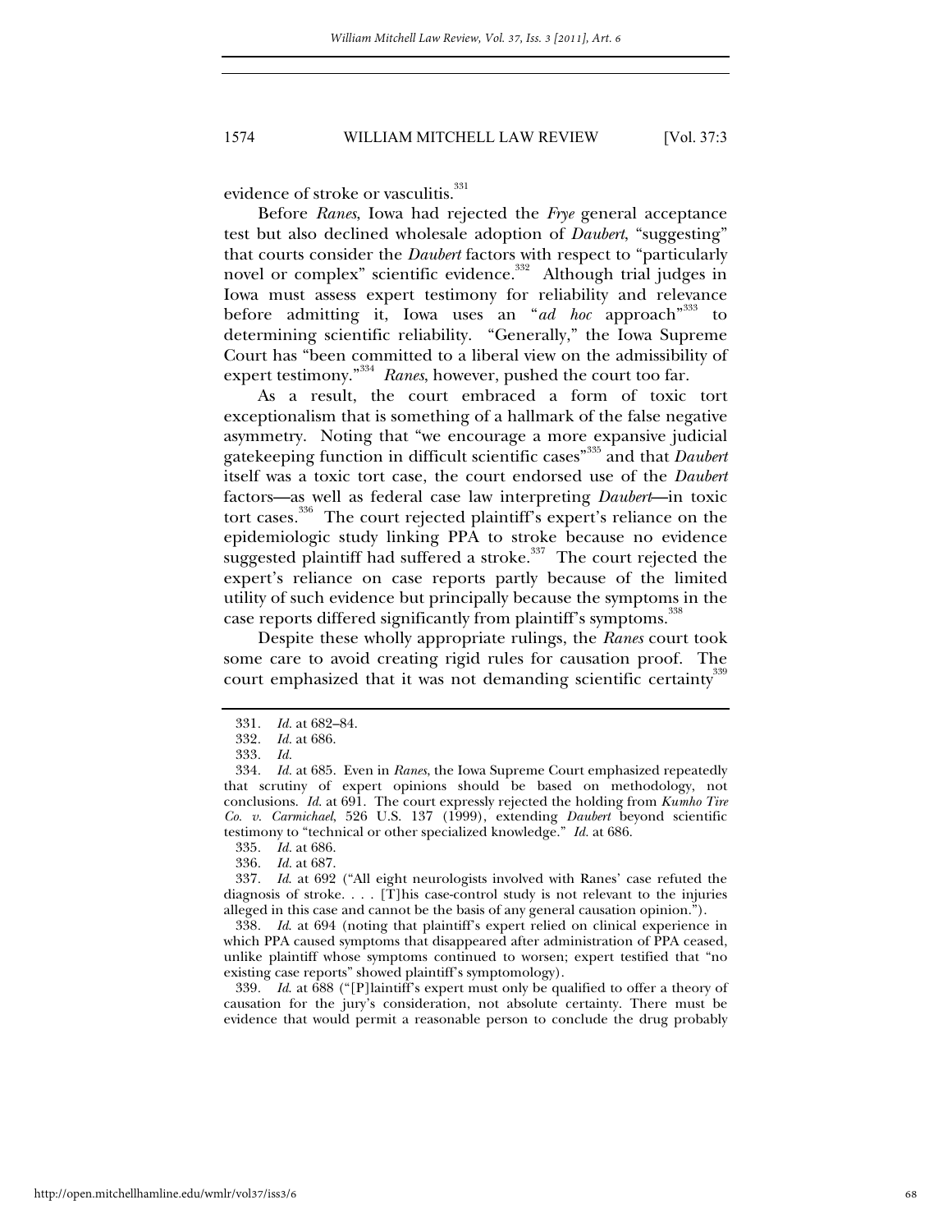evidence of stroke or vasculitis.[331]

Before *Ranes*, Iowa had rejected the *Frye* general acceptance test but also declined wholesale adoption of *Daubert*, "suggesting" that courts consider the *Daubert* factors with respect to "particularly novel or complex" scientific evidence.[332] Although trial judges in Iowa must assess expert testimony for reliability and relevance before admitting it, Iowa uses an "*ad hoc* approach"[333] to determining scientific reliability. "Generally," the Iowa Supreme Court has "been committed to a liberal view on the admissibility of expert testimony."[334] *Ranes*, however, pushed the court too far.

As a result, the court embraced a form of toxic tort exceptionalism that is something of a hallmark of the false negative asymmetry. Noting that "we encourage a more expansive judicial gatekeeping function in difficult scientific cases"[335] and that *Daubert* itself was a toxic tort case, the court endorsed use of the *Daubert* factors—as well as federal case law interpreting *Daubert*—in toxic tort cases.[336] The court rejected plaintiff's expert's reliance on the epidemiologic study linking PPA to stroke because no evidence suggested plaintiff had suffered a stroke.[337] The court rejected the expert's reliance on case reports partly because of the limited utility of such evidence but principally because the symptoms in the case reports differed significantly from plaintiff's symptoms.[338]

Despite these wholly appropriate rulings, the *Ranes* court took some care to avoid creating rigid rules for causation proof. The court emphasized that it was not demanding scientific certainty[339]

---

331. *Id.* at 682–84.

332. *Id.* at 686.

333. *Id.*

334. *Id.* at 685. Even in *Ranes*, the Iowa Supreme Court emphasized repeatedly that scrutiny of expert opinions should be based on methodology, not conclusions. *Id.* at 691. The court expressly rejected the holding from *Kumho Tire Co. v. Carmichael*, 526 U.S. 137 (1999), extending *Daubert* beyond scientific testimony to "technical or other specialized knowledge." *Id.* at 686.

335. *Id.* at 686.

336. *Id.* at 687.

337. *Id.* at 692 ("All eight neurologists involved with Ranes' case refuted the diagnosis of stroke. . . . [T]his case-control study is not relevant to the injuries alleged in this case and cannot be the basis of any general causation opinion.").

338. *Id.* at 694 (noting that plaintiff's expert relied on clinical experience in which PPA caused symptoms that disappeared after administration of PPA ceased, unlike plaintiff whose symptoms continued to worsen; expert testified that "no existing case reports" showed plaintiff's symptomology).

339. *Id.* at 688 ("[P]laintiff's expert must only be qualified to offer a theory of causation for the jury's consideration, not absolute certainty. There must be evidence that would permit a reasonable person to conclude the drug probably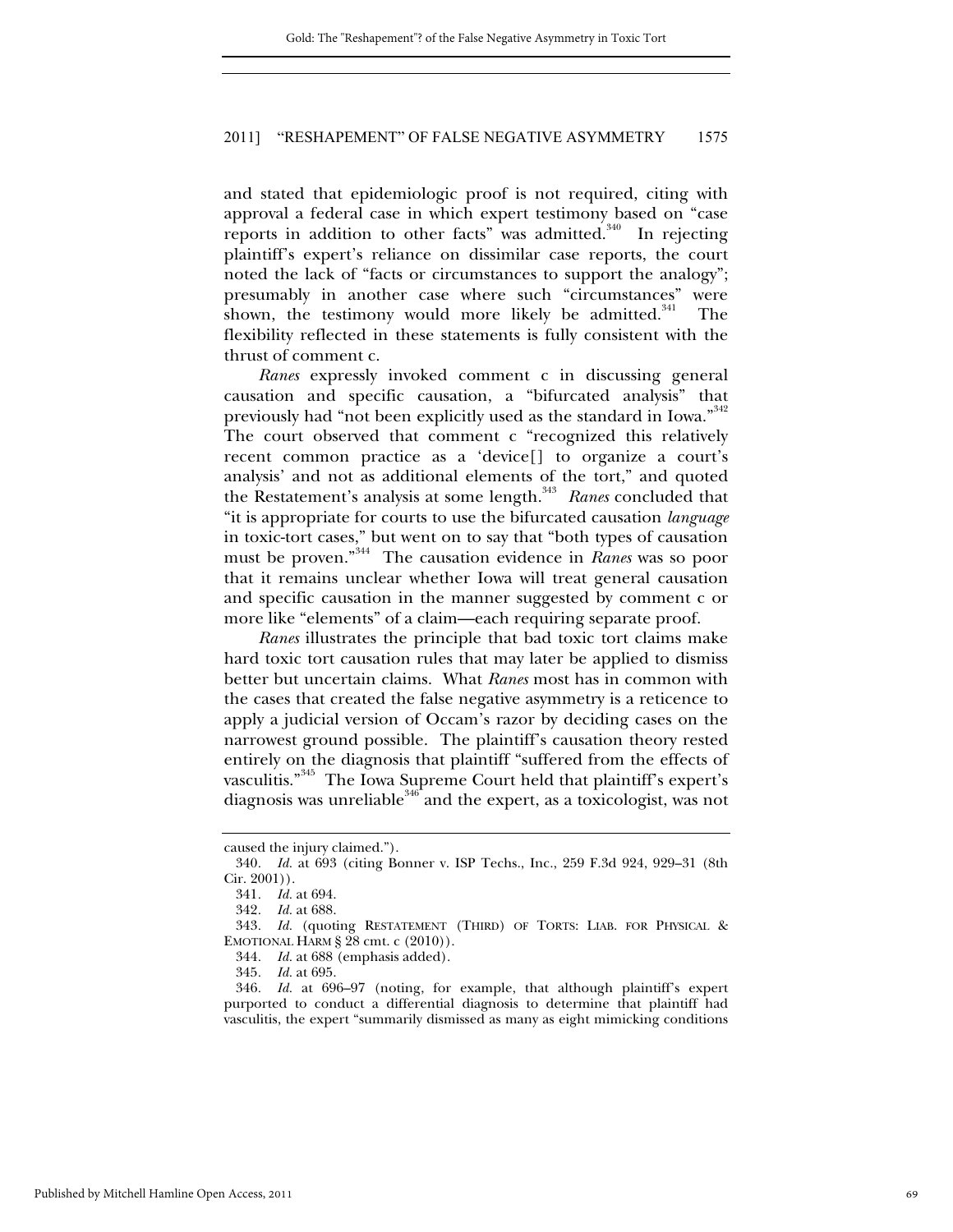and stated that epidemiologic proof is not required, citing with approval a federal case in which expert testimony based on "case reports in addition to other facts" was admitted.[340] In rejecting plaintiff's expert's reliance on dissimilar case reports, the court noted the lack of "facts or circumstances to support the analogy"; presumably in another case where such "circumstances" were shown, the testimony would more likely be admitted.[341] The flexibility reflected in these statements is fully consistent with the thrust of comment c.

*Ranes* expressly invoked comment c in discussing general causation and specific causation, a "bifurcated analysis" that previously had "not been explicitly used as the standard in Iowa."[342] The court observed that comment c "recognized this relatively recent common practice as a 'device[] to organize a court's analysis' and not as additional elements of the tort," and quoted the Restatement's analysis at some length.[343] *Ranes* concluded that "it is appropriate for courts to use the bifurcated causation *language* in toxic-tort cases," but went on to say that "both types of causation must be proven."[344] The causation evidence in *Ranes* was so poor that it remains unclear whether Iowa will treat general causation and specific causation in the manner suggested by comment c or more like "elements" of a claim—each requiring separate proof.

*Ranes* illustrates the principle that bad toxic tort claims make hard toxic tort causation rules that may later be applied to dismiss better but uncertain claims. What *Ranes* most has in common with the cases that created the false negative asymmetry is a reticence to apply a judicial version of Occam's razor by deciding cases on the narrowest ground possible. The plaintiff's causation theory rested entirely on the diagnosis that plaintiff "suffered from the effects of vasculitis."[345] The Iowa Supreme Court held that plaintiff's expert's diagnosis was unreliable[346] and the expert, as a toxicologist, was not

---

caused the injury claimed.").

340. *Id.* at 693 (citing Bonner v. ISP Techs., Inc., 259 F.3d 924, 929–31 (8th Cir. 2001)).

341. *Id.* at 694.

342. *Id.* at 688.

343. *Id.* (quoting RESTATEMENT (THIRD) OF TORTS: LIAB. FOR PHYSICAL & EMOTIONAL HARM § 28 cmt. c (2010)).

344. *Id.* at 688 (emphasis added).

345. *Id.* at 695.

346. *Id.* at 696–97 (noting, for example, that although plaintiff's expert purported to conduct a differential diagnosis to determine that plaintiff had vasculitis, the expert "summarily dismissed as many as eight mimicking conditions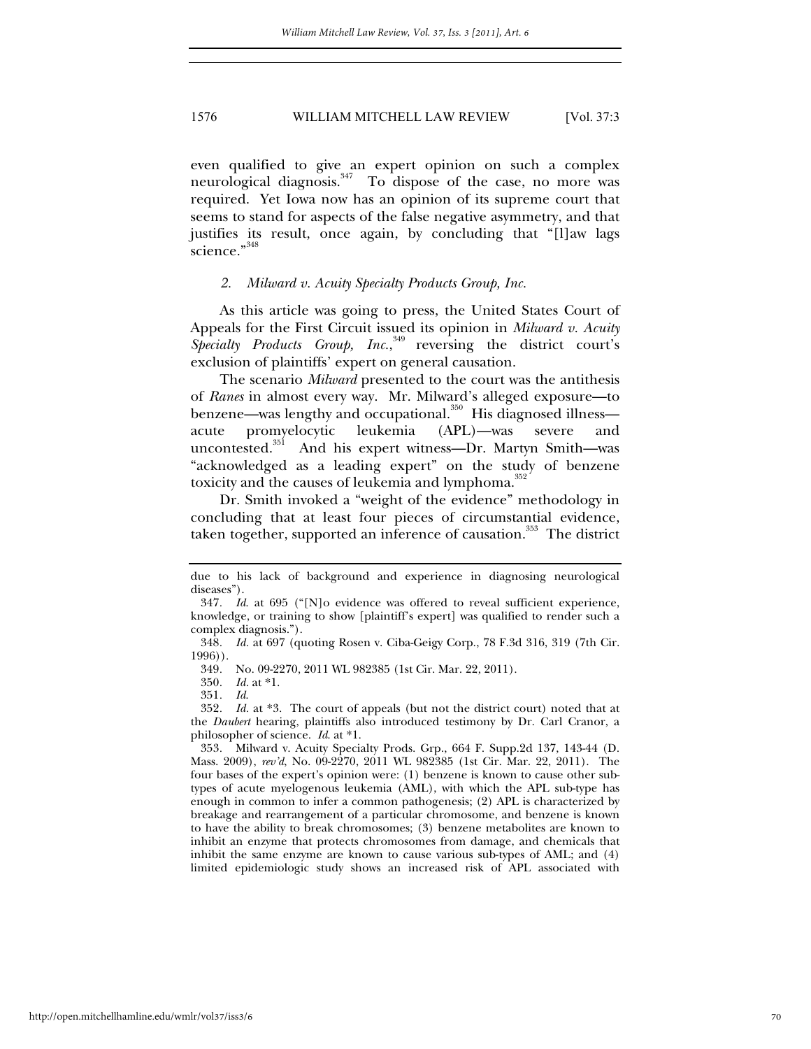even qualified to give an expert opinion on such a complex neurological diagnosis.[347] To dispose of the case, no more was required. Yet Iowa now has an opinion of its supreme court that seems to stand for aspects of the false negative asymmetry, and that justifies its result, once again, by concluding that "[l]aw lags science."[348]

### 2. *Milward v. Acuity Specialty Products Group, Inc.*

As this article was going to press, the United States Court of Appeals for the First Circuit issued its opinion in *Milward v. Acuity Specialty Products Group, Inc.*,[349] reversing the district court's exclusion of plaintiffs' expert on general causation.

The scenario *Milward* presented to the court was the antithesis of *Ranes* in almost every way. Mr. Milward's alleged exposure—to benzene—was lengthy and occupational.[350] His diagnosed illness—acute promyelocytic leukemia (APL)—was severe and uncontested.[351] And his expert witness—Dr. Martyn Smith—was "acknowledged as a leading expert" on the study of benzene toxicity and the causes of leukemia and lymphoma.[352]

Dr. Smith invoked a "weight of the evidence" methodology in concluding that at least four pieces of circumstantial evidence, taken together, supported an inference of causation.[353] The district

---

due to his lack of background and experience in diagnosing neurological diseases").

347. *Id.* at 695 ("[N]o evidence was offered to reveal sufficient experience, knowledge, or training to show [plaintiff's expert] was qualified to render such a complex diagnosis.").

348. *Id.* at 697 (quoting Rosen v. Ciba-Geigy Corp., 78 F.3d 316, 319 (7th Cir. 1996)).

349. No. 09-2270, 2011 WL 982385 (1st Cir. Mar. 22, 2011).

350. *Id.* at *1.

351. *Id.*

352. *Id.* at *3. The court of appeals (but not the district court) noted that at the *Daubert* hearing, plaintiffs also introduced testimony by Dr. Carl Cranor, a philosopher of science. *Id.* at *1.

353. Milward v. Acuity Specialty Prods. Grp., 664 F. Supp.2d 137, 143-44 (D. Mass. 2009), *rev'd*, No. 09-2270, 2011 WL 982385 (1st Cir. Mar. 22, 2011). The four bases of the expert's opinion were: (1) benzene is known to cause other sub-types of acute myelogenous leukemia (AML), with which the APL sub-type has enough in common to infer a common pathogenesis; (2) APL is characterized by breakage and rearrangement of a particular chromosome, and benzene is known to have the ability to break chromosomes; (3) benzene metabolites are known to inhibit an enzyme that protects chromosomes from damage, and chemicals that inhibit the same enzyme are known to cause various sub-types of AML; and (4) limited epidemiologic study shows an increased risk of APL associated with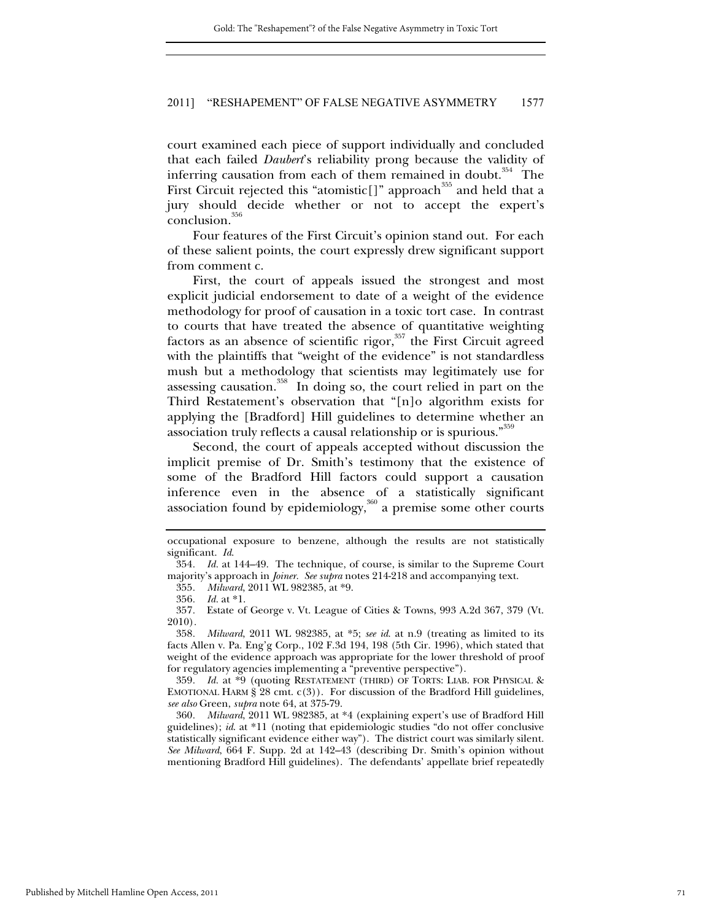court examined each piece of support individually and concluded that each failed *Daubert*'s reliability prong because the validity of inferring causation from each of them remained in doubt.[354] The First Circuit rejected this "atomistic[]" approach[355] and held that a jury should decide whether or not to accept the expert's conclusion.[356]

Four features of the First Circuit's opinion stand out. For each of these salient points, the court expressly drew significant support from comment c.

First, the court of appeals issued the strongest and most explicit judicial endorsement to date of a weight of the evidence methodology for proof of causation in a toxic tort case. In contrast to courts that have treated the absence of quantitative weighting factors as an absence of scientific rigor,[357] the First Circuit agreed with the plaintiffs that "weight of the evidence" is not standardless mush but a methodology that scientists may legitimately use for assessing causation.[358] In doing so, the court relied in part on the Third Restatement's observation that "[n]o algorithm exists for applying the [Bradford] Hill guidelines to determine whether an association truly reflects a causal relationship or is spurious."[359]

Second, the court of appeals accepted without discussion the implicit premise of Dr. Smith's testimony that the existence of some of the Bradford Hill factors could support a causation inference even in the absence of a statistically significant association found by epidemiology,[360] a premise some other courts

---

occupational exposure to benzene, although the results are not statistically significant. *Id.*

354. *Id.* at 144–49. The technique, of course, is similar to the Supreme Court majority's approach in *Joiner*. *See supra* notes 214-218 and accompanying text.

355. *Milward*, 2011 WL 982385, at *9.

356. *Id.* at *1.

357. Estate of George v. Vt. League of Cities & Towns, 993 A.2d 367, 379 (Vt. 2010).

358. *Milward*, 2011 WL 982385, at *5; *see id.* at n.9 (treating as limited to its facts Allen v. Pa. Eng'g Corp., 102 F.3d 194, 198 (5th Cir. 1996), which stated that weight of the evidence approach was appropriate for the lower threshold of proof for regulatory agencies implementing a "preventive perspective").

359. *Id.* at *9 (quoting RESTATEMENT (THIRD) OF TORTS: LIAB. FOR PHYSICAL & EMOTIONAL HARM § 28 cmt. c(3)). For discussion of the Bradford Hill guidelines, *see also* Green, *supra* note 64, at 375-79.

360. *Milward*, 2011 WL 982385, at *4 (explaining expert's use of Bradford Hill guidelines); *id.* at *11 (noting that epidemiologic studies "do not offer conclusive statistically significant evidence either way"). The district court was similarly silent. *See Milward*, 664 F. Supp. 2d at 142–43 (describing Dr. Smith's opinion without mentioning Bradford Hill guidelines). The defendants' appellate brief repeatedly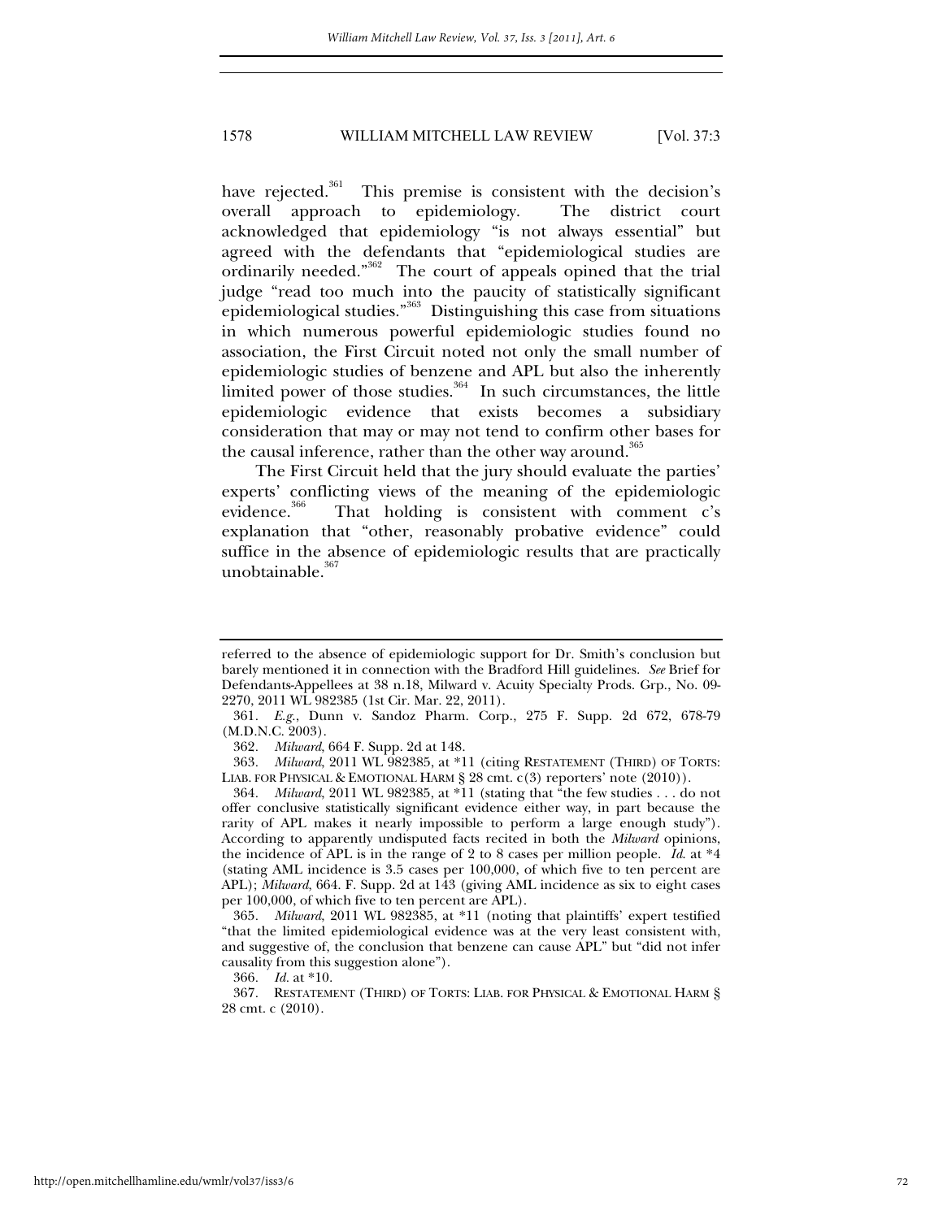have rejected.[361] This premise is consistent with the decision's overall approach to epidemiology. The district court acknowledged that epidemiology "is not always essential" but agreed with the defendants that "epidemiological studies are ordinarily needed."[362] The court of appeals opined that the trial judge "read too much into the paucity of statistically significant epidemiological studies."[363] Distinguishing this case from situations in which numerous powerful epidemiologic studies found no association, the First Circuit noted not only the small number of epidemiologic studies of benzene and APL but also the inherently limited power of those studies.[364] In such circumstances, the little epidemiologic evidence that exists becomes a subsidiary consideration that may or may not tend to confirm other bases for the causal inference, rather than the other way around.[365]

The First Circuit held that the jury should evaluate the parties' experts' conflicting views of the meaning of the epidemiologic evidence.[366] That holding is consistent with comment c's explanation that "other, reasonably probative evidence" could suffice in the absence of epidemiologic results that are practically unobtainable.[367]

---

referred to the absence of epidemiologic support for Dr. Smith's conclusion but barely mentioned it in connection with the Bradford Hill guidelines. *See* Brief for Defendants-Appellees at 38 n.18, Milward v. Acuity Specialty Prods. Grp., No. 09-2270, 2011 WL 982385 (1st Cir. Mar. 22, 2011).

361. *E.g.*, Dunn v. Sandoz Pharm. Corp., 275 F. Supp. 2d 672, 678-79 (M.D.N.C. 2003).

362. *Milward*, 664 F. Supp. 2d at 148.

363. *Milward*, 2011 WL 982385, at *11 (citing RESTATEMENT (THIRD) OF TORTS: LIAB. FOR PHYSICAL & EMOTIONAL HARM § 28 cmt. c(3) reporters' note (2010)).

364. *Milward*, 2011 WL 982385, at *11 (stating that "the few studies . . . do not offer conclusive statistically significant evidence either way, in part because the rarity of APL makes it nearly impossible to perform a large enough study"). According to apparently undisputed facts recited in both the *Milward* opinions, the incidence of APL is in the range of 2 to 8 cases per million people. *Id.* at *4 (stating AML incidence is 3.5 cases per 100,000, of which five to ten percent are APL); *Milward*, 664. F. Supp. 2d at 143 (giving AML incidence as six to eight cases per 100,000, of which five to ten percent are APL).

365. *Milward*, 2011 WL 982385, at *11 (noting that plaintiffs' expert testified "that the limited epidemiological evidence was at the very least consistent with, and suggestive of, the conclusion that benzene can cause APL" but "did not infer causality from this suggestion alone").

366. *Id.* at *10.

367. RESTATEMENT (THIRD) OF TORTS: LIAB. FOR PHYSICAL & EMOTIONAL HARM § 28 cmt. c (2010).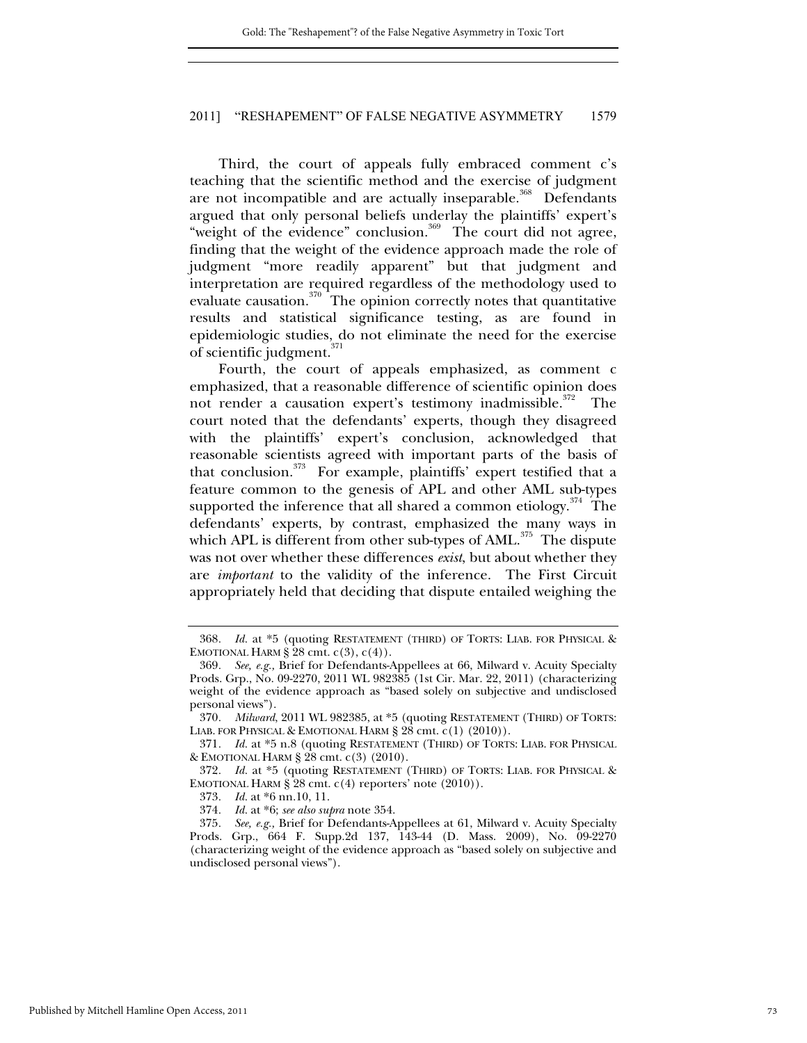Third, the court of appeals fully embraced comment c's teaching that the scientific method and the exercise of judgment are not incompatible and are actually inseparable.[368] Defendants argued that only personal beliefs underlay the plaintiffs' expert's "weight of the evidence" conclusion.[369] The court did not agree, finding that the weight of the evidence approach made the role of judgment "more readily apparent" but that judgment and interpretation are required regardless of the methodology used to evaluate causation.[370] The opinion correctly notes that quantitative results and statistical significance testing, as are found in epidemiologic studies, do not eliminate the need for the exercise of scientific judgment.[371]

Fourth, the court of appeals emphasized, as comment c emphasized, that a reasonable difference of scientific opinion does not render a causation expert's testimony inadmissible.[372] The court noted that the defendants' experts, though they disagreed with the plaintiffs' expert's conclusion, acknowledged that reasonable scientists agreed with important parts of the basis of that conclusion.[373] For example, plaintiffs' expert testified that a feature common to the genesis of APL and other AML sub-types supported the inference that all shared a common etiology.[374] The defendants' experts, by contrast, emphasized the many ways in which APL is different from other sub-types of AML.[375] The dispute was not over whether these differences *exist*, but about whether they are *important* to the validity of the inference. The First Circuit appropriately held that deciding that dispute entailed weighing the

---

368. *Id.* at *5 (quoting RESTATEMENT (THIRD) OF TORTS: LIAB. FOR PHYSICAL & EMOTIONAL HARM § 28 cmt. c(3), c(4)).

369. *See, e.g.,* Brief for Defendants-Appellees at 66, Milward v. Acuity Specialty Prods. Grp., No. 09-2270, 2011 WL 982385 (1st Cir. Mar. 22, 2011) (characterizing weight of the evidence approach as "based solely on subjective and undisclosed personal views").

370. *Milward*, 2011 WL 982385, at *5 (quoting RESTATEMENT (THIRD) OF TORTS: LIAB. FOR PHYSICAL & EMOTIONAL HARM § 28 cmt. c(1) (2010)).

371. *Id.* at *5 n.8 (quoting RESTATEMENT (THIRD) OF TORTS: LIAB. FOR PHYSICAL & EMOTIONAL HARM § 28 cmt. c(3) (2010).

372. *Id.* at *5 (quoting RESTATEMENT (THIRD) OF TORTS: LIAB. FOR PHYSICAL & EMOTIONAL HARM § 28 cmt. c(4) reporters' note (2010)).

373. *Id.* at *6 nn.10, 11.

374. *Id.* at *6; *see also supra* note 354.

375. *See, e.g.,* Brief for Defendants-Appellees at 61, Milward v. Acuity Specialty Prods. Grp., 664 F. Supp.2d 137, 143-44 (D. Mass. 2009), No. 09-2270 (characterizing weight of the evidence approach as "based solely on subjective and undisclosed personal views").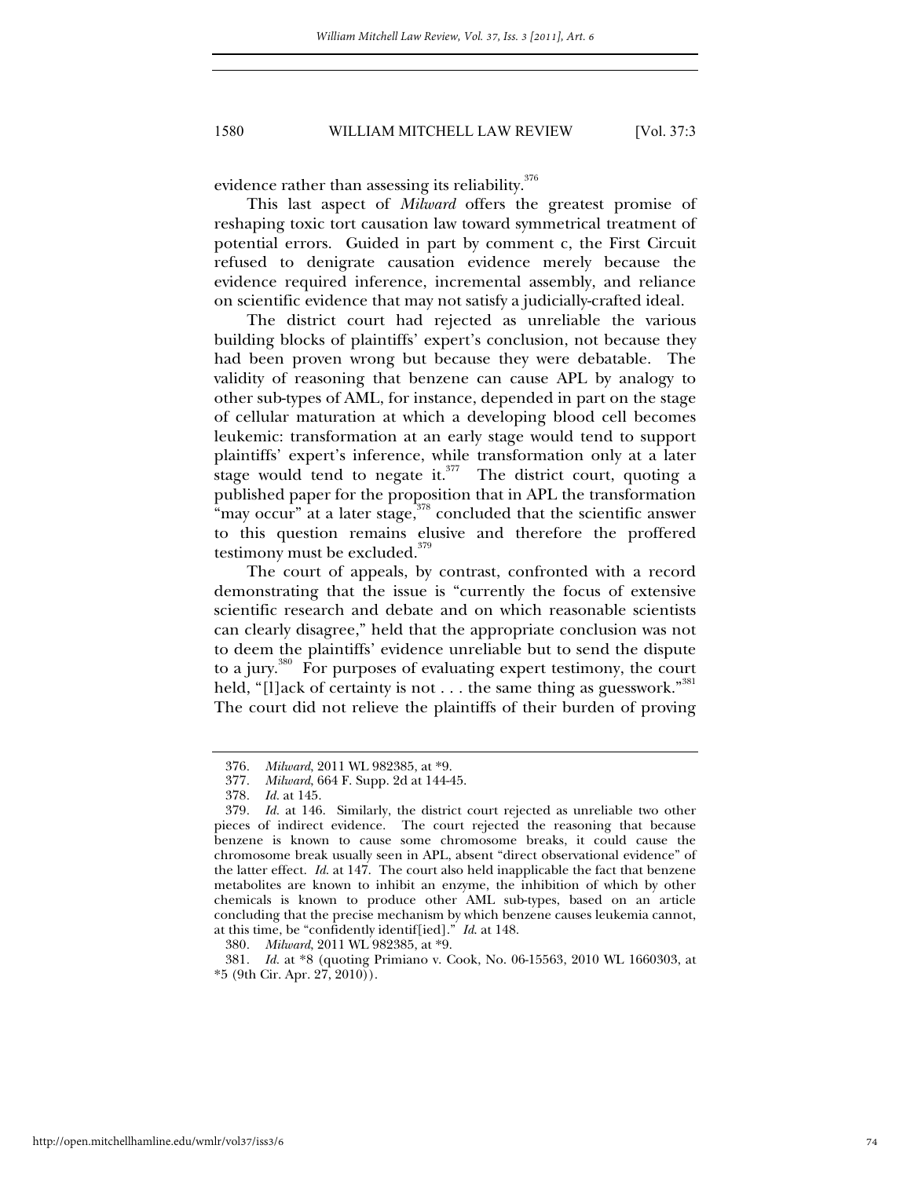evidence rather than assessing its reliability.[376]

This last aspect of *Milward* offers the greatest promise of reshaping toxic tort causation law toward symmetrical treatment of potential errors. Guided in part by comment c, the First Circuit refused to denigrate causation evidence merely because the evidence required inference, incremental assembly, and reliance on scientific evidence that may not satisfy a judicially-crafted ideal.

The district court had rejected as unreliable the various building blocks of plaintiffs' expert's conclusion, not because they had been proven wrong but because they were debatable. The validity of reasoning that benzene can cause APL by analogy to other sub-types of AML, for instance, depended in part on the stage of cellular maturation at which a developing blood cell becomes leukemic: transformation at an early stage would tend to support plaintiffs' expert's inference, while transformation only at a later stage would tend to negate it.[377] The district court, quoting a published paper for the proposition that in APL the transformation "may occur" at a later stage,[378] concluded that the scientific answer to this question remains elusive and therefore the proffered testimony must be excluded.[379]

The court of appeals, by contrast, confronted with a record demonstrating that the issue is "currently the focus of extensive scientific research and debate and on which reasonable scientists can clearly disagree," held that the appropriate conclusion was not to deem the plaintiffs' evidence unreliable but to send the dispute to a jury.[380] For purposes of evaluating expert testimony, the court held, "[l]ack of certainty is not . . . the same thing as guesswork."[381] The court did not relieve the plaintiffs of their burden of proving

---

376. *Milward*, 2011 WL 982385, at *9.

377. *Milward*, 664 F. Supp. 2d at 144-45.

378. *Id.* at 145.

379. *Id.* at 146. Similarly, the district court rejected as unreliable two other pieces of indirect evidence. The court rejected the reasoning that because benzene is known to cause some chromosome breaks, it could cause the chromosome break usually seen in APL, absent "direct observational evidence" of the latter effect. *Id.* at 147. The court also held inapplicable the fact that benzene metabolites are known to inhibit an enzyme, the inhibition of which by other chemicals is known to produce other AML sub-types, based on an article concluding that the precise mechanism by which benzene causes leukemia cannot, at this time, be "confidently identif[ied]." *Id.* at 148.

380. *Milward*, 2011 WL 982385, at *9.

381. *Id.* at *8 (quoting Primiano v. Cook, No. 06-15563, 2010 WL 1660303, at *5 (9th Cir. Apr. 27, 2010)).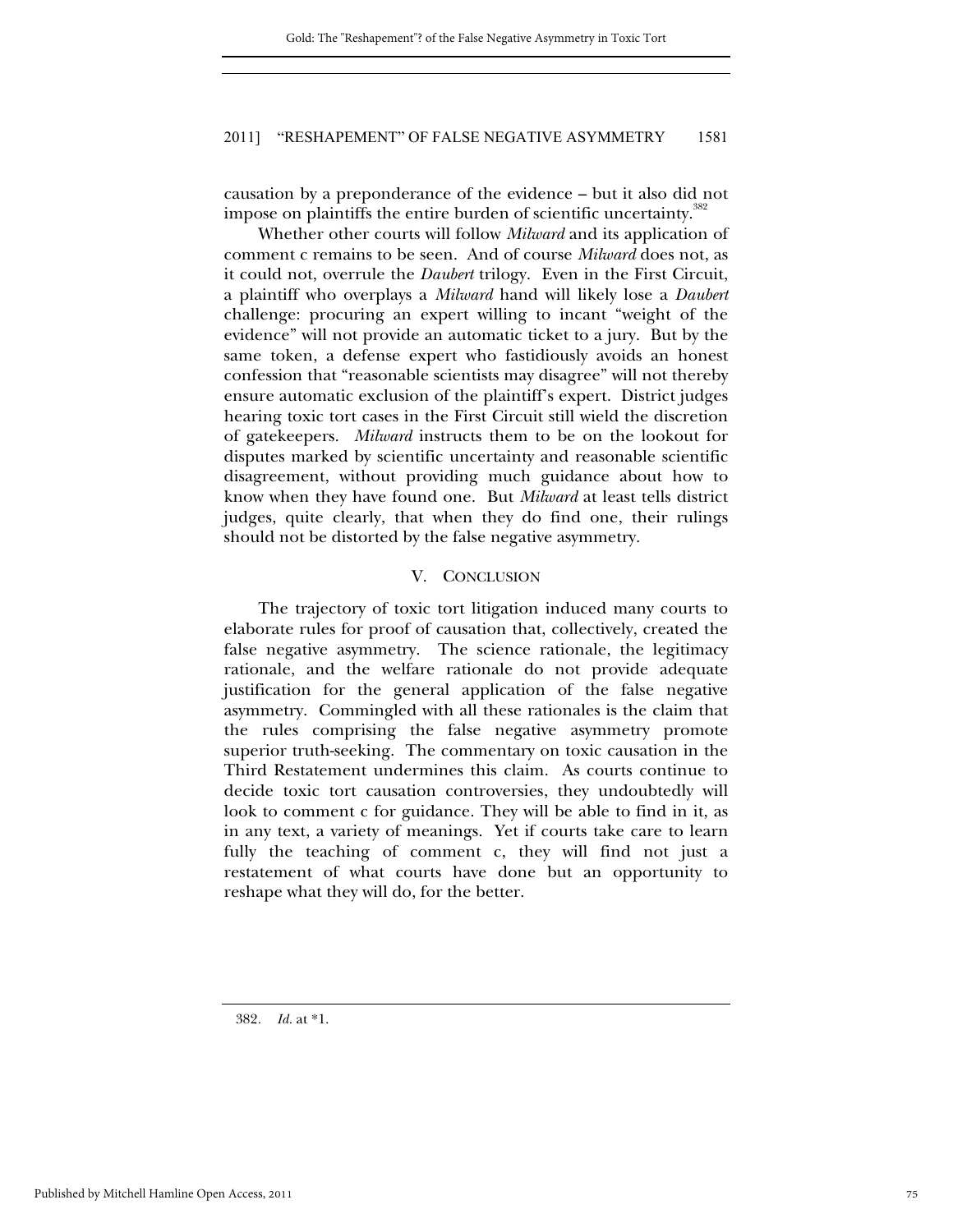causation by a preponderance of the evidence – but it also did not impose on plaintiffs the entire burden of scientific uncertainty.[382]

Whether other courts will follow *Milward* and its application of comment c remains to be seen. And of course *Milward* does not, as it could not, overrule the *Daubert* trilogy. Even in the First Circuit, a plaintiff who overplays a *Milward* hand will likely lose a *Daubert* challenge: procuring an expert willing to incant "weight of the evidence" will not provide an automatic ticket to a jury. But by the same token, a defense expert who fastidiously avoids an honest confession that "reasonable scientists may disagree" will not thereby ensure automatic exclusion of the plaintiff's expert. District judges hearing toxic tort cases in the First Circuit still wield the discretion of gatekeepers. *Milward* instructs them to be on the lookout for disputes marked by scientific uncertainty and reasonable scientific disagreement, without providing much guidance about how to know when they have found one. But *Milward* at least tells district judges, quite clearly, that when they do find one, their rulings should not be distorted by the false negative asymmetry.

## V. CONCLUSION

The trajectory of toxic tort litigation induced many courts to elaborate rules for proof of causation that, collectively, created the false negative asymmetry. The science rationale, the legitimacy rationale, and the welfare rationale do not provide adequate justification for the general application of the false negative asymmetry. Commingled with all these rationales is the claim that the rules comprising the false negative asymmetry promote superior truth-seeking. The commentary on toxic causation in the Third Restatement undermines this claim. As courts continue to decide toxic tort causation controversies, they undoubtedly will look to comment c for guidance. They will be able to find in it, as in any text, a variety of meanings. Yet if courts take care to learn fully the teaching of comment c, they will find not just a restatement of what courts have done but an opportunity to reshape what they will do, for the better.

---

382. *Id.* at *1.